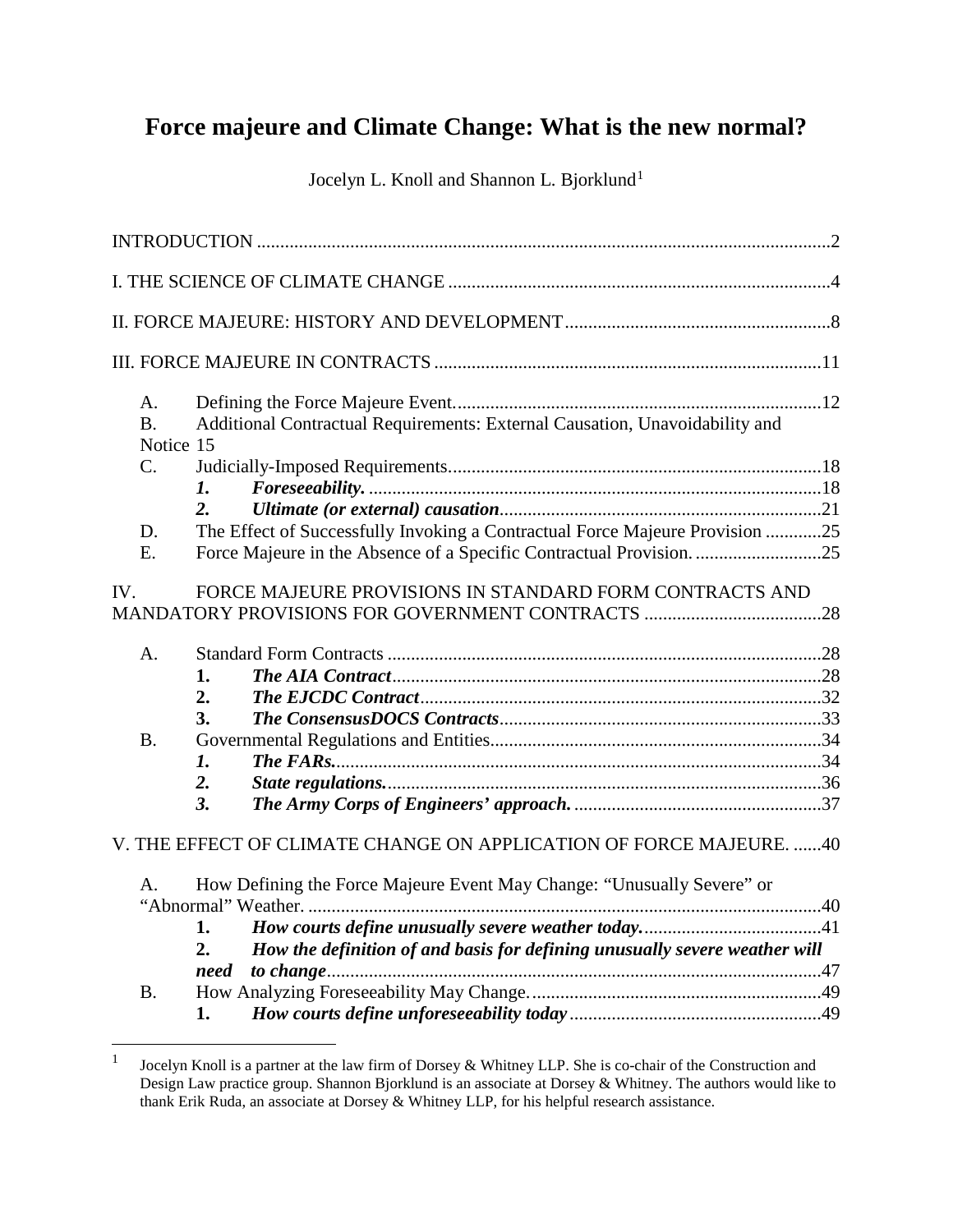# Force majeure and Climate Change: What is the new normal?

Jocelyn L. Knoll and Shannon L. Bjorklund[1]

INTRODUCTION ..........2

I. THE SCIENCE OF CLIMATE CHANGE ..........4

II. FORCE MAJEURE: HISTORY AND DEVELOPMENT ..........8

III. FORCE MAJEURE IN CONTRACTS ..........11

- A. Defining the Force Majeure Event ..........12
- B. Additional Contractual Requirements: External Causation, Unavoidability and Notice 15
- C. Judicially-Imposed Requirements ..........18
  - *1. Foreseeability.* ..........18
  - *2. Ultimate (or external) causation* ..........21
- D. The Effect of Successfully Invoking a Contractual Force Majeure Provision ..........25
- E. Force Majeure in the Absence of a Specific Contractual Provision. ..........25

IV. FORCE MAJEURE PROVISIONS IN STANDARD FORM CONTRACTS AND MANDATORY PROVISIONS FOR GOVERNMENT CONTRACTS ..........28

- A. Standard Form Contracts ..........28
  - **1.** ***The AIA Contract*** ..........28
  - **2.** ***The EJCDC Contract*** ..........32
  - **3.** ***The ConsensusDOCS Contracts*** ..........33
- B. Governmental Regulations and Entities ..........34
  - ***1. The FARs.*** ..........34
  - ***2. State regulations.*** ..........36
  - ***3. The Army Corps of Engineers' approach.*** ..........37

V. THE EFFECT OF CLIMATE CHANGE ON APPLICATION OF FORCE MAJEURE. ..........40

- A. How Defining the Force Majeure Event May Change: "Unusually Severe" or "Abnormal" Weather. ..........40
  - **1.** ***How courts define unusually severe weather today.*** ..........41
  - **2.** ***How the definition of and basis for defining unusually severe weather will need to change*** ..........47
- B. How Analyzing Foreseeability May Change. ..........49
  - **1.** ***How courts define unforeseeability today*** ..........49

---

[1] Jocelyn Knoll is a partner at the law firm of Dorsey & Whitney LLP. She is co-chair of the Construction and Design Law practice group. Shannon Bjorklund is an associate at Dorsey & Whitney. The authors would like to thank Erik Ruda, an associate at Dorsey & Whitney LLP, for his helpful research assistance.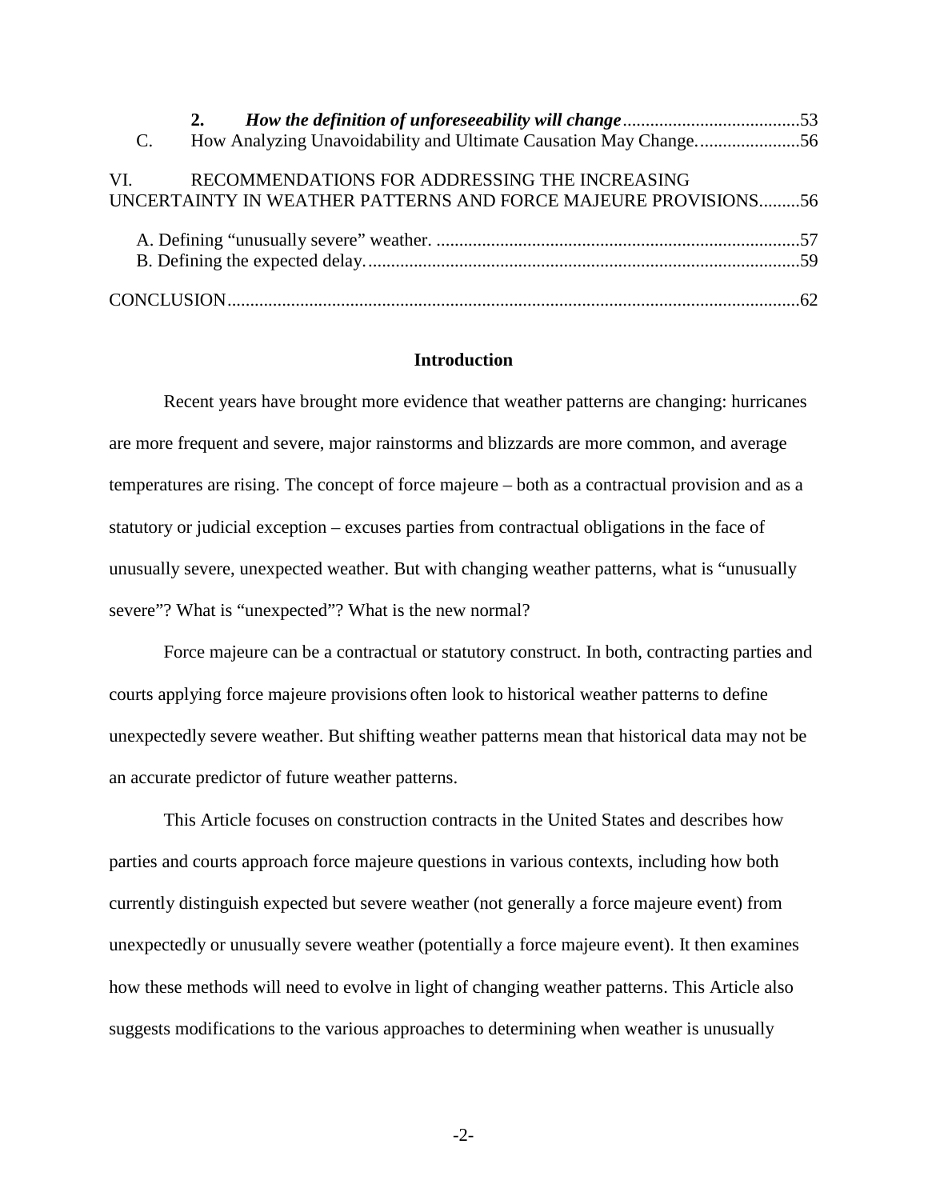| | | |
|---|---|---|
| 2. | ***How the definition of unforeseeability will change*** | 53 |
| C. | How Analyzing Unavoidability and Ultimate Causation May Change. | 56 |
| VI. | RECOMMENDATIONS FOR ADDRESSING THE INCREASING UNCERTAINTY IN WEATHER PATTERNS AND FORCE MAJEURE PROVISIONS | 56 |
| A. | Defining "unusually severe" weather. | 57 |
| B. | Defining the expected delay. | 59 |
| | CONCLUSION | 62 |

## Introduction

Recent years have brought more evidence that weather patterns are changing: hurricanes are more frequent and severe, major rainstorms and blizzards are more common, and average temperatures are rising. The concept of force majeure – both as a contractual provision and as a statutory or judicial exception – excuses parties from contractual obligations in the face of unusually severe, unexpected weather. But with changing weather patterns, what is "unusually severe"? What is "unexpected"? What is the new normal?

Force majeure can be a contractual or statutory construct. In both, contracting parties and courts applying force majeure provisions often look to historical weather patterns to define unexpectedly severe weather. But shifting weather patterns mean that historical data may not be an accurate predictor of future weather patterns.

This Article focuses on construction contracts in the United States and describes how parties and courts approach force majeure questions in various contexts, including how both currently distinguish expected but severe weather (not generally a force majeure event) from unexpectedly or unusually severe weather (potentially a force majeure event). It then examines how these methods will need to evolve in light of changing weather patterns. This Article also suggests modifications to the various approaches to determining when weather is unusually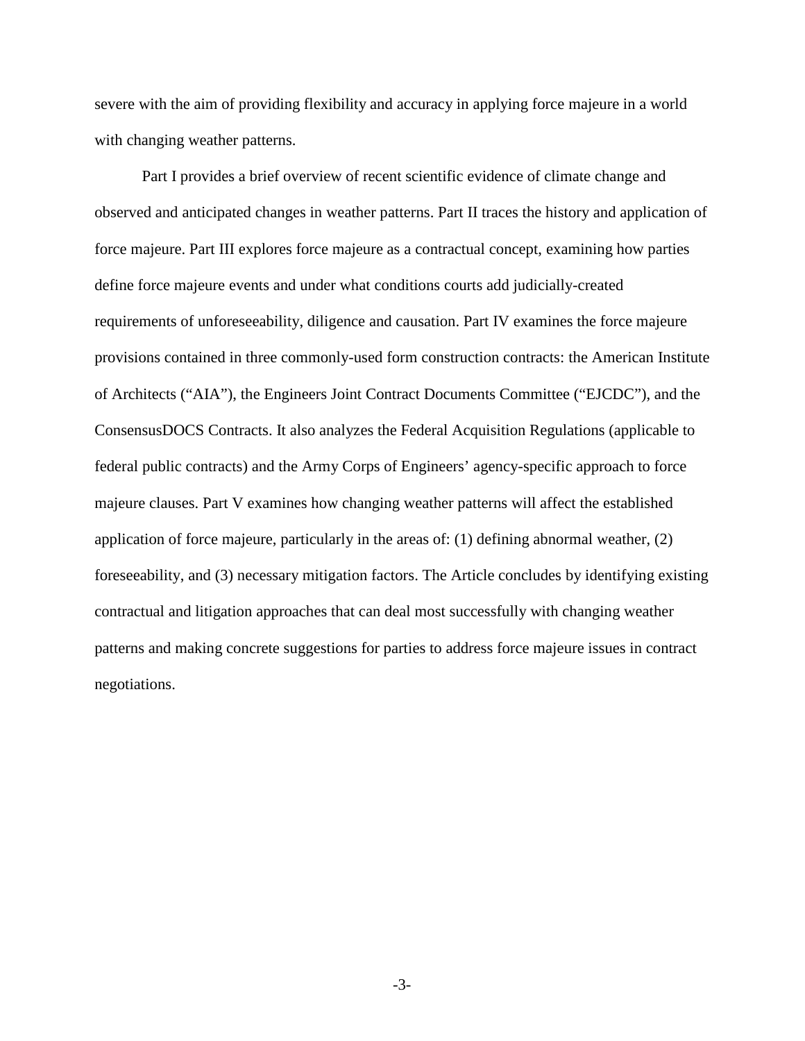severe with the aim of providing flexibility and accuracy in applying force majeure in a world with changing weather patterns.

Part I provides a brief overview of recent scientific evidence of climate change and observed and anticipated changes in weather patterns. Part II traces the history and application of force majeure. Part III explores force majeure as a contractual concept, examining how parties define force majeure events and under what conditions courts add judicially-created requirements of unforeseeability, diligence and causation. Part IV examines the force majeure provisions contained in three commonly-used form construction contracts: the American Institute of Architects ("AIA"), the Engineers Joint Contract Documents Committee ("EJCDC"), and the ConsensusDOCS Contracts. It also analyzes the Federal Acquisition Regulations (applicable to federal public contracts) and the Army Corps of Engineers' agency-specific approach to force majeure clauses. Part V examines how changing weather patterns will affect the established application of force majeure, particularly in the areas of: (1) defining abnormal weather, (2) foreseeability, and (3) necessary mitigation factors. The Article concludes by identifying existing contractual and litigation approaches that can deal most successfully with changing weather patterns and making concrete suggestions for parties to address force majeure issues in contract negotiations.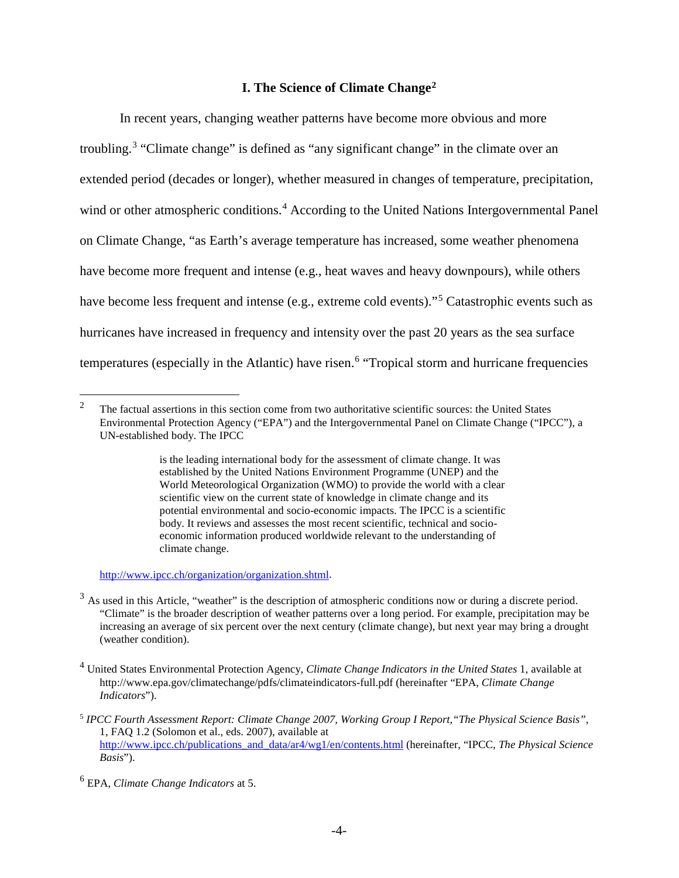## I. The Science of Climate Change[2]

In recent years, changing weather patterns have become more obvious and more troubling.[3] "Climate change" is defined as "any significant change" in the climate over an extended period (decades or longer), whether measured in changes of temperature, precipitation, wind or other atmospheric conditions.[4] According to the United Nations Intergovernmental Panel on Climate Change, "as Earth's average temperature has increased, some weather phenomena have become more frequent and intense (e.g., heat waves and heavy downpours), while others have become less frequent and intense (e.g., extreme cold events)."[5] Catastrophic events such as hurricanes have increased in frequency and intensity over the past 20 years as the sea surface temperatures (especially in the Atlantic) have risen.[6] "Tropical storm and hurricane frequencies

---

[2] The factual assertions in this section come from two authoritative scientific sources: the United States Environmental Protection Agency ("EPA") and the Intergovernmental Panel on Climate Change ("IPCC"), a UN-established body. The IPCC

> is the leading international body for the assessment of climate change. It was established by the United Nations Environment Programme (UNEP) and the World Meteorological Organization (WMO) to provide the world with a clear scientific view on the current state of knowledge in climate change and its potential environmental and socio-economic impacts. The IPCC is a scientific body. It reviews and assesses the most recent scientific, technical and socio-economic information produced worldwide relevant to the understanding of climate change.

http://www.ipcc.ch/organization/organization.shtml.

[3] As used in this Article, "weather" is the description of atmospheric conditions now or during a discrete period. "Climate" is the broader description of weather patterns over a long period. For example, precipitation may be increasing an average of six percent over the next century (climate change), but next year may bring a drought (weather condition).

[4] United States Environmental Protection Agency, *Climate Change Indicators in the United States* 1, available at http://www.epa.gov/climatechange/pdfs/climateindicators-full.pdf (hereinafter "EPA, *Climate Change Indicators*").

[5] *IPCC Fourth Assessment Report: Climate Change 2007, Working Group I Report, "The Physical Science Basis"*, 1, FAQ 1.2 (Solomon et al., eds. 2007), available at http://www.ipcc.ch/publications_and_data/ar4/wg1/en/contents.html (hereinafter, "IPCC, *The Physical Science Basis*").

[6] EPA, *Climate Change Indicators* at 5.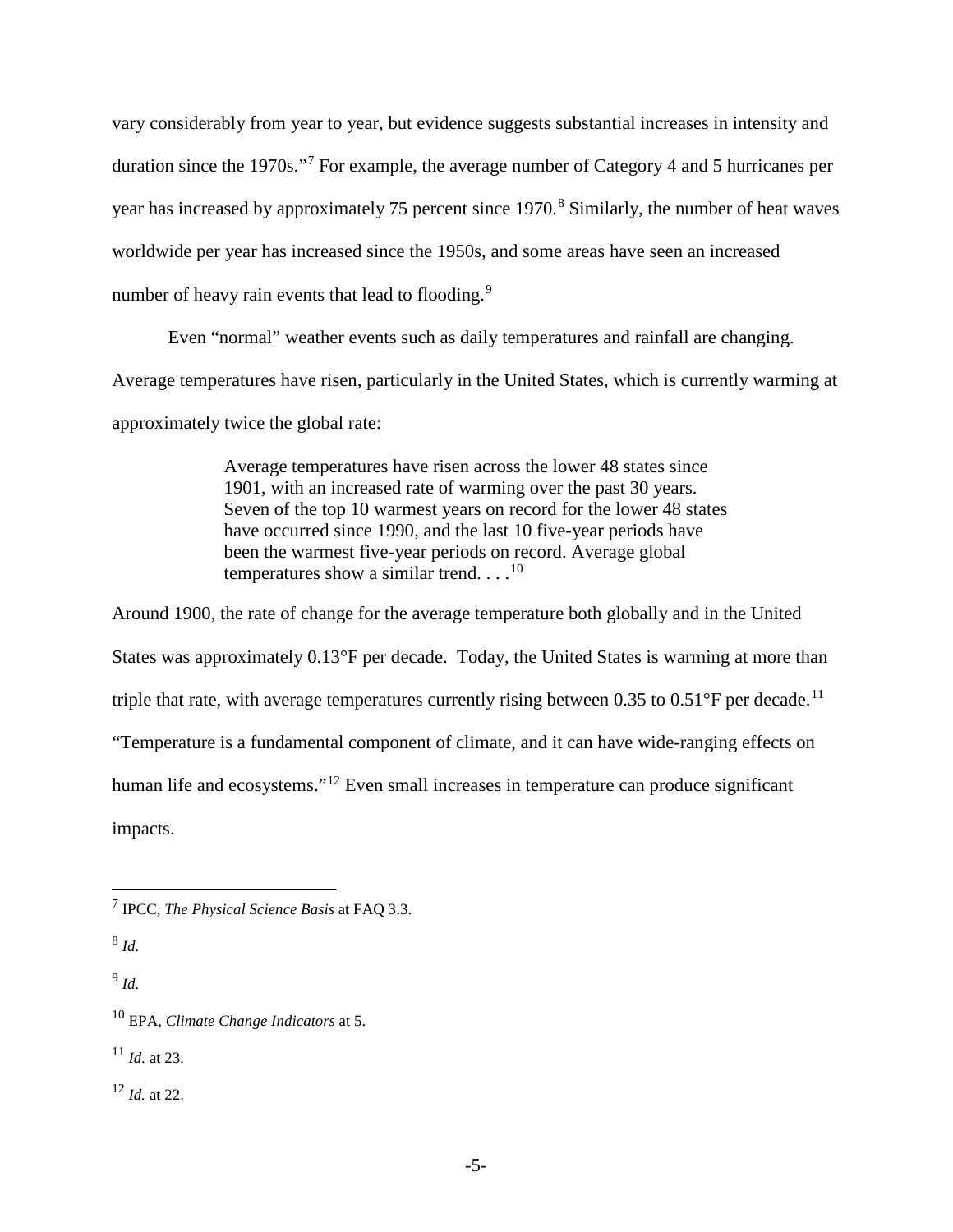vary considerably from year to year, but evidence suggests substantial increases in intensity and duration since the 1970s."[7] For example, the average number of Category 4 and 5 hurricanes per year has increased by approximately 75 percent since 1970.[8] Similarly, the number of heat waves worldwide per year has increased since the 1950s, and some areas have seen an increased number of heavy rain events that lead to flooding.[9]

Even "normal" weather events such as daily temperatures and rainfall are changing. Average temperatures have risen, particularly in the United States, which is currently warming at approximately twice the global rate:

> Average temperatures have risen across the lower 48 states since 1901, with an increased rate of warming over the past 30 years. Seven of the top 10 warmest years on record for the lower 48 states have occurred since 1990, and the last 10 five-year periods have been the warmest five-year periods on record. Average global temperatures show a similar trend. . . .[10]

Around 1900, the rate of change for the average temperature both globally and in the United States was approximately 0.13°F per decade. Today, the United States is warming at more than triple that rate, with average temperatures currently rising between 0.35 to 0.51°F per decade.[11] "Temperature is a fundamental component of climate, and it can have wide-ranging effects on human life and ecosystems."[12] Even small increases in temperature can produce significant impacts.

---

[7] IPCC, *The Physical Science Basis* at FAQ 3.3.

[8] *Id.*

[9] *Id.*

[10] EPA, *Climate Change Indicators* at 5.

[11] *Id.* at 23.

[12] *Id.* at 22.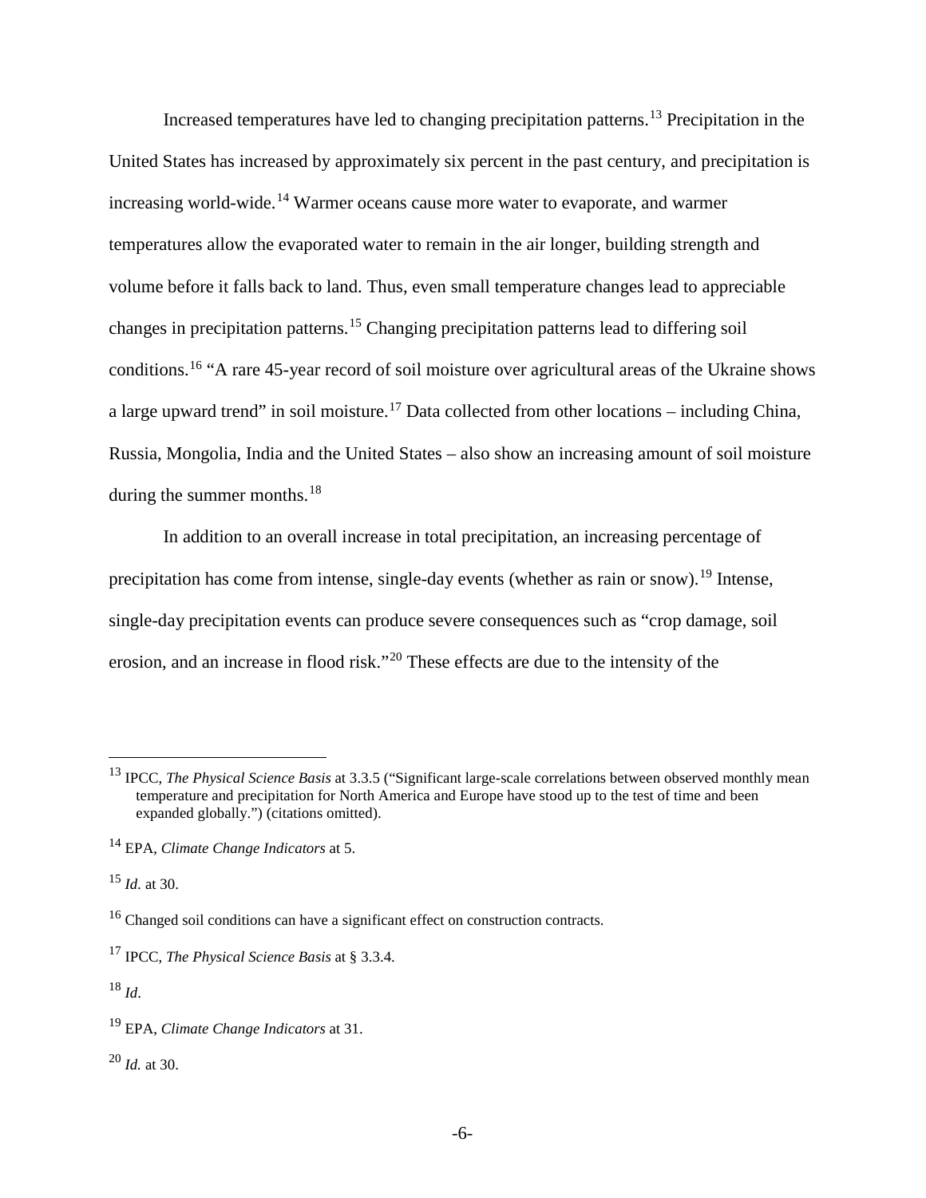Increased temperatures have led to changing precipitation patterns.[13] Precipitation in the United States has increased by approximately six percent in the past century, and precipitation is increasing world-wide.[14] Warmer oceans cause more water to evaporate, and warmer temperatures allow the evaporated water to remain in the air longer, building strength and volume before it falls back to land. Thus, even small temperature changes lead to appreciable changes in precipitation patterns.[15] Changing precipitation patterns lead to differing soil conditions.[16] "A rare 45-year record of soil moisture over agricultural areas of the Ukraine shows a large upward trend" in soil moisture.[17] Data collected from other locations – including China, Russia, Mongolia, India and the United States – also show an increasing amount of soil moisture during the summer months.[18]

In addition to an overall increase in total precipitation, an increasing percentage of precipitation has come from intense, single-day events (whether as rain or snow).[19] Intense, single-day precipitation events can produce severe consequences such as "crop damage, soil erosion, and an increase in flood risk."[20] These effects are due to the intensity of the

---

[13] IPCC, *The Physical Science Basis* at 3.3.5 ("Significant large-scale correlations between observed monthly mean temperature and precipitation for North America and Europe have stood up to the test of time and been expanded globally.") (citations omitted).

[14] EPA, *Climate Change Indicators* at 5.

[15] *Id.* at 30.

[16] Changed soil conditions can have a significant effect on construction contracts.

[17] IPCC, *The Physical Science Basis* at § 3.3.4.

[18] *Id*.

[19] EPA, *Climate Change Indicators* at 31.

[20] *Id.* at 30.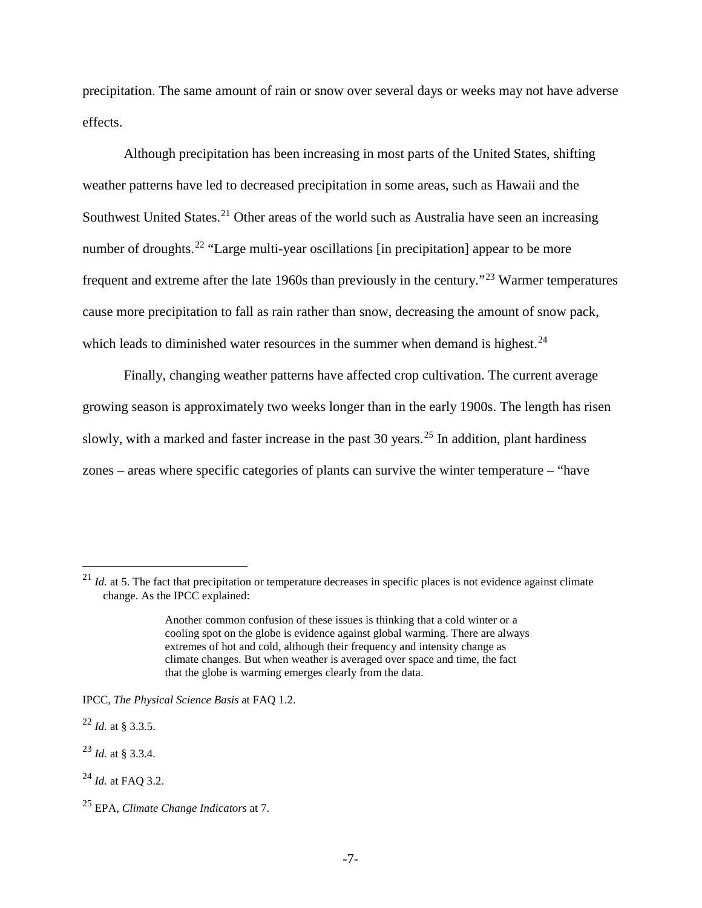precipitation. The same amount of rain or snow over several days or weeks may not have adverse effects.

Although precipitation has been increasing in most parts of the United States, shifting weather patterns have led to decreased precipitation in some areas, such as Hawaii and the Southwest United States.[21] Other areas of the world such as Australia have seen an increasing number of droughts.[22] "Large multi-year oscillations [in precipitation] appear to be more frequent and extreme after the late 1960s than previously in the century."[23] Warmer temperatures cause more precipitation to fall as rain rather than snow, decreasing the amount of snow pack, which leads to diminished water resources in the summer when demand is highest.[24]

Finally, changing weather patterns have affected crop cultivation. The current average growing season is approximately two weeks longer than in the early 1900s. The length has risen slowly, with a marked and faster increase in the past 30 years.[25] In addition, plant hardiness zones – areas where specific categories of plants can survive the winter temperature – "have

---

[21] *Id.* at 5. The fact that precipitation or temperature decreases in specific places is not evidence against climate change. As the IPCC explained:

> Another common confusion of these issues is thinking that a cold winter or a cooling spot on the globe is evidence against global warming. There are always extremes of hot and cold, although their frequency and intensity change as climate changes. But when weather is averaged over space and time, the fact that the globe is warming emerges clearly from the data.

IPCC, *The Physical Science Basis* at FAQ 1.2.

[22] *Id.* at § 3.3.5.

[23] *Id.* at § 3.3.4.

[24] *Id.* at FAQ 3.2.

[25] EPA, *Climate Change Indicators* at 7.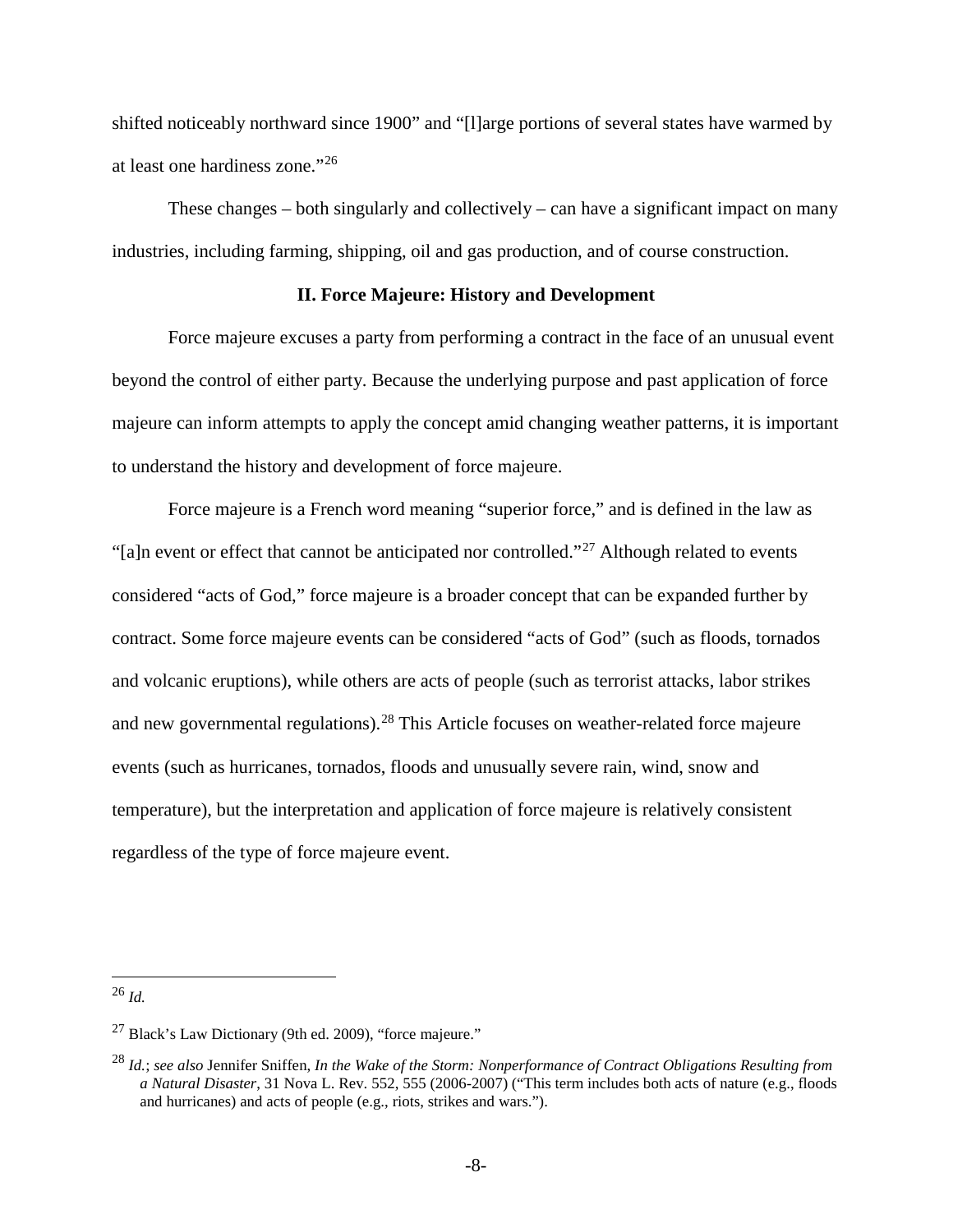shifted noticeably northward since 1900" and "[l]arge portions of several states have warmed by at least one hardiness zone."[26]

These changes – both singularly and collectively – can have a significant impact on many industries, including farming, shipping, oil and gas production, and of course construction.

## II. Force Majeure: History and Development

Force majeure excuses a party from performing a contract in the face of an unusual event beyond the control of either party. Because the underlying purpose and past application of force majeure can inform attempts to apply the concept amid changing weather patterns, it is important to understand the history and development of force majeure.

Force majeure is a French word meaning "superior force," and is defined in the law as "[a]n event or effect that cannot be anticipated nor controlled."[27] Although related to events considered "acts of God," force majeure is a broader concept that can be expanded further by contract. Some force majeure events can be considered "acts of God" (such as floods, tornados and volcanic eruptions), while others are acts of people (such as terrorist attacks, labor strikes and new governmental regulations).[28] This Article focuses on weather-related force majeure events (such as hurricanes, tornados, floods and unusually severe rain, wind, snow and temperature), but the interpretation and application of force majeure is relatively consistent regardless of the type of force majeure event.

---

[26] *Id.*

[27] Black's Law Dictionary (9th ed. 2009), "force majeure."

[28] *Id.*; *see also* Jennifer Sniffen, *In the Wake of the Storm: Nonperformance of Contract Obligations Resulting from a Natural Disaster*, 31 Nova L. Rev. 552, 555 (2006-2007) ("This term includes both acts of nature (e.g., floods and hurricanes) and acts of people (e.g., riots, strikes and wars.").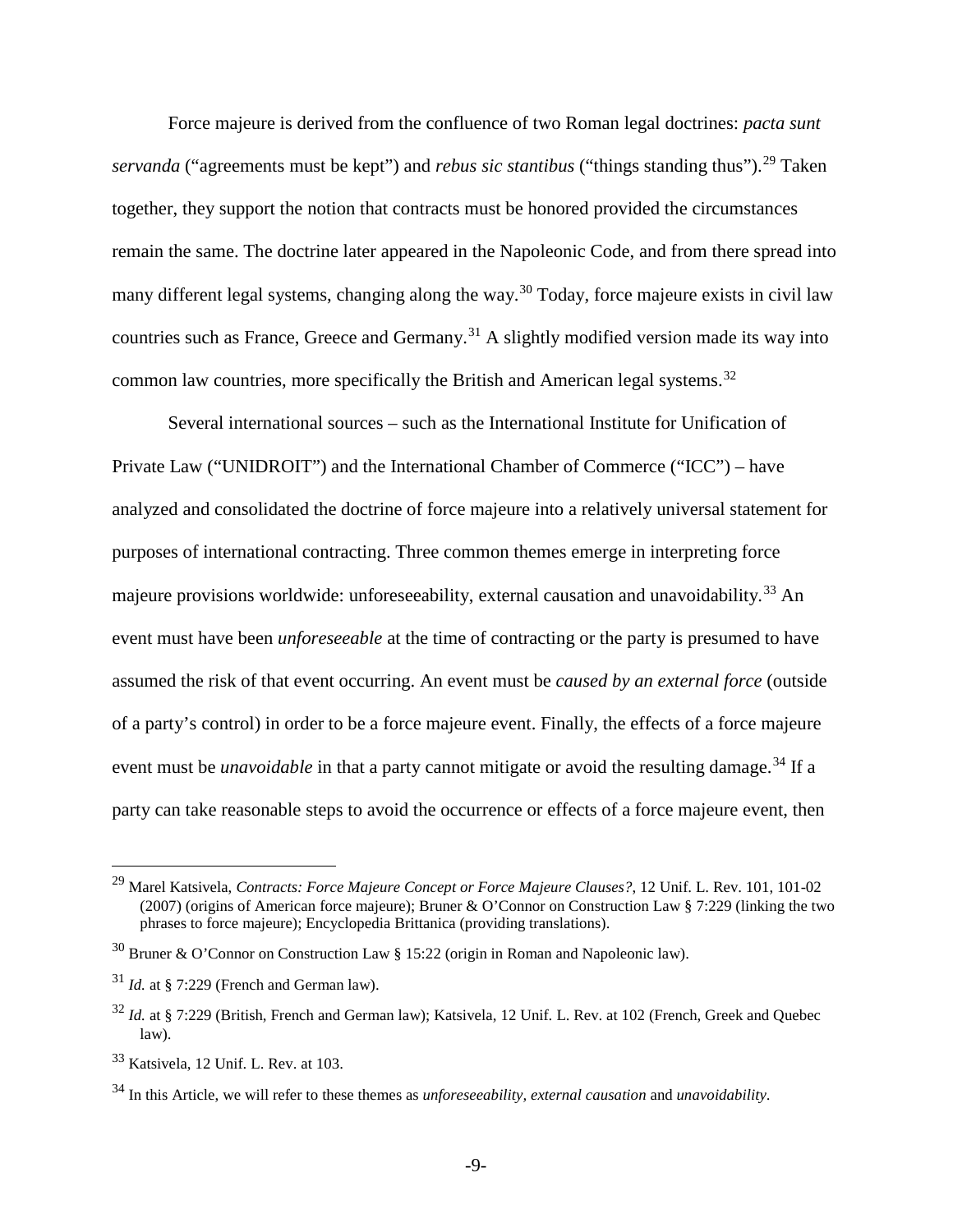Force majeure is derived from the confluence of two Roman legal doctrines: *pacta sunt servanda* ("agreements must be kept") and *rebus sic stantibus* ("things standing thus").[29] Taken together, they support the notion that contracts must be honored provided the circumstances remain the same. The doctrine later appeared in the Napoleonic Code, and from there spread into many different legal systems, changing along the way.[30] Today, force majeure exists in civil law countries such as France, Greece and Germany.[31] A slightly modified version made its way into common law countries, more specifically the British and American legal systems.[32]

Several international sources – such as the International Institute for Unification of Private Law ("UNIDROIT") and the International Chamber of Commerce ("ICC") – have analyzed and consolidated the doctrine of force majeure into a relatively universal statement for purposes of international contracting. Three common themes emerge in interpreting force majeure provisions worldwide: unforeseeability, external causation and unavoidability.[33] An event must have been *unforeseeable* at the time of contracting or the party is presumed to have assumed the risk of that event occurring. An event must be *caused by an external force* (outside of a party's control) in order to be a force majeure event. Finally, the effects of a force majeure event must be *unavoidable* in that a party cannot mitigate or avoid the resulting damage.[34] If a party can take reasonable steps to avoid the occurrence or effects of a force majeure event, then

---

[29] Marel Katsivela, *Contracts: Force Majeure Concept or Force Majeure Clauses?*, 12 Unif. L. Rev. 101, 101-02 (2007) (origins of American force majeure); Bruner & O'Connor on Construction Law § 7:229 (linking the two phrases to force majeure); Encyclopedia Brittanica (providing translations).

[30] Bruner & O'Connor on Construction Law § 15:22 (origin in Roman and Napoleonic law).

[31] *Id.* at § 7:229 (French and German law).

[32] *Id.* at § 7:229 (British, French and German law); Katsivela, 12 Unif. L. Rev. at 102 (French, Greek and Quebec law).

[33] Katsivela, 12 Unif. L. Rev. at 103.

[34] In this Article, we will refer to these themes as *unforeseeability, external causation* and *unavoidability*.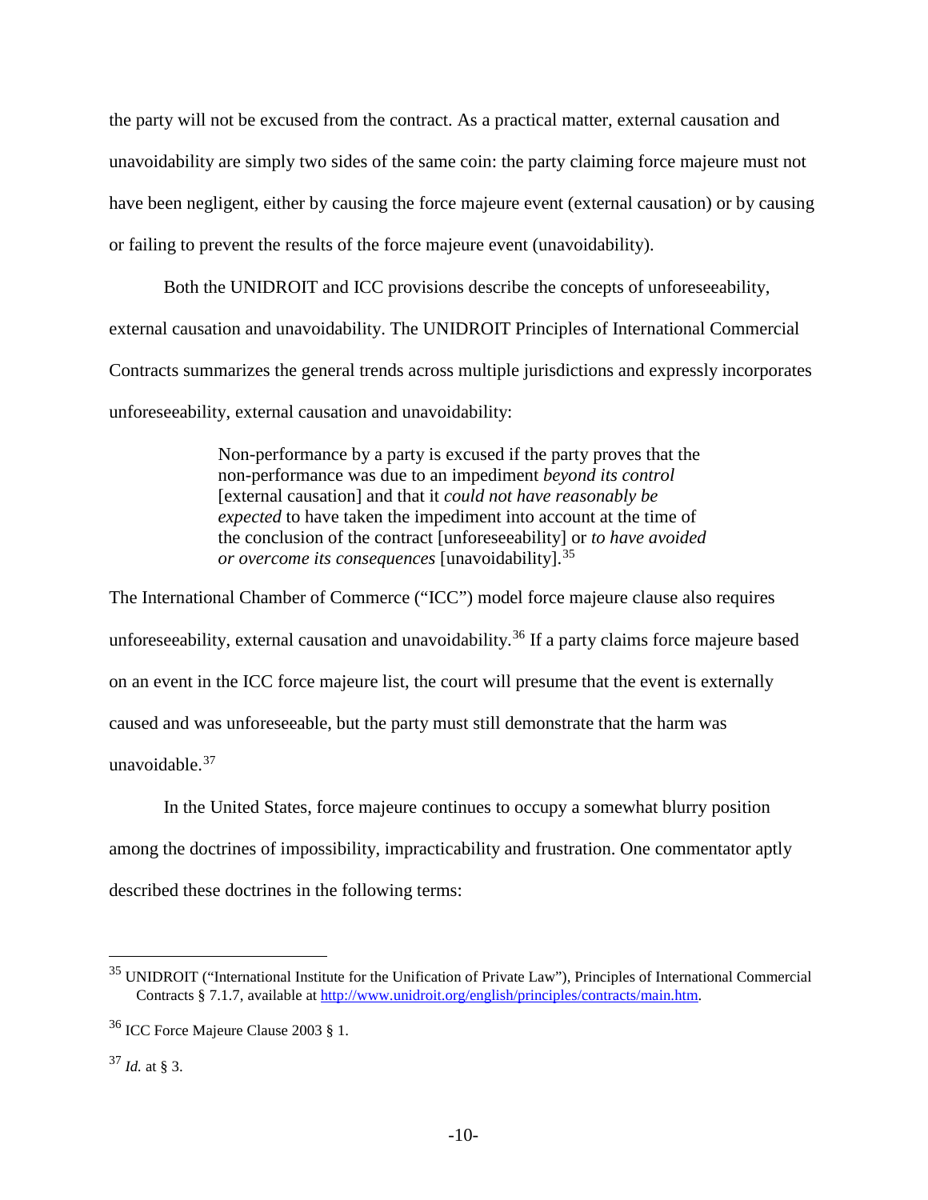the party will not be excused from the contract. As a practical matter, external causation and unavoidability are simply two sides of the same coin: the party claiming force majeure must not have been negligent, either by causing the force majeure event (external causation) or by causing or failing to prevent the results of the force majeure event (unavoidability).

Both the UNIDROIT and ICC provisions describe the concepts of unforeseeability, external causation and unavoidability. The UNIDROIT Principles of International Commercial Contracts summarizes the general trends across multiple jurisdictions and expressly incorporates unforeseeability, external causation and unavoidability:

> Non-performance by a party is excused if the party proves that the non-performance was due to an impediment *beyond its control* [external causation] and that it *could not have reasonably be expected* to have taken the impediment into account at the time of the conclusion of the contract [unforeseeability] or *to have avoided or overcome its consequences* [unavoidability].[35]

The International Chamber of Commerce ("ICC") model force majeure clause also requires unforeseeability, external causation and unavoidability.[36] If a party claims force majeure based on an event in the ICC force majeure list, the court will presume that the event is externally caused and was unforeseeable, but the party must still demonstrate that the harm was unavoidable.[37]

In the United States, force majeure continues to occupy a somewhat blurry position among the doctrines of impossibility, impracticability and frustration. One commentator aptly described these doctrines in the following terms:

---

[35] UNIDROIT ("International Institute for the Unification of Private Law"), Principles of International Commercial Contracts § 7.1.7, available at http://www.unidroit.org/english/principles/contracts/main.htm.

[36] ICC Force Majeure Clause 2003 § 1.

[37] *Id.* at § 3.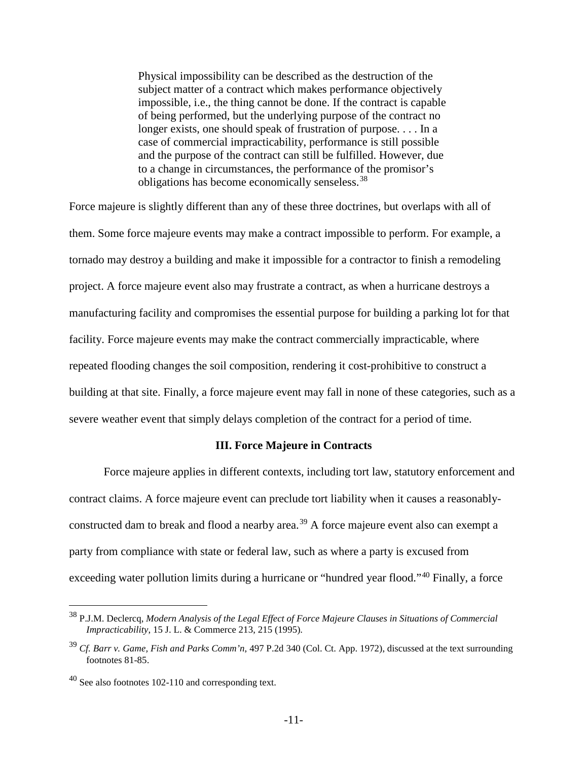> Physical impossibility can be described as the destruction of the subject matter of a contract which makes performance objectively impossible, i.e., the thing cannot be done. If the contract is capable of being performed, but the underlying purpose of the contract no longer exists, one should speak of frustration of purpose. . . . In a case of commercial impracticability, performance is still possible and the purpose of the contract can still be fulfilled. However, due to a change in circumstances, the performance of the promisor's obligations has become economically senseless.[38]

Force majeure is slightly different than any of these three doctrines, but overlaps with all of them. Some force majeure events may make a contract impossible to perform. For example, a tornado may destroy a building and make it impossible for a contractor to finish a remodeling project. A force majeure event also may frustrate a contract, as when a hurricane destroys a manufacturing facility and compromises the essential purpose for building a parking lot for that facility. Force majeure events may make the contract commercially impracticable, where repeated flooding changes the soil composition, rendering it cost-prohibitive to construct a building at that site. Finally, a force majeure event may fall in none of these categories, such as a severe weather event that simply delays completion of the contract for a period of time.

## III. Force Majeure in Contracts

Force majeure applies in different contexts, including tort law, statutory enforcement and contract claims. A force majeure event can preclude tort liability when it causes a reasonably-constructed dam to break and flood a nearby area.[39] A force majeure event also can exempt a party from compliance with state or federal law, such as where a party is excused from exceeding water pollution limits during a hurricane or "hundred year flood."[40] Finally, a force

---

[38] P.J.M. Declercq, *Modern Analysis of the Legal Effect of Force Majeure Clauses in Situations of Commercial Impracticability*, 15 J. L. & Commerce 213, 215 (1995).

[39] *Cf. Barr v. Game, Fish and Parks Comm'n*, 497 P.2d 340 (Col. Ct. App. 1972), discussed at the text surrounding footnotes 81-85.

[40] See also footnotes 102-110 and corresponding text.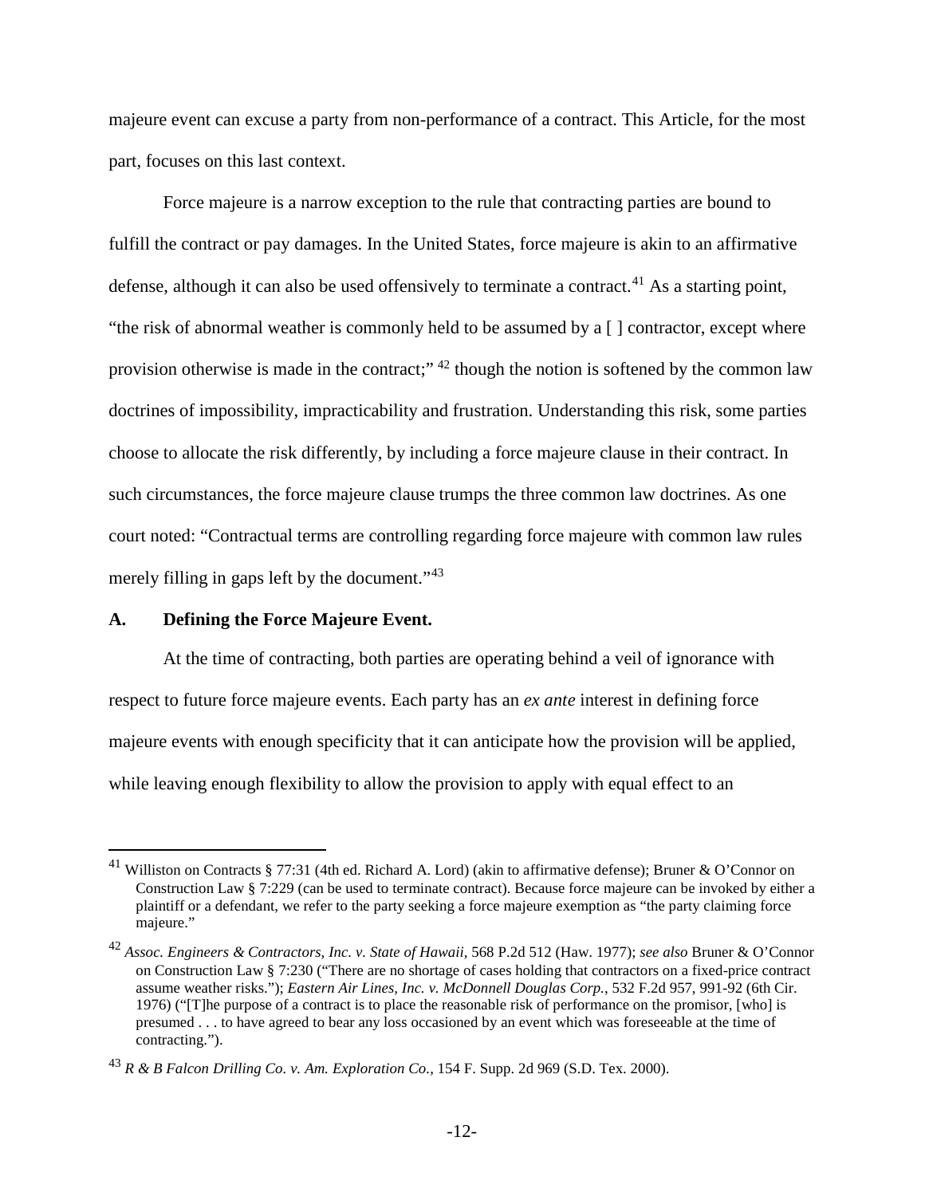majeure event can excuse a party from non-performance of a contract. This Article, for the most part, focuses on this last context.

Force majeure is a narrow exception to the rule that contracting parties are bound to fulfill the contract or pay damages. In the United States, force majeure is akin to an affirmative defense, although it can also be used offensively to terminate a contract.[41] As a starting point, "the risk of abnormal weather is commonly held to be assumed by a [ ] contractor, except where provision otherwise is made in the contract;" [42] though the notion is softened by the common law doctrines of impossibility, impracticability and frustration. Understanding this risk, some parties choose to allocate the risk differently, by including a force majeure clause in their contract. In such circumstances, the force majeure clause trumps the three common law doctrines. As one court noted: "Contractual terms are controlling regarding force majeure with common law rules merely filling in gaps left by the document."[43]

### A. Defining the Force Majeure Event.

At the time of contracting, both parties are operating behind a veil of ignorance with respect to future force majeure events. Each party has an *ex ante* interest in defining force majeure events with enough specificity that it can anticipate how the provision will be applied, while leaving enough flexibility to allow the provision to apply with equal effect to an

---

[41] Williston on Contracts § 77:31 (4th ed. Richard A. Lord) (akin to affirmative defense); Bruner & O'Connor on Construction Law § 7:229 (can be used to terminate contract). Because force majeure can be invoked by either a plaintiff or a defendant, we refer to the party seeking a force majeure exemption as "the party claiming force majeure."

[42] *Assoc. Engineers & Contractors, Inc. v. State of Hawaii*, 568 P.2d 512 (Haw. 1977); *see also* Bruner & O'Connor on Construction Law § 7:230 ("There are no shortage of cases holding that contractors on a fixed-price contract assume weather risks."); *Eastern Air Lines, Inc. v. McDonnell Douglas Corp.*, 532 F.2d 957, 991-92 (6th Cir. 1976) ("[T]he purpose of a contract is to place the reasonable risk of performance on the promisor, [who] is presumed . . . to have agreed to bear any loss occasioned by an event which was foreseeable at the time of contracting.").

[43] *R & B Falcon Drilling Co. v. Am. Exploration Co.*, 154 F. Supp. 2d 969 (S.D. Tex. 2000).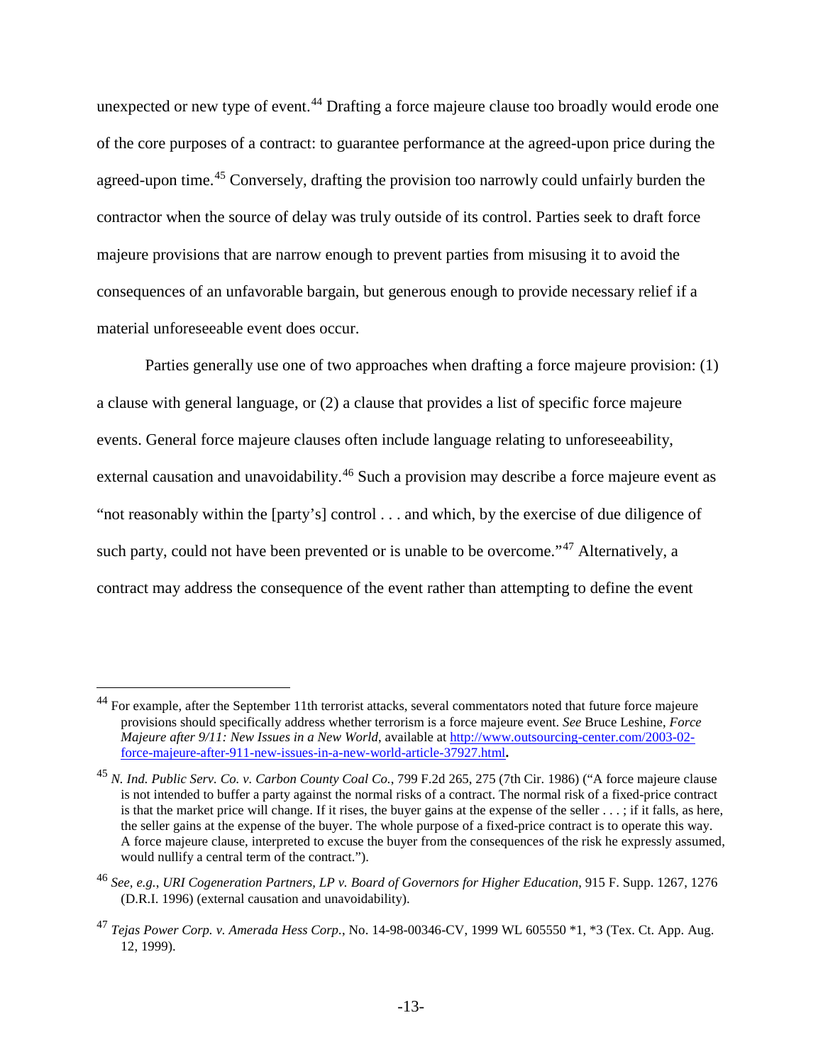unexpected or new type of event.[44] Drafting a force majeure clause too broadly would erode one of the core purposes of a contract: to guarantee performance at the agreed-upon price during the agreed-upon time.[45] Conversely, drafting the provision too narrowly could unfairly burden the contractor when the source of delay was truly outside of its control. Parties seek to draft force majeure provisions that are narrow enough to prevent parties from misusing it to avoid the consequences of an unfavorable bargain, but generous enough to provide necessary relief if a material unforeseeable event does occur.

Parties generally use one of two approaches when drafting a force majeure provision: (1) a clause with general language, or (2) a clause that provides a list of specific force majeure events. General force majeure clauses often include language relating to unforeseeability, external causation and unavoidability.[46] Such a provision may describe a force majeure event as "not reasonably within the [party's] control . . . and which, by the exercise of due diligence of such party, could not have been prevented or is unable to be overcome."[47] Alternatively, a contract may address the consequence of the event rather than attempting to define the event

---

[44] For example, after the September 11th terrorist attacks, several commentators noted that future force majeure provisions should specifically address whether terrorism is a force majeure event. *See* Bruce Leshine, *Force Majeure after 9/11: New Issues in a New World*, available at [http://www.outsourcing-center.com/2003-02-force-majeure-after-911-new-issues-in-a-new-world-article-37927.html](http://www.outsourcing-center.com/2003-02-force-majeure-after-911-new-issues-in-a-new-world-article-37927.html).

[45] *N. Ind. Public Serv. Co. v. Carbon County Coal Co.*, 799 F.2d 265, 275 (7th Cir. 1986) ("A force majeure clause is not intended to buffer a party against the normal risks of a contract. The normal risk of a fixed-price contract is that the market price will change. If it rises, the buyer gains at the expense of the seller . . . ; if it falls, as here, the seller gains at the expense of the buyer. The whole purpose of a fixed-price contract is to operate this way. A force majeure clause, interpreted to excuse the buyer from the consequences of the risk he expressly assumed, would nullify a central term of the contract.").

[46] *See, e.g.*, *URI Cogeneration Partners, LP v. Board of Governors for Higher Education*, 915 F. Supp. 1267, 1276 (D.R.I. 1996) (external causation and unavoidability).

[47] *Tejas Power Corp. v. Amerada Hess Corp.*, No. 14-98-00346-CV, 1999 WL 605550 *1, *3 (Tex. Ct. App. Aug. 12, 1999).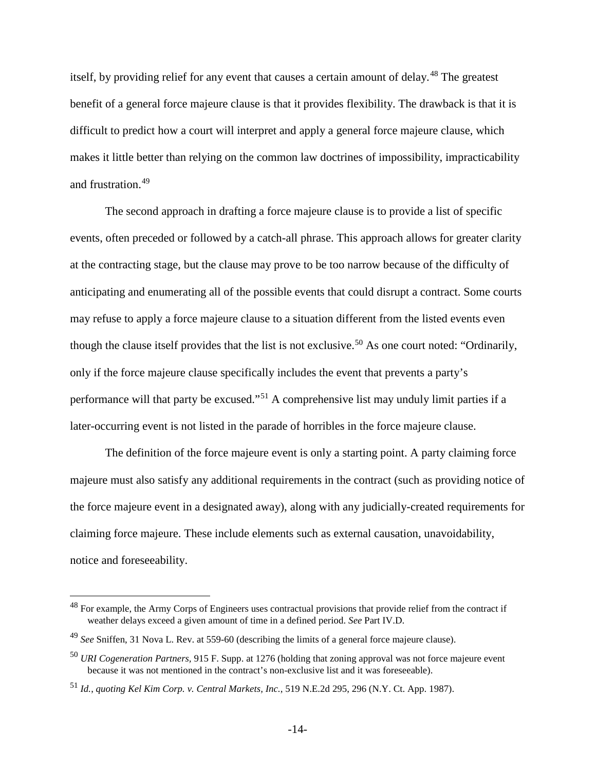itself, by providing relief for any event that causes a certain amount of delay.[48] The greatest benefit of a general force majeure clause is that it provides flexibility. The drawback is that it is difficult to predict how a court will interpret and apply a general force majeure clause, which makes it little better than relying on the common law doctrines of impossibility, impracticability and frustration.[49]

The second approach in drafting a force majeure clause is to provide a list of specific events, often preceded or followed by a catch-all phrase. This approach allows for greater clarity at the contracting stage, but the clause may prove to be too narrow because of the difficulty of anticipating and enumerating all of the possible events that could disrupt a contract. Some courts may refuse to apply a force majeure clause to a situation different from the listed events even though the clause itself provides that the list is not exclusive.[50] As one court noted: "Ordinarily, only if the force majeure clause specifically includes the event that prevents a party's performance will that party be excused."[51] A comprehensive list may unduly limit parties if a later-occurring event is not listed in the parade of horribles in the force majeure clause.

The definition of the force majeure event is only a starting point. A party claiming force majeure must also satisfy any additional requirements in the contract (such as providing notice of the force majeure event in a designated away), along with any judicially-created requirements for claiming force majeure. These include elements such as external causation, unavoidability, notice and foreseeability.

---

[48] For example, the Army Corps of Engineers uses contractual provisions that provide relief from the contract if weather delays exceed a given amount of time in a defined period. *See* Part IV.D.

[49] *See* Sniffen, 31 Nova L. Rev. at 559-60 (describing the limits of a general force majeure clause).

[50] *URI Cogeneration Partners*, 915 F. Supp. at 1276 (holding that zoning approval was not force majeure event because it was not mentioned in the contract's non-exclusive list and it was foreseeable).

[51] *Id.*, *quoting Kel Kim Corp. v. Central Markets, Inc.*, 519 N.E.2d 295, 296 (N.Y. Ct. App. 1987).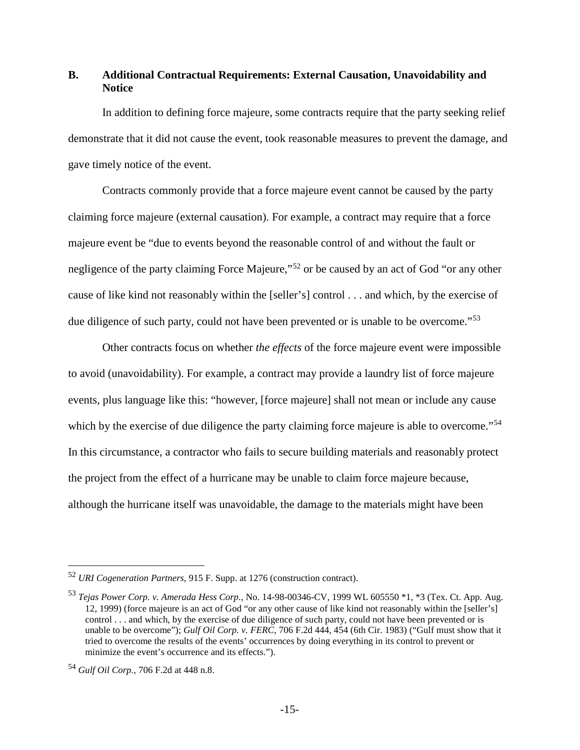### B. Additional Contractual Requirements: External Causation, Unavoidability and Notice

In addition to defining force majeure, some contracts require that the party seeking relief demonstrate that it did not cause the event, took reasonable measures to prevent the damage, and gave timely notice of the event.

Contracts commonly provide that a force majeure event cannot be caused by the party claiming force majeure (external causation). For example, a contract may require that a force majeure event be "due to events beyond the reasonable control of and without the fault or negligence of the party claiming Force Majeure,"[52] or be caused by an act of God "or any other cause of like kind not reasonably within the [seller's] control . . . and which, by the exercise of due diligence of such party, could not have been prevented or is unable to be overcome."[53]

Other contracts focus on whether *the effects* of the force majeure event were impossible to avoid (unavoidability). For example, a contract may provide a laundry list of force majeure events, plus language like this: "however, [force majeure] shall not mean or include any cause which by the exercise of due diligence the party claiming force majeure is able to overcome."[54] In this circumstance, a contractor who fails to secure building materials and reasonably protect the project from the effect of a hurricane may be unable to claim force majeure because, although the hurricane itself was unavoidable, the damage to the materials might have been

---

[52] *URI Cogeneration Partners*, 915 F. Supp. at 1276 (construction contract).

[53] *Tejas Power Corp. v. Amerada Hess Corp.*, No. 14-98-00346-CV, 1999 WL 605550 *1, *3 (Tex. Ct. App. Aug. 12, 1999) (force majeure is an act of God "or any other cause of like kind not reasonably within the [seller's] control . . . and which, by the exercise of due diligence of such party, could not have been prevented or is unable to be overcome"); *Gulf Oil Corp. v. FERC*, 706 F.2d 444, 454 (6th Cir. 1983) ("Gulf must show that it tried to overcome the results of the events' occurrences by doing everything in its control to prevent or minimize the event's occurrence and its effects.").

[54] *Gulf Oil Corp.*, 706 F.2d at 448 n.8.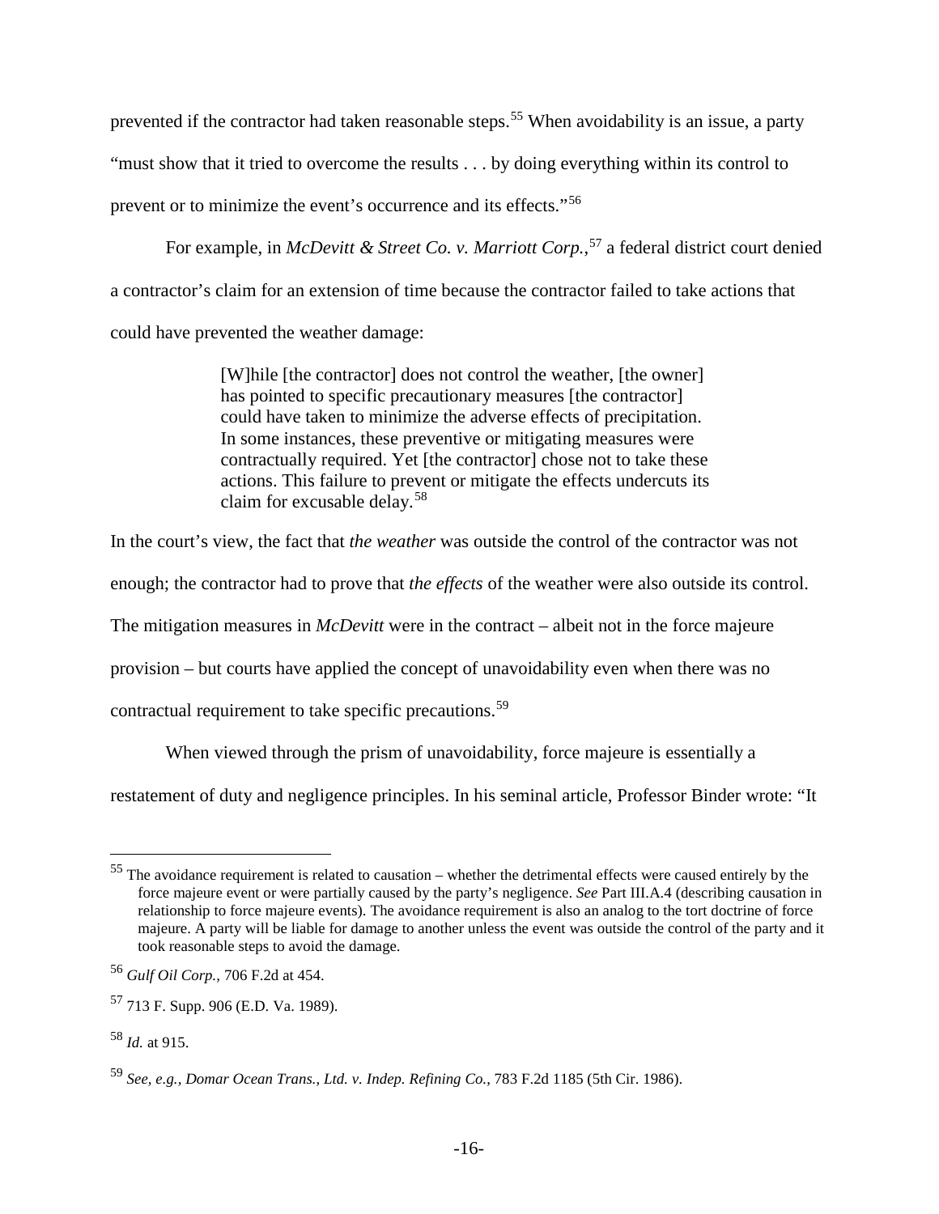prevented if the contractor had taken reasonable steps.[55] When avoidability is an issue, a party "must show that it tried to overcome the results . . . by doing everything within its control to prevent or to minimize the event's occurrence and its effects."[56]

For example, in *McDevitt & Street Co. v. Marriott Corp.*,[57] a federal district court denied a contractor's claim for an extension of time because the contractor failed to take actions that could have prevented the weather damage:

> [W]hile [the contractor] does not control the weather, [the owner] has pointed to specific precautionary measures [the contractor] could have taken to minimize the adverse effects of precipitation. In some instances, these preventive or mitigating measures were contractually required. Yet [the contractor] chose not to take these actions. This failure to prevent or mitigate the effects undercuts its claim for excusable delay.[58]

In the court's view, the fact that *the weather* was outside the control of the contractor was not enough; the contractor had to prove that *the effects* of the weather were also outside its control. The mitigation measures in *McDevitt* were in the contract – albeit not in the force majeure provision – but courts have applied the concept of unavoidability even when there was no contractual requirement to take specific precautions.[59]

When viewed through the prism of unavoidability, force majeure is essentially a restatement of duty and negligence principles. In his seminal article, Professor Binder wrote: "It

---

[55] The avoidance requirement is related to causation – whether the detrimental effects were caused entirely by the force majeure event or were partially caused by the party's negligence. *See* Part III.A.4 (describing causation in relationship to force majeure events). The avoidance requirement is also an analog to the tort doctrine of force majeure. A party will be liable for damage to another unless the event was outside the control of the party and it took reasonable steps to avoid the damage.

[56] *Gulf Oil Corp.,* 706 F.2d at 454.

[57] 713 F. Supp. 906 (E.D. Va. 1989).

[58] *Id.* at 915.

[59] *See, e.g., Domar Ocean Trans., Ltd. v. Indep. Refining Co.*, 783 F.2d 1185 (5th Cir. 1986).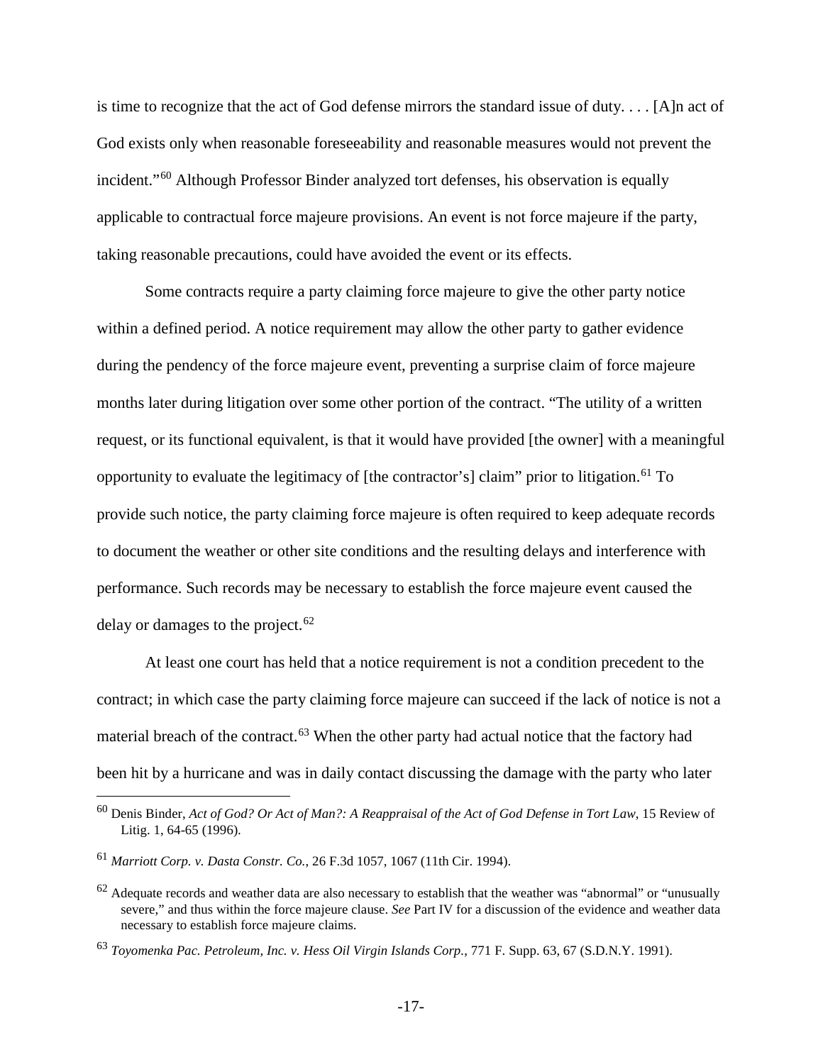is time to recognize that the act of God defense mirrors the standard issue of duty. . . . [A]n act of God exists only when reasonable foreseeability and reasonable measures would not prevent the incident."[60] Although Professor Binder analyzed tort defenses, his observation is equally applicable to contractual force majeure provisions. An event is not force majeure if the party, taking reasonable precautions, could have avoided the event or its effects.

Some contracts require a party claiming force majeure to give the other party notice within a defined period. A notice requirement may allow the other party to gather evidence during the pendency of the force majeure event, preventing a surprise claim of force majeure months later during litigation over some other portion of the contract. "The utility of a written request, or its functional equivalent, is that it would have provided [the owner] with a meaningful opportunity to evaluate the legitimacy of [the contractor's] claim" prior to litigation.[61] To provide such notice, the party claiming force majeure is often required to keep adequate records to document the weather or other site conditions and the resulting delays and interference with performance. Such records may be necessary to establish the force majeure event caused the delay or damages to the project.[62]

At least one court has held that a notice requirement is not a condition precedent to the contract; in which case the party claiming force majeure can succeed if the lack of notice is not a material breach of the contract.[63] When the other party had actual notice that the factory had been hit by a hurricane and was in daily contact discussing the damage with the party who later

---

[60] Denis Binder, *Act of God? Or Act of Man?: A Reappraisal of the Act of God Defense in Tort Law*, 15 Review of Litig. 1, 64-65 (1996).

[61] *Marriott Corp. v. Dasta Constr. Co.*, 26 F.3d 1057, 1067 (11th Cir. 1994).

[62] Adequate records and weather data are also necessary to establish that the weather was "abnormal" or "unusually severe," and thus within the force majeure clause. *See* Part IV for a discussion of the evidence and weather data necessary to establish force majeure claims.

[63] *Toyomenka Pac. Petroleum, Inc. v. Hess Oil Virgin Islands Corp.*, 771 F. Supp. 63, 67 (S.D.N.Y. 1991).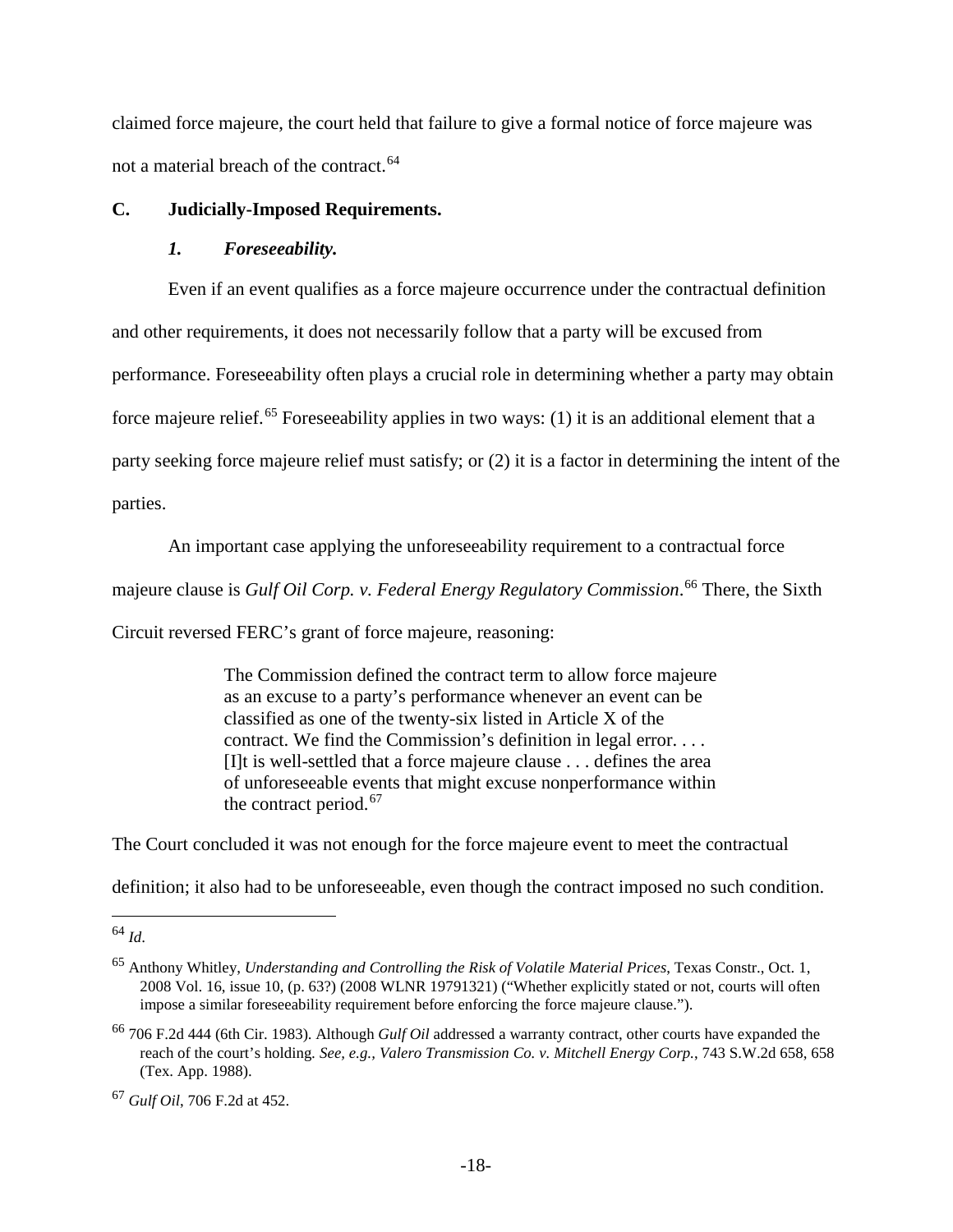claimed force majeure, the court held that failure to give a formal notice of force majeure was not a material breach of the contract.[64]

### C. Judicially-Imposed Requirements.

#### *1. Foreseeability.*

Even if an event qualifies as a force majeure occurrence under the contractual definition and other requirements, it does not necessarily follow that a party will be excused from performance. Foreseeability often plays a crucial role in determining whether a party may obtain force majeure relief.[65] Foreseeability applies in two ways: (1) it is an additional element that a party seeking force majeure relief must satisfy; or (2) it is a factor in determining the intent of the parties.

An important case applying the unforeseeability requirement to a contractual force majeure clause is *Gulf Oil Corp. v. Federal Energy Regulatory Commission*.[66] There, the Sixth Circuit reversed FERC's grant of force majeure, reasoning:

> The Commission defined the contract term to allow force majeure as an excuse to a party's performance whenever an event can be classified as one of the twenty-six listed in Article X of the contract. We find the Commission's definition in legal error. . . . [I]t is well-settled that a force majeure clause . . . defines the area of unforeseeable events that might excuse nonperformance within the contract period.[67]

The Court concluded it was not enough for the force majeure event to meet the contractual definition; it also had to be unforeseeable, even though the contract imposed no such condition.

---

[64] *Id*.

[65] Anthony Whitley, *Understanding and Controlling the Risk of Volatile Material Prices*, Texas Constr., Oct. 1, 2008 Vol. 16, issue 10, (p. 63?) (2008 WLNR 19791321) ("Whether explicitly stated or not, courts will often impose a similar foreseeability requirement before enforcing the force majeure clause.").

[66] 706 F.2d 444 (6th Cir. 1983). Although *Gulf Oil* addressed a warranty contract, other courts have expanded the reach of the court's holding. *See, e.g., Valero Transmission Co. v. Mitchell Energy Corp.*, 743 S.W.2d 658, 658 (Tex. App. 1988).

[67] *Gulf Oil*, 706 F.2d at 452.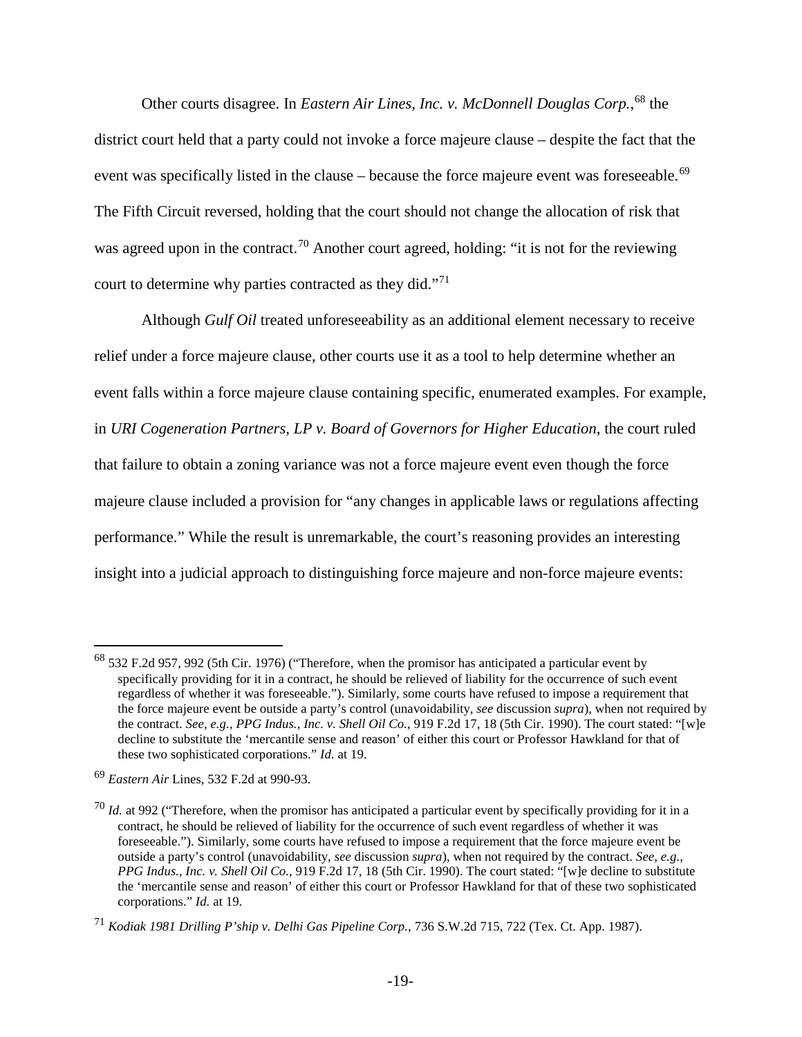Other courts disagree. In *Eastern Air Lines, Inc. v. McDonnell Douglas Corp.*,[68] the district court held that a party could not invoke a force majeure clause – despite the fact that the event was specifically listed in the clause – because the force majeure event was foreseeable.[69] The Fifth Circuit reversed, holding that the court should not change the allocation of risk that was agreed upon in the contract.[70] Another court agreed, holding: "it is not for the reviewing court to determine why parties contracted as they did."[71]

Although *Gulf Oil* treated unforeseeability as an additional element necessary to receive relief under a force majeure clause, other courts use it as a tool to help determine whether an event falls within a force majeure clause containing specific, enumerated examples. For example, in *URI Cogeneration Partners, LP v. Board of Governors for Higher Education*, the court ruled that failure to obtain a zoning variance was not a force majeure event even though the force majeure clause included a provision for "any changes in applicable laws or regulations affecting performance." While the result is unremarkable, the court's reasoning provides an interesting insight into a judicial approach to distinguishing force majeure and non-force majeure events:

---

[68] 532 F.2d 957, 992 (5th Cir. 1976) ("Therefore, when the promisor has anticipated a particular event by specifically providing for it in a contract, he should be relieved of liability for the occurrence of such event regardless of whether it was foreseeable."). Similarly, some courts have refused to impose a requirement that the force majeure event be outside a party's control (unavoidability, *see* discussion *supra*), when not required by the contract. *See, e.g., PPG Indus., Inc. v. Shell Oil Co.*, 919 F.2d 17, 18 (5th Cir. 1990). The court stated: "[w]e decline to substitute the 'mercantile sense and reason' of either this court or Professor Hawkland for that of these two sophisticated corporations." *Id.* at 19.

[69] *Eastern Air* Lines, 532 F.2d at 990-93.

[70] *Id.* at 992 ("Therefore, when the promisor has anticipated a particular event by specifically providing for it in a contract, he should be relieved of liability for the occurrence of such event regardless of whether it was foreseeable."). Similarly, some courts have refused to impose a requirement that the force majeure event be outside a party's control (unavoidability, *see* discussion *supra*), when not required by the contract. *See, e.g., PPG Indus., Inc. v. Shell Oil Co.*, 919 F.2d 17, 18 (5th Cir. 1990). The court stated: "[w]e decline to substitute the 'mercantile sense and reason' of either this court or Professor Hawkland for that of these two sophisticated corporations." *Id.* at 19.

[71] *Kodiak 1981 Drilling P'ship v. Delhi Gas Pipeline Corp.*, 736 S.W.2d 715, 722 (Tex. Ct. App. 1987).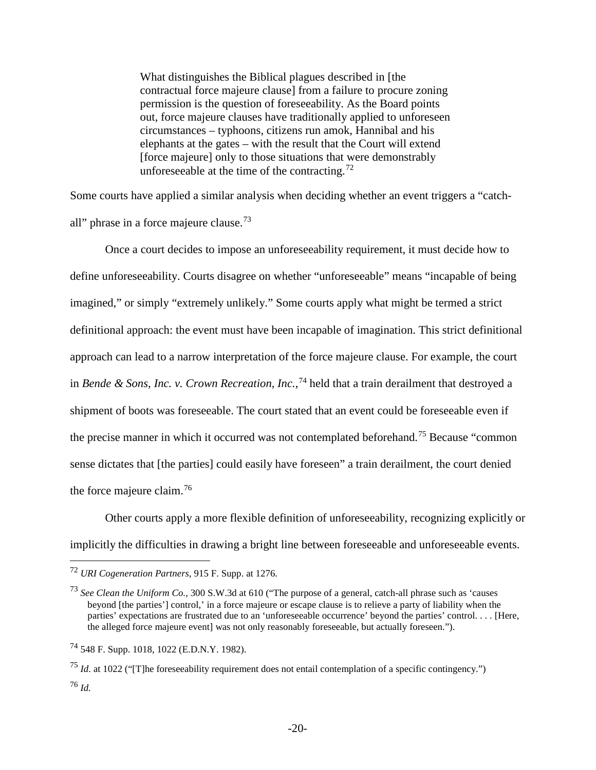> What distinguishes the Biblical plagues described in [the contractual force majeure clause] from a failure to procure zoning permission is the question of foreseeability. As the Board points out, force majeure clauses have traditionally applied to unforeseen circumstances – typhoons, citizens run amok, Hannibal and his elephants at the gates – with the result that the Court will extend [force majeure] only to those situations that were demonstrably unforeseeable at the time of the contracting.[72]

Some courts have applied a similar analysis when deciding whether an event triggers a "catch-all" phrase in a force majeure clause.[73]

Once a court decides to impose an unforeseeability requirement, it must decide how to define unforeseeability. Courts disagree on whether "unforeseeable" means "incapable of being imagined," or simply "extremely unlikely." Some courts apply what might be termed a strict definitional approach: the event must have been incapable of imagination. This strict definitional approach can lead to a narrow interpretation of the force majeure clause. For example, the court in *Bende & Sons, Inc. v. Crown Recreation, Inc.*,[74] held that a train derailment that destroyed a shipment of boots was foreseeable. The court stated that an event could be foreseeable even if the precise manner in which it occurred was not contemplated beforehand.[75] Because "common sense dictates that [the parties] could easily have foreseen" a train derailment, the court denied the force majeure claim.[76]

Other courts apply a more flexible definition of unforeseeability, recognizing explicitly or implicitly the difficulties in drawing a bright line between foreseeable and unforeseeable events.

---

[72] *URI Cogeneration Partners*, 915 F. Supp. at 1276.

[73] *See Clean the Uniform Co.*, 300 S.W.3d at 610 ("The purpose of a general, catch-all phrase such as 'causes beyond [the parties'] control,' in a force majeure or escape clause is to relieve a party of liability when the parties' expectations are frustrated due to an 'unforeseeable occurrence' beyond the parties' control. . . . [Here, the alleged force majeure event] was not only reasonably foreseeable, but actually foreseen.").

[74] 548 F. Supp. 1018, 1022 (E.D.N.Y. 1982).

[75] *Id.* at 1022 ("[T]he foreseeability requirement does not entail contemplation of a specific contingency.")

[76] *Id.*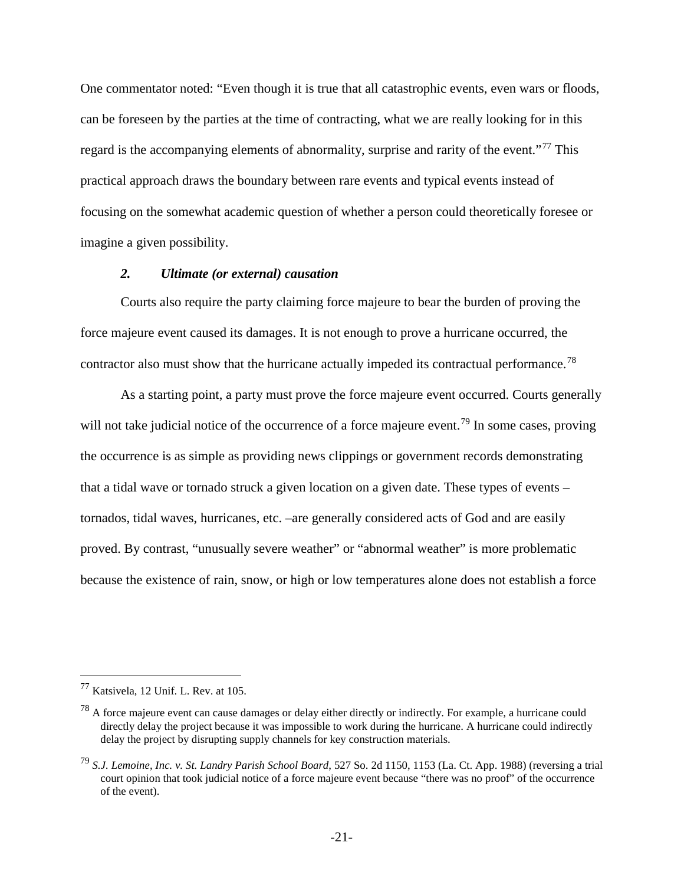One commentator noted: "Even though it is true that all catastrophic events, even wars or floods, can be foreseen by the parties at the time of contracting, what we are really looking for in this regard is the accompanying elements of abnormality, surprise and rarity of the event."[77] This practical approach draws the boundary between rare events and typical events instead of focusing on the somewhat academic question of whether a person could theoretically foresee or imagine a given possibility.

### *2. Ultimate (or external) causation*

Courts also require the party claiming force majeure to bear the burden of proving the force majeure event caused its damages. It is not enough to prove a hurricane occurred, the contractor also must show that the hurricane actually impeded its contractual performance.[78]

As a starting point, a party must prove the force majeure event occurred. Courts generally will not take judicial notice of the occurrence of a force majeure event.[79] In some cases, proving the occurrence is as simple as providing news clippings or government records demonstrating that a tidal wave or tornado struck a given location on a given date. These types of events – tornados, tidal waves, hurricanes, etc. –are generally considered acts of God and are easily proved. By contrast, "unusually severe weather" or "abnormal weather" is more problematic because the existence of rain, snow, or high or low temperatures alone does not establish a force

---

[77] Katsivela, 12 Unif. L. Rev. at 105.

[78] A force majeure event can cause damages or delay either directly or indirectly. For example, a hurricane could directly delay the project because it was impossible to work during the hurricane. A hurricane could indirectly delay the project by disrupting supply channels for key construction materials.

[79] *S.J. Lemoine, Inc. v. St. Landry Parish School Board*, 527 So. 2d 1150, 1153 (La. Ct. App. 1988) (reversing a trial court opinion that took judicial notice of a force majeure event because "there was no proof" of the occurrence of the event).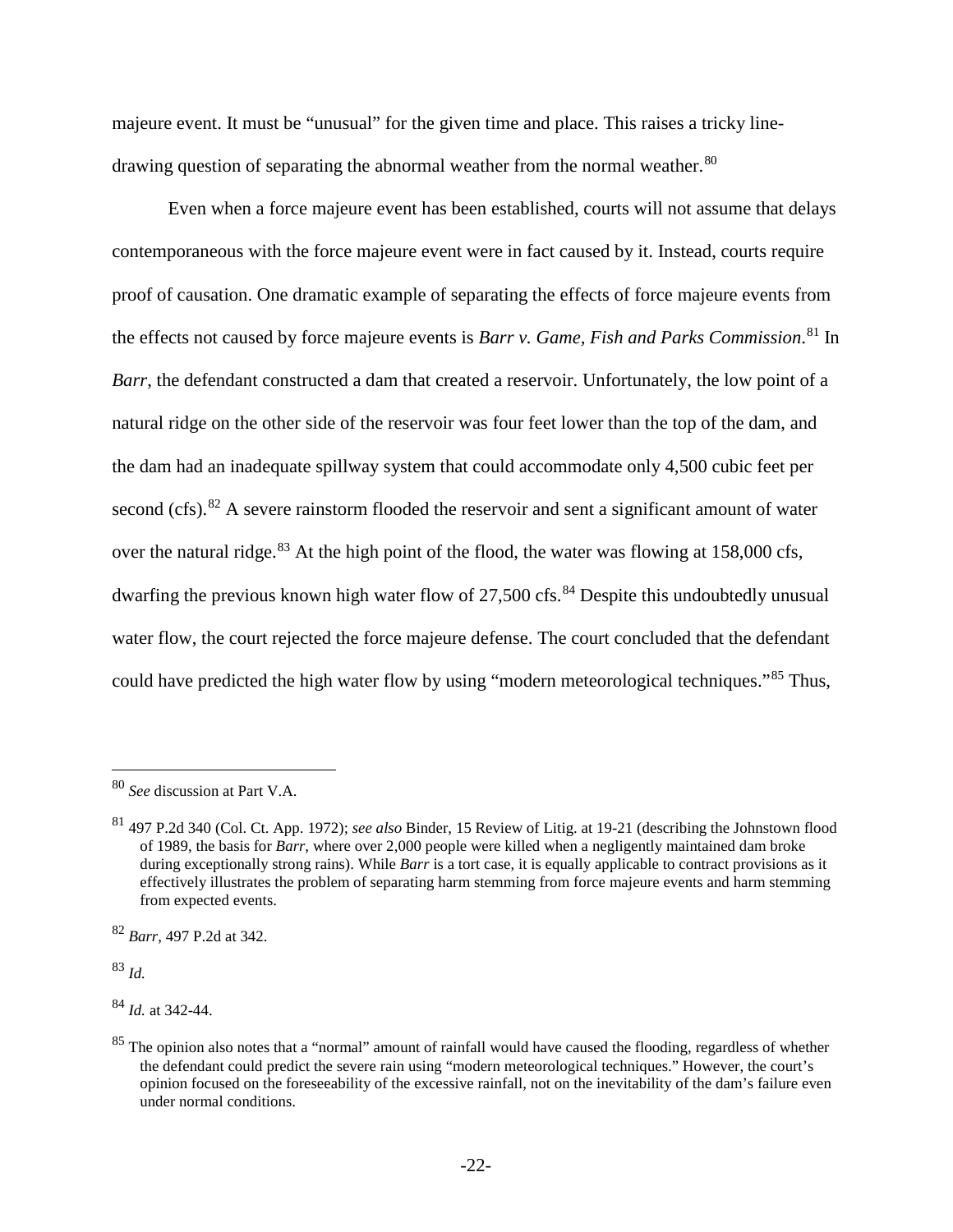majeure event. It must be "unusual" for the given time and place. This raises a tricky line-drawing question of separating the abnormal weather from the normal weather.[80]

Even when a force majeure event has been established, courts will not assume that delays contemporaneous with the force majeure event were in fact caused by it. Instead, courts require proof of causation. One dramatic example of separating the effects of force majeure events from the effects not caused by force majeure events is *Barr v. Game, Fish and Parks Commission*.[81] In *Barr*, the defendant constructed a dam that created a reservoir. Unfortunately, the low point of a natural ridge on the other side of the reservoir was four feet lower than the top of the dam, and the dam had an inadequate spillway system that could accommodate only 4,500 cubic feet per second (cfs).[82] A severe rainstorm flooded the reservoir and sent a significant amount of water over the natural ridge.[83] At the high point of the flood, the water was flowing at 158,000 cfs, dwarfing the previous known high water flow of 27,500 cfs.[84] Despite this undoubtedly unusual water flow, the court rejected the force majeure defense. The court concluded that the defendant could have predicted the high water flow by using "modern meteorological techniques."[85] Thus,

---

[80] *See* discussion at Part V.A.

[81] 497 P.2d 340 (Col. Ct. App. 1972); *see also* Binder, 15 Review of Litig. at 19-21 (describing the Johnstown flood of 1989, the basis for *Barr*, where over 2,000 people were killed when a negligently maintained dam broke during exceptionally strong rains). While *Barr* is a tort case, it is equally applicable to contract provisions as it effectively illustrates the problem of separating harm stemming from force majeure events and harm stemming from expected events.

[82] *Barr*, 497 P.2d at 342.

[83] *Id.*

[84] *Id.* at 342-44.

[85] The opinion also notes that a "normal" amount of rainfall would have caused the flooding, regardless of whether the defendant could predict the severe rain using "modern meteorological techniques." However, the court's opinion focused on the foreseeability of the excessive rainfall, not on the inevitability of the dam's failure even under normal conditions.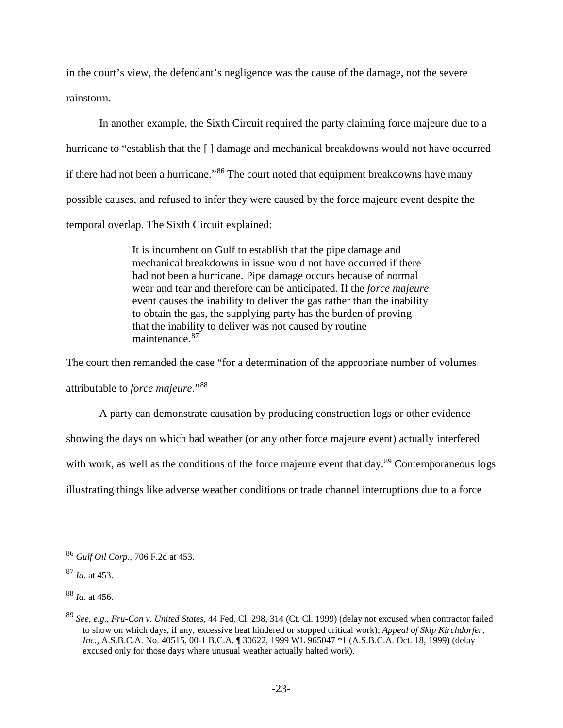in the court's view, the defendant's negligence was the cause of the damage, not the severe rainstorm.

In another example, the Sixth Circuit required the party claiming force majeure due to a hurricane to "establish that the [ ] damage and mechanical breakdowns would not have occurred if there had not been a hurricane."[86] The court noted that equipment breakdowns have many possible causes, and refused to infer they were caused by the force majeure event despite the temporal overlap. The Sixth Circuit explained:

> It is incumbent on Gulf to establish that the pipe damage and mechanical breakdowns in issue would not have occurred if there had not been a hurricane. Pipe damage occurs because of normal wear and tear and therefore can be anticipated. If the *force majeure* event causes the inability to deliver the gas rather than the inability to obtain the gas, the supplying party has the burden of proving that the inability to deliver was not caused by routine maintenance.[87]

The court then remanded the case "for a determination of the appropriate number of volumes attributable to *force majeure*."[88]

A party can demonstrate causation by producing construction logs or other evidence showing the days on which bad weather (or any other force majeure event) actually interfered with work, as well as the conditions of the force majeure event that day.[89] Contemporaneous logs illustrating things like adverse weather conditions or trade channel interruptions due to a force

---

[86] *Gulf Oil Corp.*, 706 F.2d at 453.

[87] *Id.* at 453.

[88] *Id.* at 456.

[89] *See, e.g.*, *Fru-Con v. United States*, 44 Fed. Cl. 298, 314 (Ct. Cl. 1999) (delay not excused when contractor failed to show on which days, if any, excessive heat hindered or stopped critical work); *Appeal of Skip Kirchdorfer, Inc.*, A.S.B.C.A. No. 40515, 00-1 B.C.A. ¶ 30622, 1999 WL 965047 *1 (A.S.B.C.A. Oct. 18, 1999) (delay excused only for those days where unusual weather actually halted work).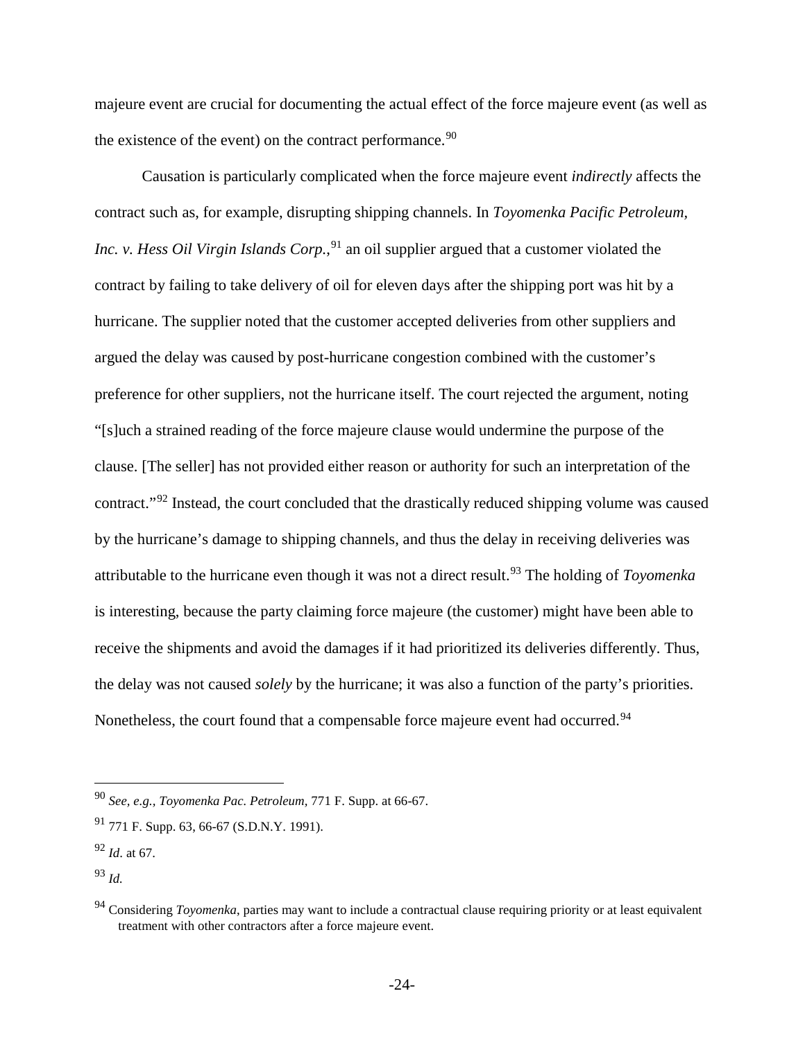majeure event are crucial for documenting the actual effect of the force majeure event (as well as the existence of the event) on the contract performance.[90]

Causation is particularly complicated when the force majeure event *indirectly* affects the contract such as, for example, disrupting shipping channels. In *Toyomenka Pacific Petroleum, Inc. v. Hess Oil Virgin Islands Corp.*,[91] an oil supplier argued that a customer violated the contract by failing to take delivery of oil for eleven days after the shipping port was hit by a hurricane. The supplier noted that the customer accepted deliveries from other suppliers and argued the delay was caused by post-hurricane congestion combined with the customer's preference for other suppliers, not the hurricane itself. The court rejected the argument, noting "[s]uch a strained reading of the force majeure clause would undermine the purpose of the clause. [The seller] has not provided either reason or authority for such an interpretation of the contract."[92] Instead, the court concluded that the drastically reduced shipping volume was caused by the hurricane's damage to shipping channels, and thus the delay in receiving deliveries was attributable to the hurricane even though it was not a direct result.[93] The holding of *Toyomenka* is interesting, because the party claiming force majeure (the customer) might have been able to receive the shipments and avoid the damages if it had prioritized its deliveries differently. Thus, the delay was not caused *solely* by the hurricane; it was also a function of the party's priorities. Nonetheless, the court found that a compensable force majeure event had occurred.[94]

---

[90] *See, e.g., Toyomenka Pac. Petroleum,* 771 F. Supp. at 66-67.

[91] 771 F. Supp. 63, 66-67 (S.D.N.Y. 1991).

[92] *Id*. at 67.

[93] *Id.*

[94] Considering *Toyomenka*, parties may want to include a contractual clause requiring priority or at least equivalent treatment with other contractors after a force majeure event.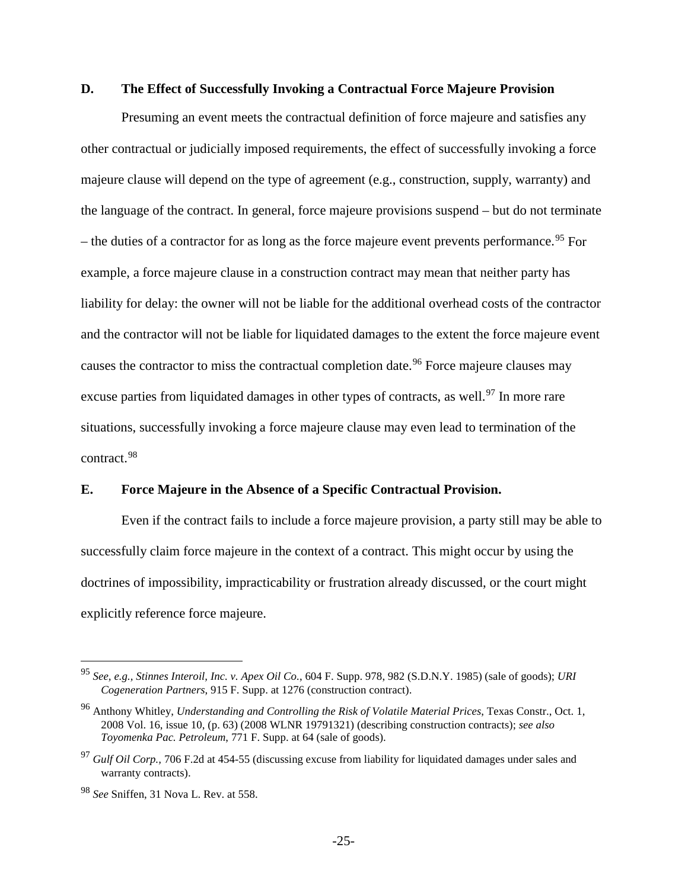## D. The Effect of Successfully Invoking a Contractual Force Majeure Provision

Presuming an event meets the contractual definition of force majeure and satisfies any other contractual or judicially imposed requirements, the effect of successfully invoking a force majeure clause will depend on the type of agreement (e.g., construction, supply, warranty) and the language of the contract. In general, force majeure provisions suspend – but do not terminate – the duties of a contractor for as long as the force majeure event prevents performance.[95] For example, a force majeure clause in a construction contract may mean that neither party has liability for delay: the owner will not be liable for the additional overhead costs of the contractor and the contractor will not be liable for liquidated damages to the extent the force majeure event causes the contractor to miss the contractual completion date.[96] Force majeure clauses may excuse parties from liquidated damages in other types of contracts, as well.[97] In more rare situations, successfully invoking a force majeure clause may even lead to termination of the contract.[98]

## E. Force Majeure in the Absence of a Specific Contractual Provision.

Even if the contract fails to include a force majeure provision, a party still may be able to successfully claim force majeure in the context of a contract. This might occur by using the doctrines of impossibility, impracticability or frustration already discussed, or the court might explicitly reference force majeure.

---

[95] *See, e.g.*, *Stinnes Interoil, Inc. v. Apex Oil Co.*, 604 F. Supp. 978, 982 (S.D.N.Y. 1985) (sale of goods); *URI Cogeneration Partners*, 915 F. Supp. at 1276 (construction contract).

[96] Anthony Whitley, *Understanding and Controlling the Risk of Volatile Material Prices*, Texas Constr., Oct. 1, 2008 Vol. 16, issue 10, (p. 63) (2008 WLNR 19791321) (describing construction contracts); *see also Toyomenka Pac. Petroleum*, 771 F. Supp. at 64 (sale of goods).

[97] *Gulf Oil Corp.*, 706 F.2d at 454-55 (discussing excuse from liability for liquidated damages under sales and warranty contracts).

[98] *See* Sniffen, 31 Nova L. Rev. at 558.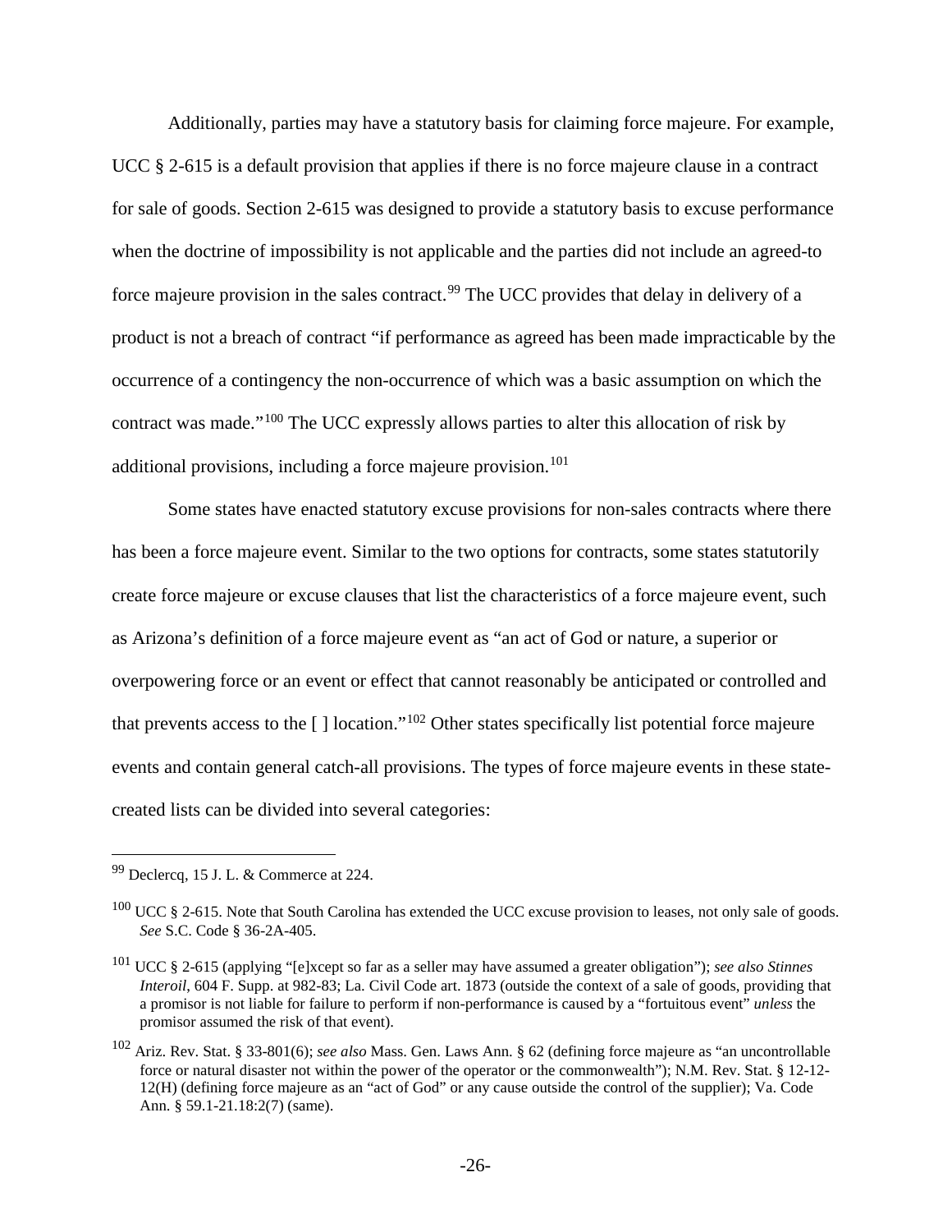Additionally, parties may have a statutory basis for claiming force majeure. For example, UCC § 2-615 is a default provision that applies if there is no force majeure clause in a contract for sale of goods. Section 2-615 was designed to provide a statutory basis to excuse performance when the doctrine of impossibility is not applicable and the parties did not include an agreed-to force majeure provision in the sales contract.[99] The UCC provides that delay in delivery of a product is not a breach of contract "if performance as agreed has been made impracticable by the occurrence of a contingency the non-occurrence of which was a basic assumption on which the contract was made."[100] The UCC expressly allows parties to alter this allocation of risk by additional provisions, including a force majeure provision.[101]

Some states have enacted statutory excuse provisions for non-sales contracts where there has been a force majeure event. Similar to the two options for contracts, some states statutorily create force majeure or excuse clauses that list the characteristics of a force majeure event, such as Arizona's definition of a force majeure event as "an act of God or nature, a superior or overpowering force or an event or effect that cannot reasonably be anticipated or controlled and that prevents access to the [ ] location."[102] Other states specifically list potential force majeure events and contain general catch-all provisions. The types of force majeure events in these state-created lists can be divided into several categories:

---

[99] Declercq, 15 J. L. & Commerce at 224.

[100] UCC § 2-615. Note that South Carolina has extended the UCC excuse provision to leases, not only sale of goods. *See* S.C. Code § 36-2A-405.

[101] UCC § 2-615 (applying "[e]xcept so far as a seller may have assumed a greater obligation"); *see also Stinnes Interoil*, 604 F. Supp. at 982-83; La. Civil Code art. 1873 (outside the context of a sale of goods, providing that a promisor is not liable for failure to perform if non-performance is caused by a "fortuitous event" *unless* the promisor assumed the risk of that event).

[102] Ariz. Rev. Stat. § 33-801(6); *see also* Mass. Gen. Laws Ann. § 62 (defining force majeure as "an uncontrollable force or natural disaster not within the power of the operator or the commonwealth"); N.M. Rev. Stat. § 12-12-12(H) (defining force majeure as an "act of God" or any cause outside the control of the supplier); Va. Code Ann. § 59.1-21.18:2(7) (same).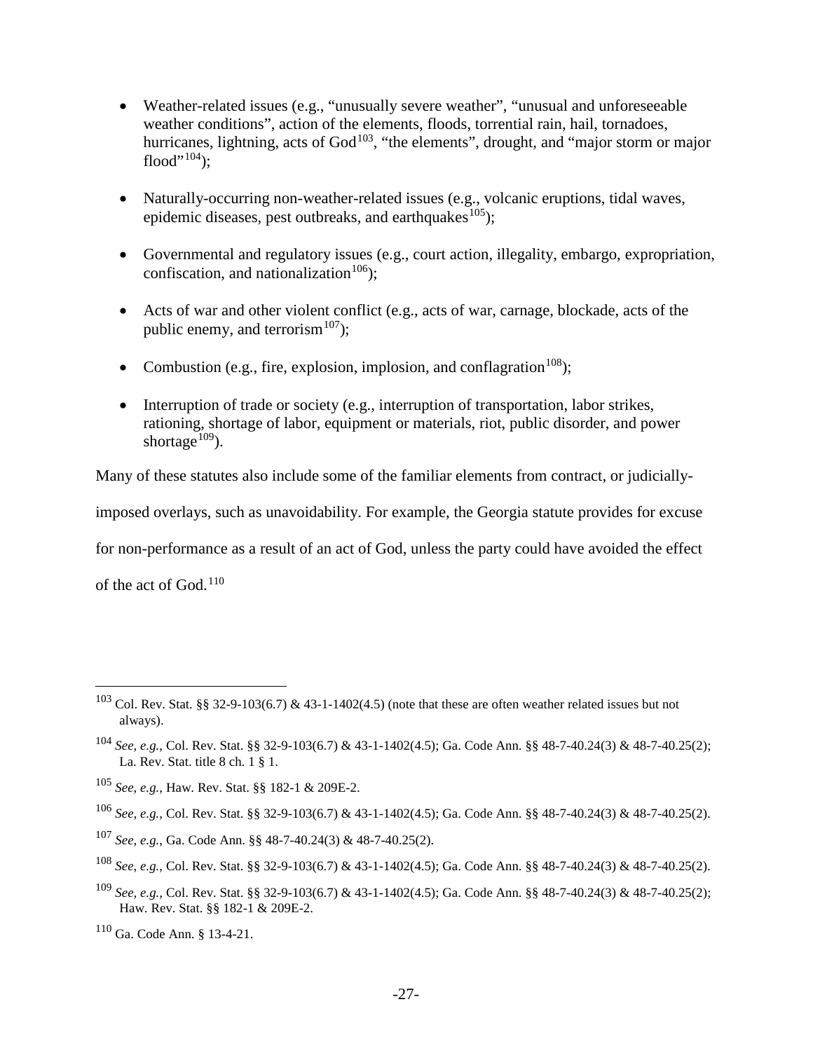- Weather-related issues (e.g., "unusually severe weather", "unusual and unforeseeable weather conditions", action of the elements, floods, torrential rain, hail, tornadoes, hurricanes, lightning, acts of God[103], "the elements", drought, and "major storm or major flood"[104]);

- Naturally-occurring non-weather-related issues (e.g., volcanic eruptions, tidal waves, epidemic diseases, pest outbreaks, and earthquakes[105]);

- Governmental and regulatory issues (e.g., court action, illegality, embargo, expropriation, confiscation, and nationalization[106]);

- Acts of war and other violent conflict (e.g., acts of war, carnage, blockade, acts of the public enemy, and terrorism[107]);

- Combustion (e.g., fire, explosion, implosion, and conflagration[108]);

- Interruption of trade or society (e.g., interruption of transportation, labor strikes, rationing, shortage of labor, equipment or materials, riot, public disorder, and power shortage[109]).

Many of these statutes also include some of the familiar elements from contract, or judicially-imposed overlays, such as unavoidability. For example, the Georgia statute provides for excuse for non-performance as a result of an act of God, unless the party could have avoided the effect of the act of God.[110]

---

[103] Col. Rev. Stat. §§ 32-9-103(6.7) & 43-1-1402(4.5) (note that these are often weather related issues but not always).

[104] *See, e.g.*, Col. Rev. Stat. §§ 32-9-103(6.7) & 43-1-1402(4.5); Ga. Code Ann. §§ 48-7-40.24(3) & 48-7-40.25(2); La. Rev. Stat. title 8 ch. 1 § 1.

[105] *See, e.g.*, Haw. Rev. Stat. §§ 182-1 & 209E-2.

[106] *See, e.g.*, Col. Rev. Stat. §§ 32-9-103(6.7) & 43-1-1402(4.5); Ga. Code Ann. §§ 48-7-40.24(3) & 48-7-40.25(2).

[107] *See, e.g.*, Ga. Code Ann. §§ 48-7-40.24(3) & 48-7-40.25(2).

[108] *See, e.g.*, Col. Rev. Stat. §§ 32-9-103(6.7) & 43-1-1402(4.5); Ga. Code Ann. §§ 48-7-40.24(3) & 48-7-40.25(2).

[109] *See, e.g.*, Col. Rev. Stat. §§ 32-9-103(6.7) & 43-1-1402(4.5); Ga. Code Ann. §§ 48-7-40.24(3) & 48-7-40.25(2); Haw. Rev. Stat. §§ 182-1 & 209E-2.

[110] Ga. Code Ann. § 13-4-21.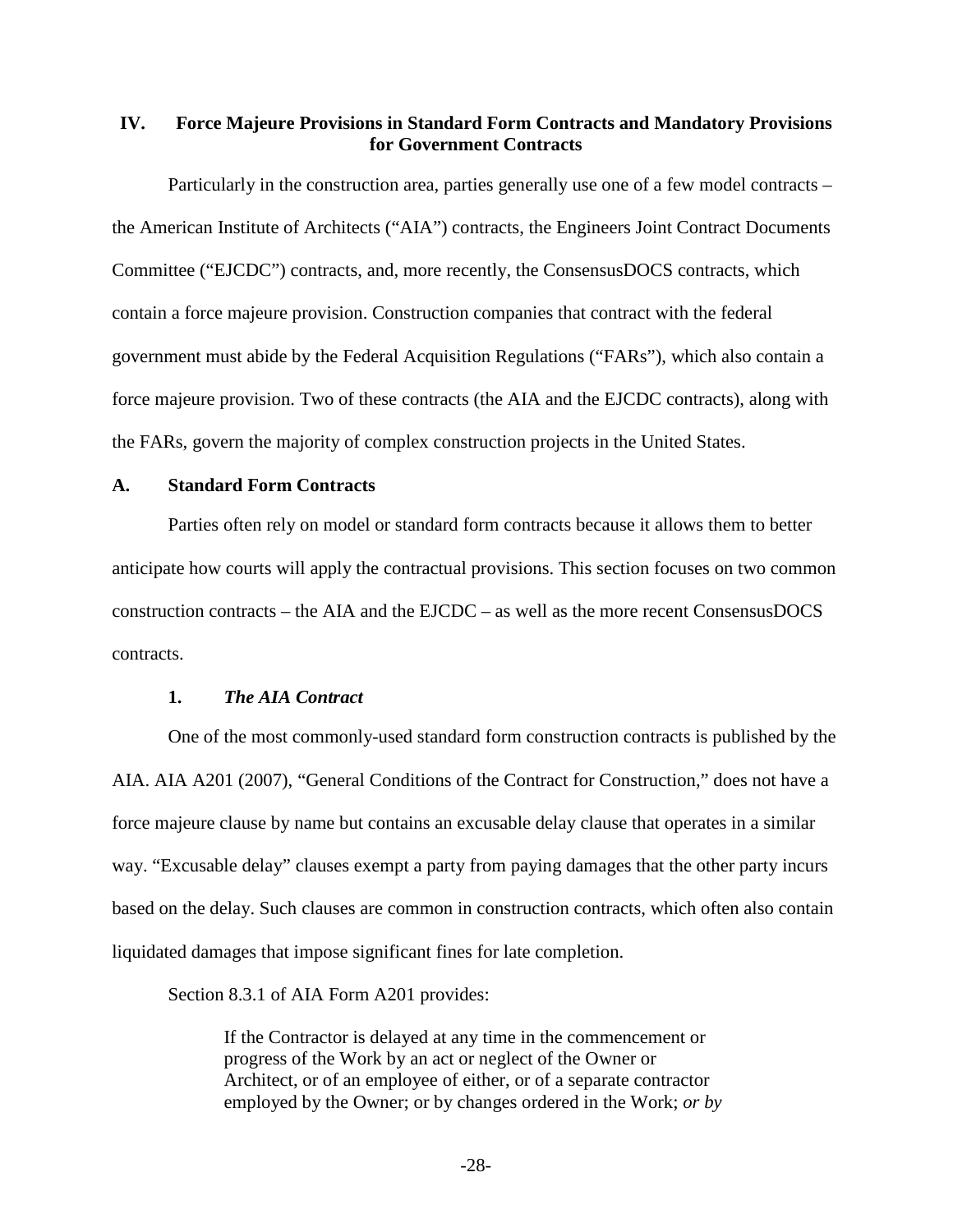## IV. Force Majeure Provisions in Standard Form Contracts and Mandatory Provisions for Government Contracts

Particularly in the construction area, parties generally use one of a few model contracts – the American Institute of Architects ("AIA") contracts, the Engineers Joint Contract Documents Committee ("EJCDC") contracts, and, more recently, the ConsensusDOCS contracts, which contain a force majeure provision. Construction companies that contract with the federal government must abide by the Federal Acquisition Regulations ("FARs"), which also contain a force majeure provision. Two of these contracts (the AIA and the EJCDC contracts), along with the FARs, govern the majority of complex construction projects in the United States.

### A. Standard Form Contracts

Parties often rely on model or standard form contracts because it allows them to better anticipate how courts will apply the contractual provisions. This section focuses on two common construction contracts – the AIA and the EJCDC – as well as the more recent ConsensusDOCS contracts.

#### 1. *The AIA Contract*

One of the most commonly-used standard form construction contracts is published by the AIA. AIA A201 (2007), "General Conditions of the Contract for Construction," does not have a force majeure clause by name but contains an excusable delay clause that operates in a similar way. "Excusable delay" clauses exempt a party from paying damages that the other party incurs based on the delay. Such clauses are common in construction contracts, which often also contain liquidated damages that impose significant fines for late completion.

Section 8.3.1 of AIA Form A201 provides:

> If the Contractor is delayed at any time in the commencement or progress of the Work by an act or neglect of the Owner or Architect, or of an employee of either, or of a separate contractor employed by the Owner; or by changes ordered in the Work; *or by*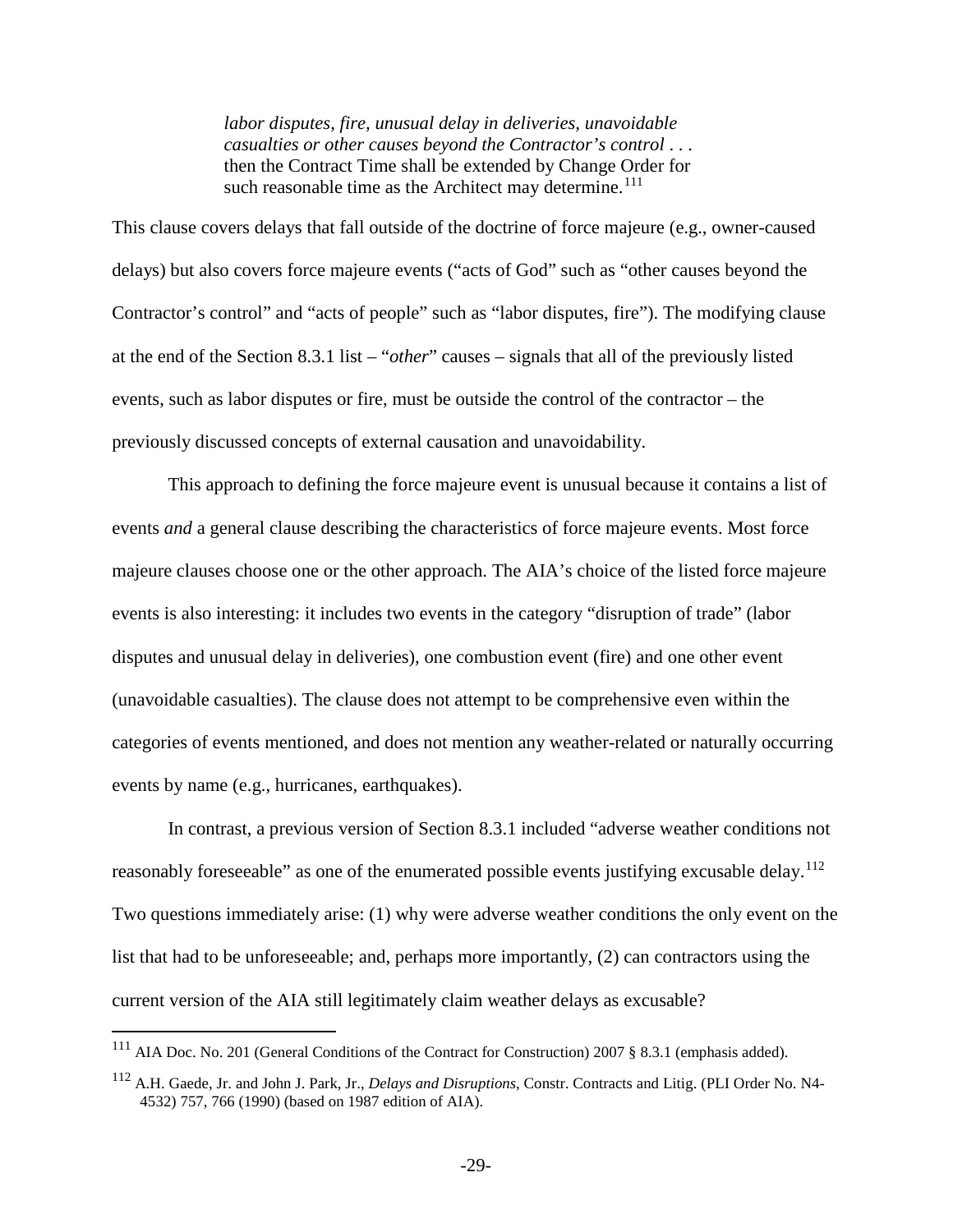> *labor disputes, fire, unusual delay in deliveries, unavoidable casualties or other causes beyond the Contractor's control* . . . then the Contract Time shall be extended by Change Order for such reasonable time as the Architect may determine.[111]

This clause covers delays that fall outside of the doctrine of force majeure (e.g., owner-caused delays) but also covers force majeure events ("acts of God" such as "other causes beyond the Contractor's control" and "acts of people" such as "labor disputes, fire"). The modifying clause at the end of the Section 8.3.1 list – "*other*" causes – signals that all of the previously listed events, such as labor disputes or fire, must be outside the control of the contractor – the previously discussed concepts of external causation and unavoidability.

This approach to defining the force majeure event is unusual because it contains a list of events *and* a general clause describing the characteristics of force majeure events. Most force majeure clauses choose one or the other approach. The AIA's choice of the listed force majeure events is also interesting: it includes two events in the category "disruption of trade" (labor disputes and unusual delay in deliveries), one combustion event (fire) and one other event (unavoidable casualties). The clause does not attempt to be comprehensive even within the categories of events mentioned, and does not mention any weather-related or naturally occurring events by name (e.g., hurricanes, earthquakes).

In contrast, a previous version of Section 8.3.1 included "adverse weather conditions not reasonably foreseeable" as one of the enumerated possible events justifying excusable delay.[112] Two questions immediately arise: (1) why were adverse weather conditions the only event on the list that had to be unforeseeable; and, perhaps more importantly, (2) can contractors using the current version of the AIA still legitimately claim weather delays as excusable?

---

[111] AIA Doc. No. 201 (General Conditions of the Contract for Construction) 2007 § 8.3.1 (emphasis added).

[112] A.H. Gaede, Jr. and John J. Park, Jr., *Delays and Disruptions*, Constr. Contracts and Litig. (PLI Order No. N4-4532) 757, 766 (1990) (based on 1987 edition of AIA).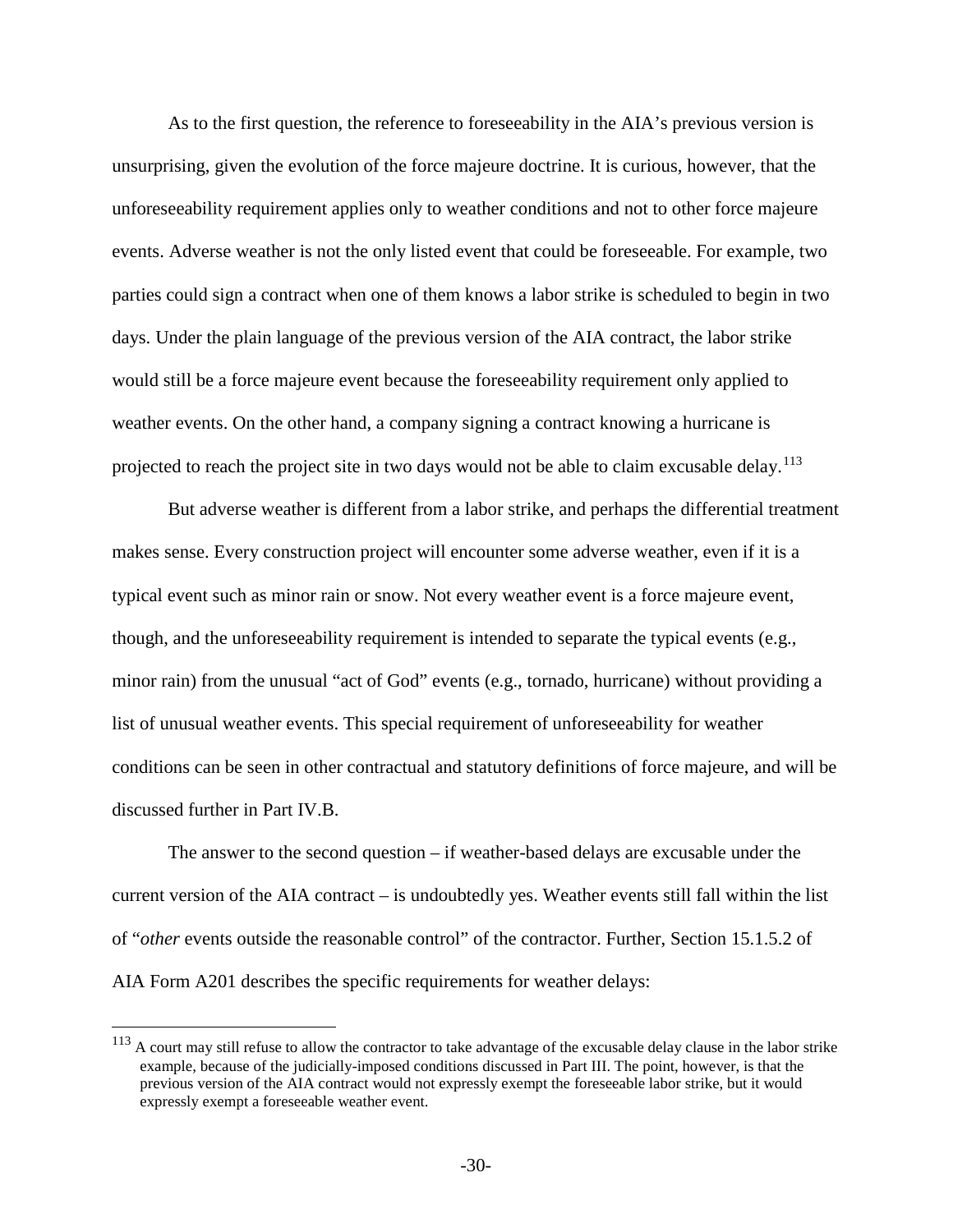As to the first question, the reference to foreseeability in the AIA's previous version is unsurprising, given the evolution of the force majeure doctrine. It is curious, however, that the unforeseeability requirement applies only to weather conditions and not to other force majeure events. Adverse weather is not the only listed event that could be foreseeable. For example, two parties could sign a contract when one of them knows a labor strike is scheduled to begin in two days. Under the plain language of the previous version of the AIA contract, the labor strike would still be a force majeure event because the foreseeability requirement only applied to weather events. On the other hand, a company signing a contract knowing a hurricane is projected to reach the project site in two days would not be able to claim excusable delay.[113]

But adverse weather is different from a labor strike, and perhaps the differential treatment makes sense. Every construction project will encounter some adverse weather, even if it is a typical event such as minor rain or snow. Not every weather event is a force majeure event, though, and the unforeseeability requirement is intended to separate the typical events (e.g., minor rain) from the unusual "act of God" events (e.g., tornado, hurricane) without providing a list of unusual weather events. This special requirement of unforeseeability for weather conditions can be seen in other contractual and statutory definitions of force majeure, and will be discussed further in Part IV.B.

The answer to the second question – if weather-based delays are excusable under the current version of the AIA contract – is undoubtedly yes. Weather events still fall within the list of "*other* events outside the reasonable control" of the contractor. Further, Section 15.1.5.2 of AIA Form A201 describes the specific requirements for weather delays:

---

[113] A court may still refuse to allow the contractor to take advantage of the excusable delay clause in the labor strike example, because of the judicially-imposed conditions discussed in Part III. The point, however, is that the previous version of the AIA contract would not expressly exempt the foreseeable labor strike, but it would expressly exempt a foreseeable weather event.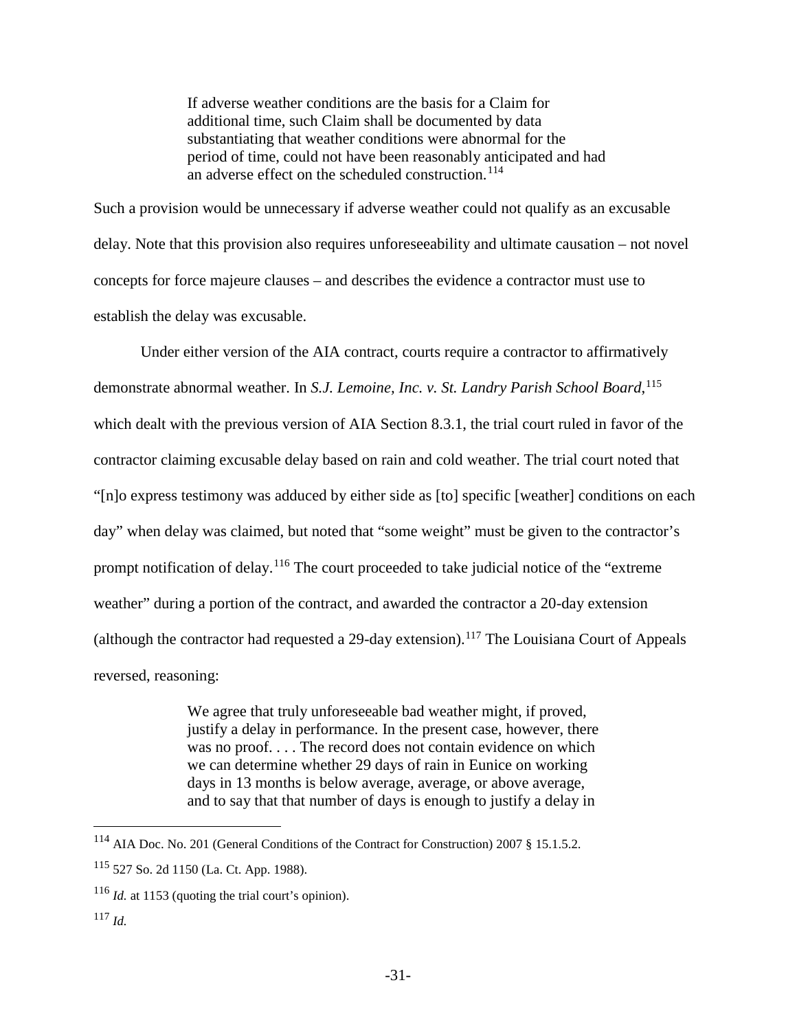> If adverse weather conditions are the basis for a Claim for additional time, such Claim shall be documented by data substantiating that weather conditions were abnormal for the period of time, could not have been reasonably anticipated and had an adverse effect on the scheduled construction.[114]

Such a provision would be unnecessary if adverse weather could not qualify as an excusable delay. Note that this provision also requires unforeseeability and ultimate causation – not novel concepts for force majeure clauses – and describes the evidence a contractor must use to establish the delay was excusable.

Under either version of the AIA contract, courts require a contractor to affirmatively demonstrate abnormal weather. In *S.J. Lemoine, Inc. v. St. Landry Parish School Board*,[115] which dealt with the previous version of AIA Section 8.3.1, the trial court ruled in favor of the contractor claiming excusable delay based on rain and cold weather. The trial court noted that "[n]o express testimony was adduced by either side as [to] specific [weather] conditions on each day" when delay was claimed, but noted that "some weight" must be given to the contractor's prompt notification of delay.[116] The court proceeded to take judicial notice of the "extreme weather" during a portion of the contract, and awarded the contractor a 20-day extension (although the contractor had requested a 29-day extension).[117] The Louisiana Court of Appeals reversed, reasoning:

> We agree that truly unforeseeable bad weather might, if proved, justify a delay in performance. In the present case, however, there was no proof. . . . The record does not contain evidence on which we can determine whether 29 days of rain in Eunice on working days in 13 months is below average, average, or above average, and to say that that number of days is enough to justify a delay in

---

[114] AIA Doc. No. 201 (General Conditions of the Contract for Construction) 2007 § 15.1.5.2.

[115] 527 So. 2d 1150 (La. Ct. App. 1988).

[116] *Id.* at 1153 (quoting the trial court's opinion).

[117] *Id.*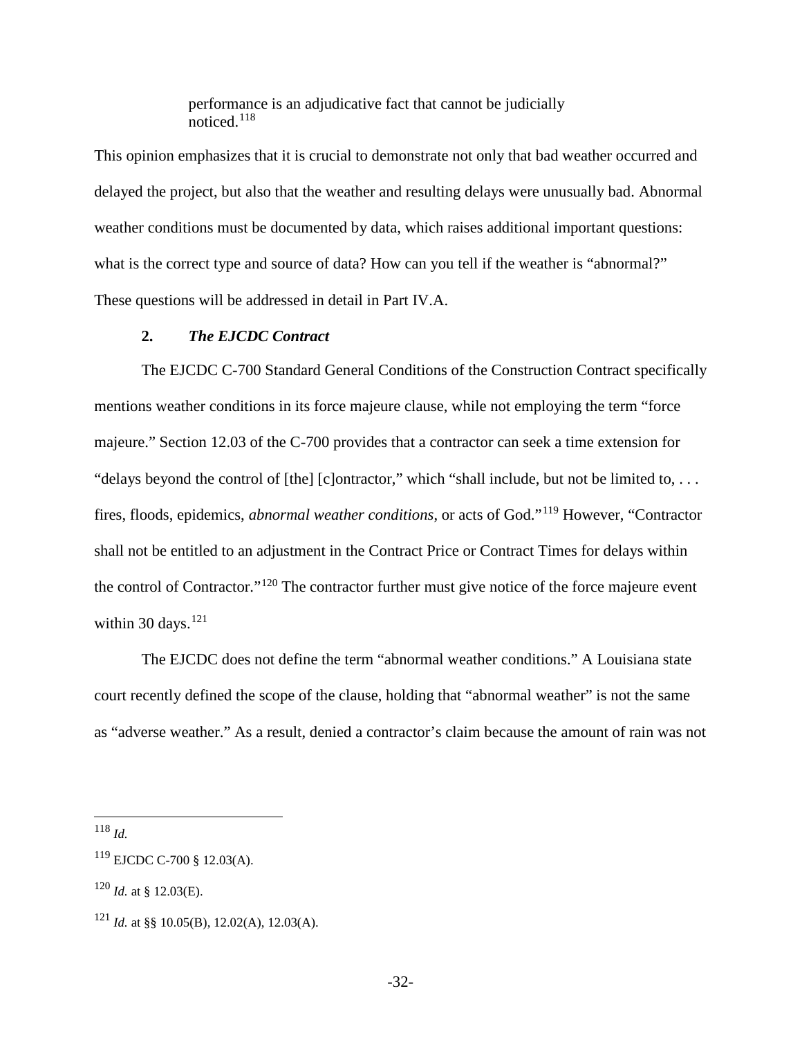> performance is an adjudicative fact that cannot be judicially noticed.[118]

This opinion emphasizes that it is crucial to demonstrate not only that bad weather occurred and delayed the project, but also that the weather and resulting delays were unusually bad. Abnormal weather conditions must be documented by data, which raises additional important questions: what is the correct type and source of data? How can you tell if the weather is "abnormal?" These questions will be addressed in detail in Part IV.A.

### 2. *The EJCDC Contract*

The EJCDC C-700 Standard General Conditions of the Construction Contract specifically mentions weather conditions in its force majeure clause, while not employing the term "force majeure." Section 12.03 of the C-700 provides that a contractor can seek a time extension for "delays beyond the control of [the] [c]ontractor," which "shall include, but not be limited to, . . . fires, floods, epidemics, *abnormal weather conditions*, or acts of God."[119] However, "Contractor shall not be entitled to an adjustment in the Contract Price or Contract Times for delays within the control of Contractor."[120] The contractor further must give notice of the force majeure event within 30 days.[121]

The EJCDC does not define the term "abnormal weather conditions." A Louisiana state court recently defined the scope of the clause, holding that "abnormal weather" is not the same as "adverse weather." As a result, denied a contractor's claim because the amount of rain was not

---

[118] *Id.*

[119] EJCDC C-700 § 12.03(A).

[120] *Id.* at § 12.03(E).

[121] *Id.* at §§ 10.05(B), 12.02(A), 12.03(A).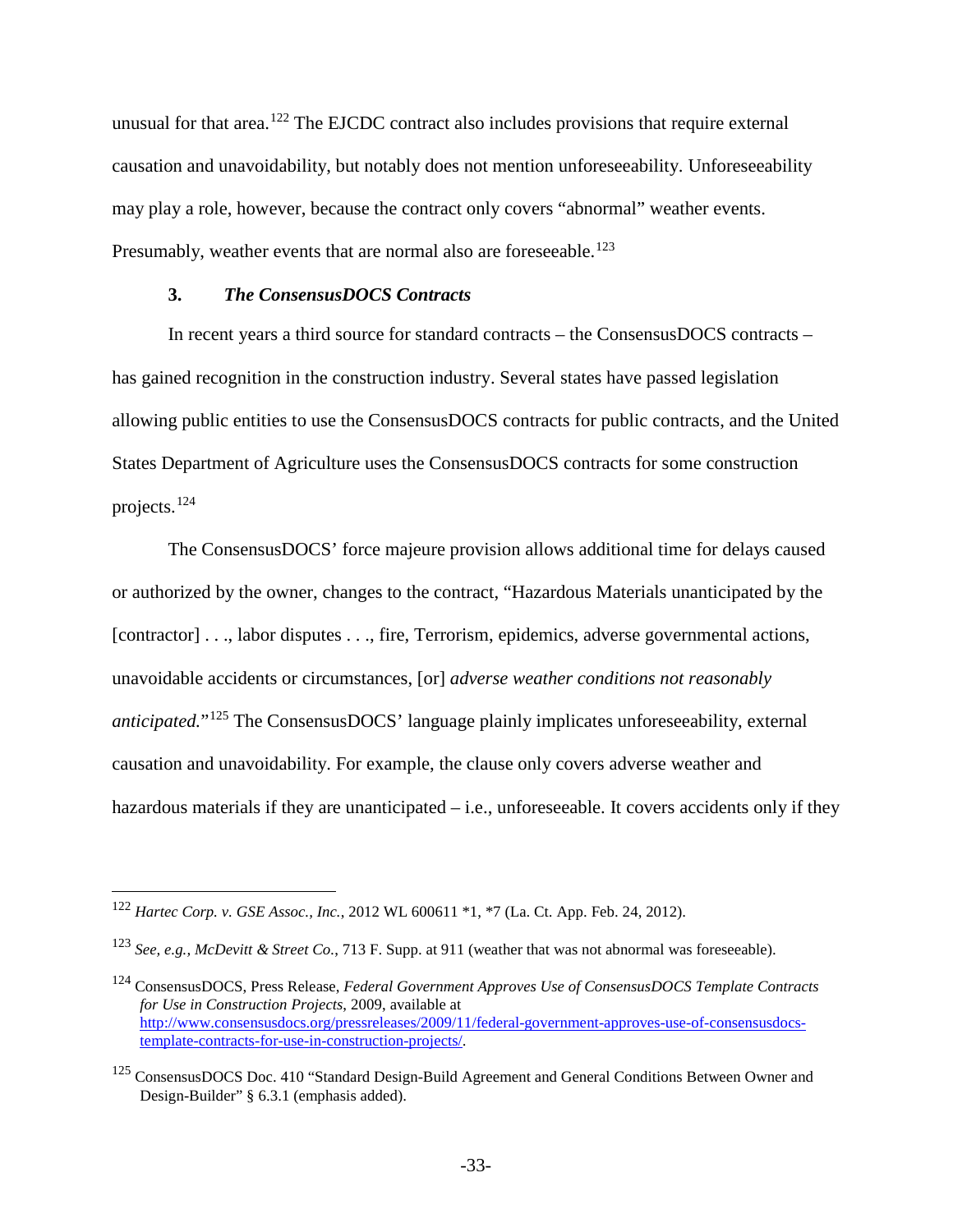unusual for that area.[122] The EJCDC contract also includes provisions that require external causation and unavoidability, but notably does not mention unforeseeability. Unforeseeability may play a role, however, because the contract only covers "abnormal" weather events. Presumably, weather events that are normal also are foreseeable.[123]

### 3. *The ConsensusDOCS Contracts*

In recent years a third source for standard contracts – the ConsensusDOCS contracts – has gained recognition in the construction industry. Several states have passed legislation allowing public entities to use the ConsensusDOCS contracts for public contracts, and the United States Department of Agriculture uses the ConsensusDOCS contracts for some construction projects.[124]

The ConsensusDOCS' force majeure provision allows additional time for delays caused or authorized by the owner, changes to the contract, "Hazardous Materials unanticipated by the [contractor] . . ., labor disputes . . ., fire, Terrorism, epidemics, adverse governmental actions, unavoidable accidents or circumstances, [or] *adverse weather conditions not reasonably anticipated.*"[125] The ConsensusDOCS' language plainly implicates unforeseeability, external causation and unavoidability. For example, the clause only covers adverse weather and hazardous materials if they are unanticipated – i.e., unforeseeable. It covers accidents only if they

---

[122] *Hartec Corp. v. GSE Assoc., Inc.*, 2012 WL 600611 *1, *7 (La. Ct. App. Feb. 24, 2012).

[123] *See, e.g., McDevitt & Street Co.*, 713 F. Supp. at 911 (weather that was not abnormal was foreseeable).

[124] ConsensusDOCS, Press Release, *Federal Government Approves Use of ConsensusDOCS Template Contracts for Use in Construction Projects*, 2009, available at http://www.consensusdocs.org/pressreleases/2009/11/federal-government-approves-use-of-consensusdocs-template-contracts-for-use-in-construction-projects/.

[125] ConsensusDOCS Doc. 410 "Standard Design-Build Agreement and General Conditions Between Owner and Design-Builder" § 6.3.1 (emphasis added).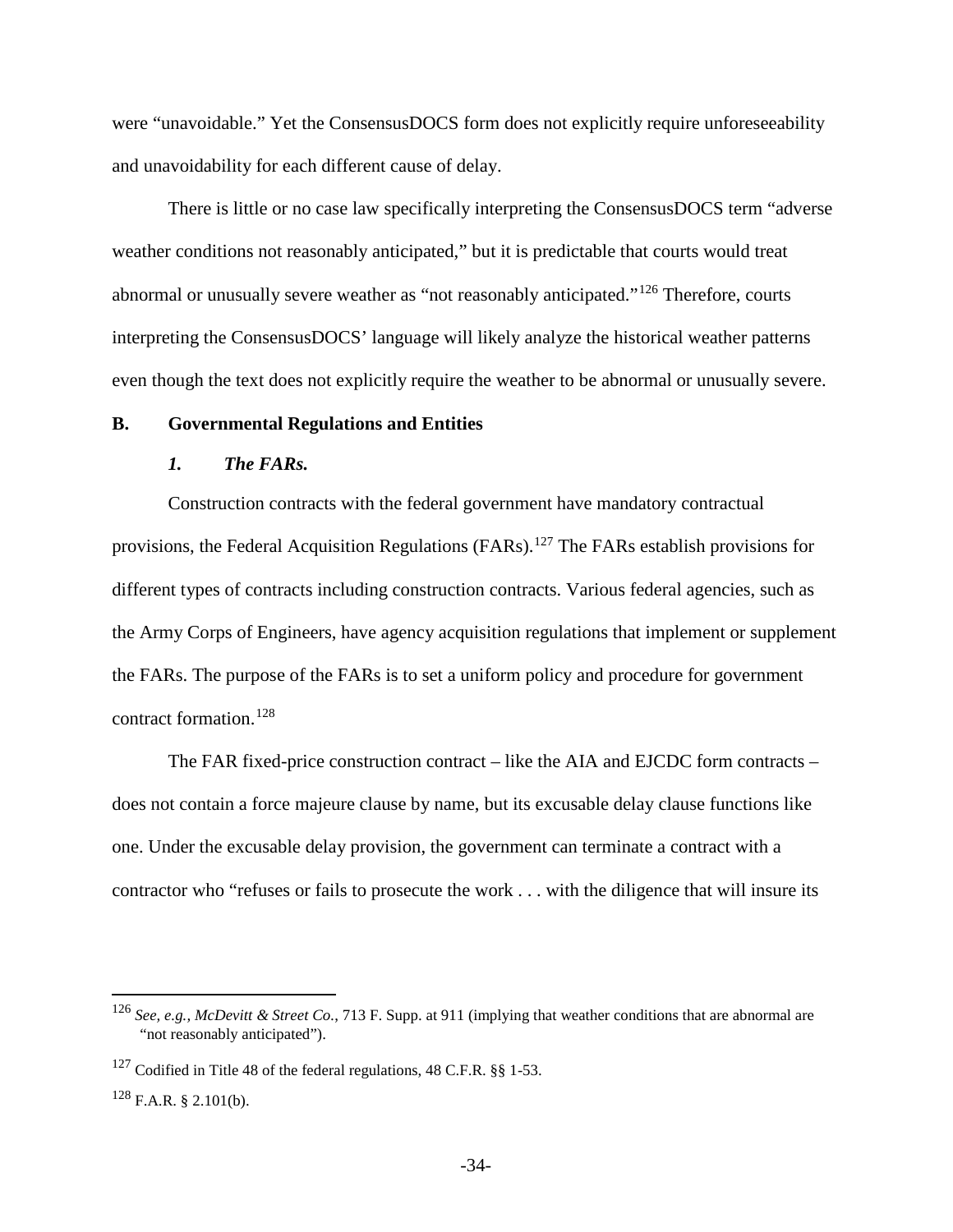were "unavoidable." Yet the ConsensusDOCS form does not explicitly require unforeseeability and unavoidability for each different cause of delay.

There is little or no case law specifically interpreting the ConsensusDOCS term "adverse weather conditions not reasonably anticipated," but it is predictable that courts would treat abnormal or unusually severe weather as "not reasonably anticipated."[126] Therefore, courts interpreting the ConsensusDOCS' language will likely analyze the historical weather patterns even though the text does not explicitly require the weather to be abnormal or unusually severe.

## B. Governmental Regulations and Entities

### *1. The FARs.*

Construction contracts with the federal government have mandatory contractual provisions, the Federal Acquisition Regulations (FARs).[127] The FARs establish provisions for different types of contracts including construction contracts. Various federal agencies, such as the Army Corps of Engineers, have agency acquisition regulations that implement or supplement the FARs. The purpose of the FARs is to set a uniform policy and procedure for government contract formation.[128]

The FAR fixed-price construction contract – like the AIA and EJCDC form contracts – does not contain a force majeure clause by name, but its excusable delay clause functions like one. Under the excusable delay provision, the government can terminate a contract with a contractor who "refuses or fails to prosecute the work . . . with the diligence that will insure its

---

[126] *See, e.g., McDevitt & Street Co.*, 713 F. Supp. at 911 (implying that weather conditions that are abnormal are "not reasonably anticipated").

[127] Codified in Title 48 of the federal regulations, 48 C.F.R. §§ 1-53.

[128] F.A.R. § 2.101(b).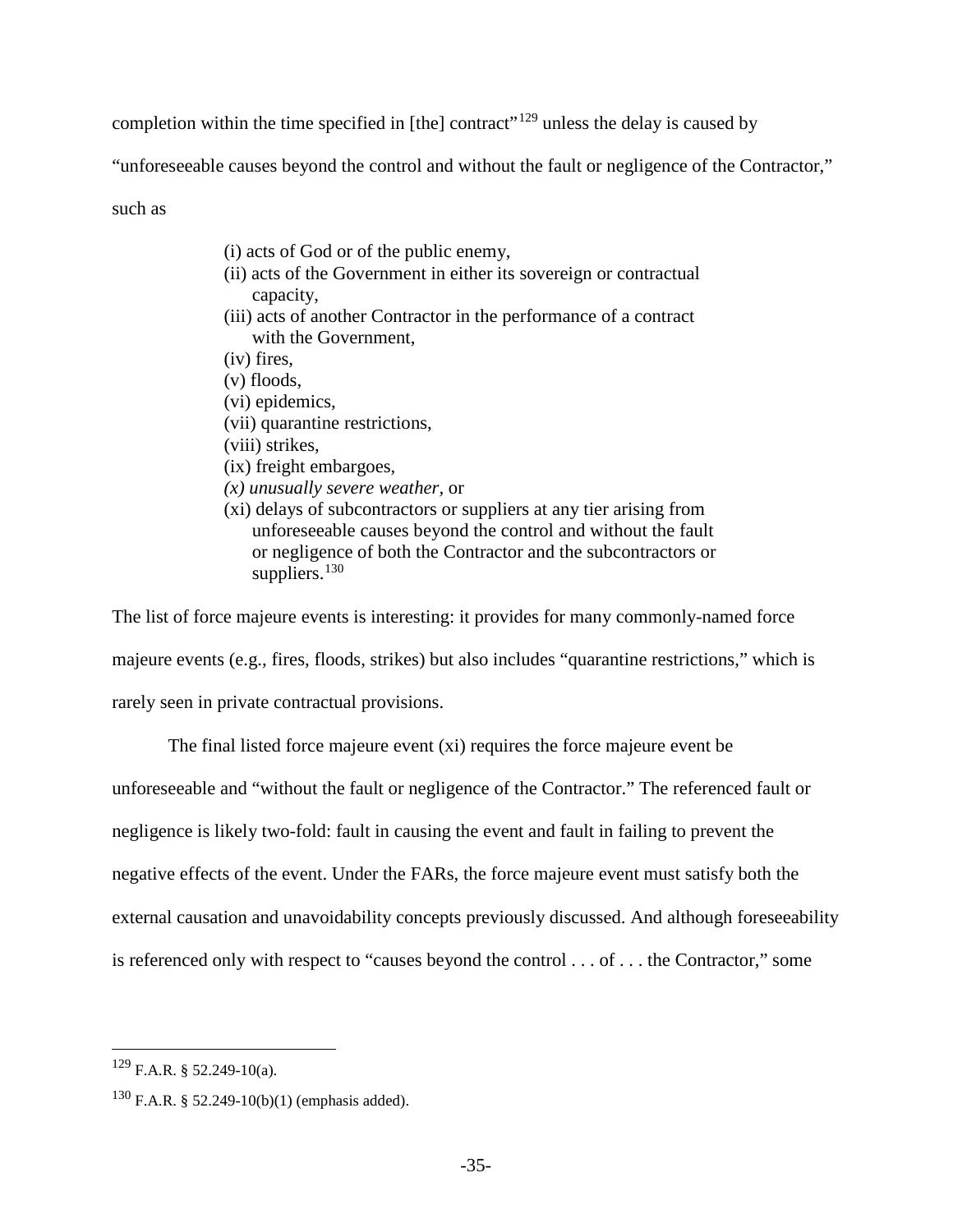completion within the time specified in [the] contract"[129] unless the delay is caused by "unforeseeable causes beyond the control and without the fault or negligence of the Contractor," such as

> (i) acts of God or of the public enemy,
> (ii) acts of the Government in either its sovereign or contractual capacity,
> (iii) acts of another Contractor in the performance of a contract with the Government,
> (iv) fires,
> (v) floods,
> (vi) epidemics,
> (vii) quarantine restrictions,
> (viii) strikes,
> (ix) freight embargoes,
> *(x) unusually severe weather*, or
> (xi) delays of subcontractors or suppliers at any tier arising from unforeseeable causes beyond the control and without the fault or negligence of both the Contractor and the subcontractors or suppliers.[130]

The list of force majeure events is interesting: it provides for many commonly-named force majeure events (e.g., fires, floods, strikes) but also includes "quarantine restrictions," which is rarely seen in private contractual provisions.

The final listed force majeure event (xi) requires the force majeure event be unforeseeable and "without the fault or negligence of the Contractor." The referenced fault or negligence is likely two-fold: fault in causing the event and fault in failing to prevent the negative effects of the event. Under the FARs, the force majeure event must satisfy both the external causation and unavoidability concepts previously discussed. And although foreseeability is referenced only with respect to "causes beyond the control . . . of . . . the Contractor," some

---

[129] F.A.R. § 52.249-10(a).

[130] F.A.R. § 52.249-10(b)(1) (emphasis added).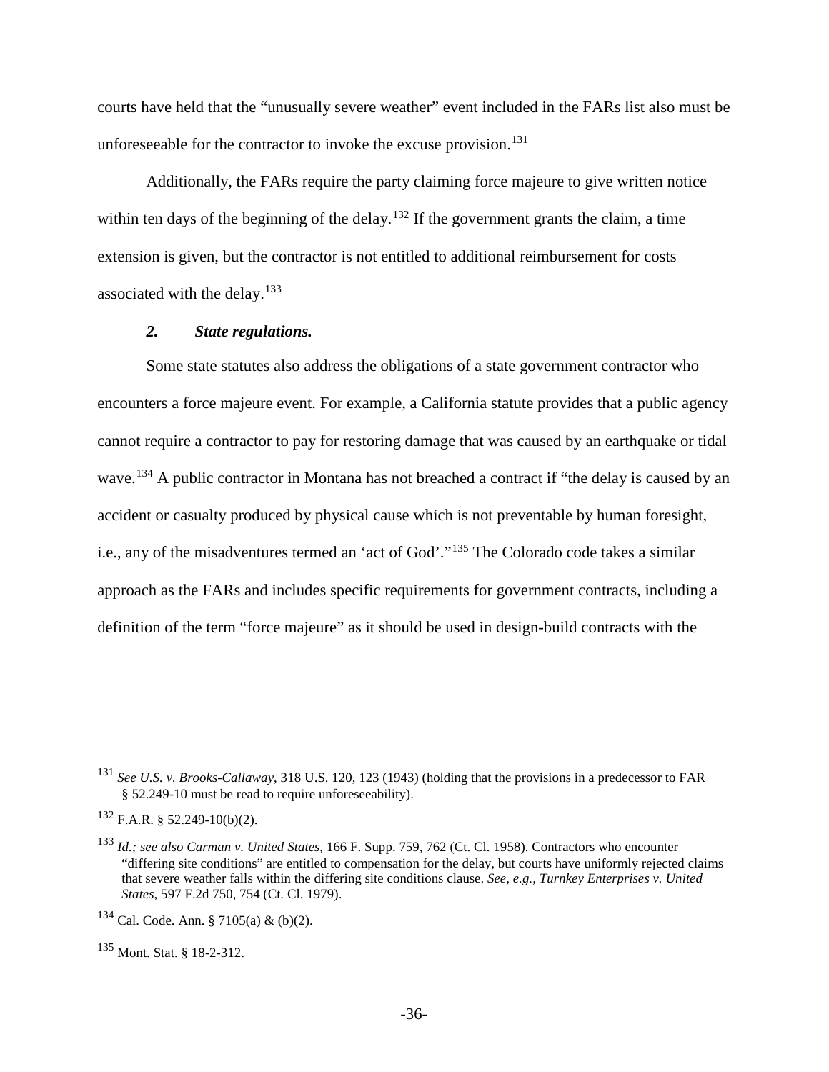courts have held that the "unusually severe weather" event included in the FARs list also must be unforeseeable for the contractor to invoke the excuse provision.[131]

Additionally, the FARs require the party claiming force majeure to give written notice within ten days of the beginning of the delay.[132] If the government grants the claim, a time extension is given, but the contractor is not entitled to additional reimbursement for costs associated with the delay.[133]

### *2. State regulations.*

Some state statutes also address the obligations of a state government contractor who encounters a force majeure event. For example, a California statute provides that a public agency cannot require a contractor to pay for restoring damage that was caused by an earthquake or tidal wave.[134] A public contractor in Montana has not breached a contract if "the delay is caused by an accident or casualty produced by physical cause which is not preventable by human foresight, i.e., any of the misadventures termed an 'act of God'."[135] The Colorado code takes a similar approach as the FARs and includes specific requirements for government contracts, including a definition of the term "force majeure" as it should be used in design-build contracts with the

---

[131] *See U.S. v. Brooks-Callaway*, 318 U.S. 120, 123 (1943) (holding that the provisions in a predecessor to FAR § 52.249-10 must be read to require unforeseeability).

[132] F.A.R. § 52.249-10(b)(2).

[133] *Id.; see also Carman v. United States*, 166 F. Supp. 759, 762 (Ct. Cl. 1958). Contractors who encounter "differing site conditions" are entitled to compensation for the delay, but courts have uniformly rejected claims that severe weather falls within the differing site conditions clause. *See, e.g., Turnkey Enterprises v. United States*, 597 F.2d 750, 754 (Ct. Cl. 1979).

[134] Cal. Code. Ann. § 7105(a) & (b)(2).

[135] Mont. Stat. § 18-2-312.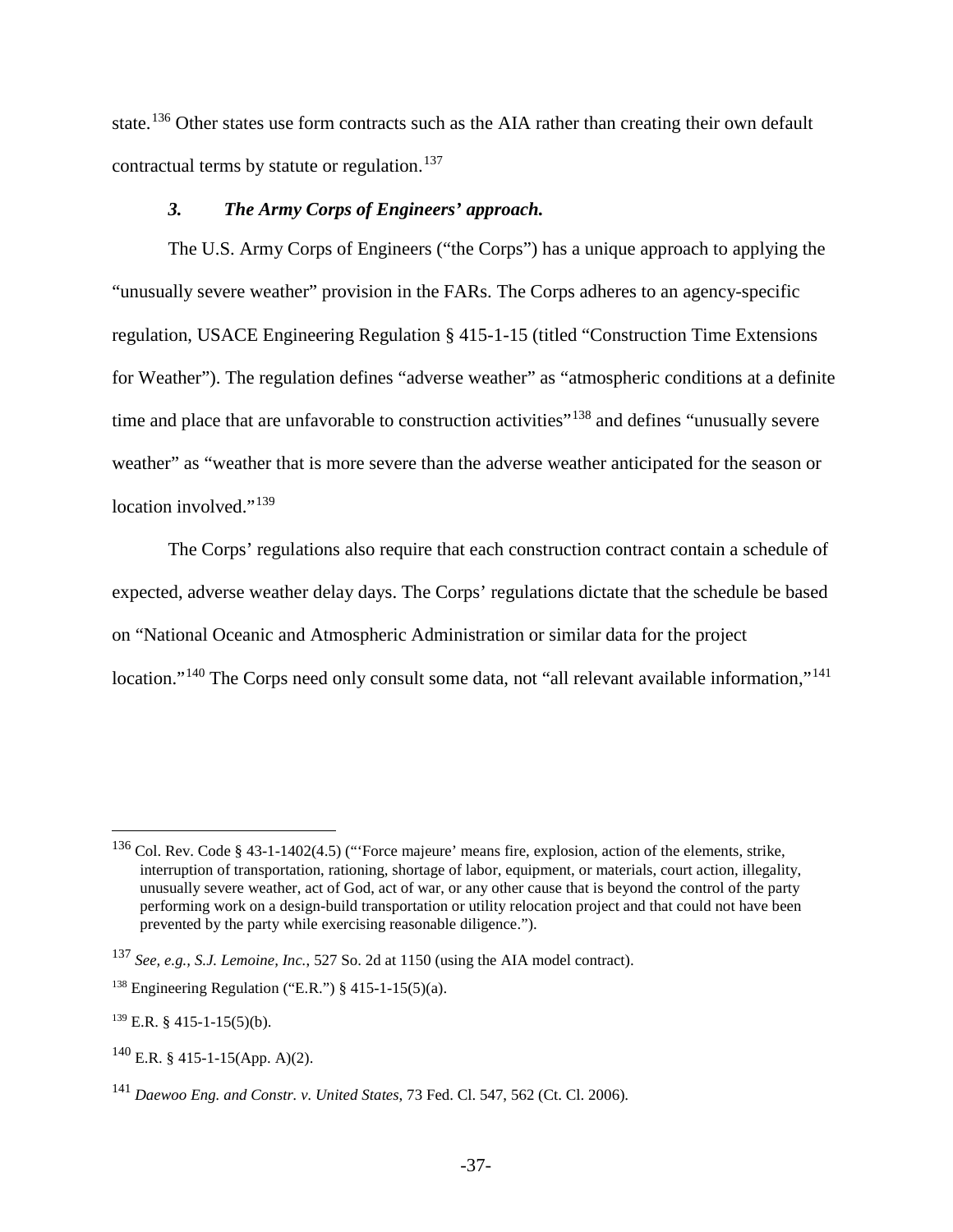state.[136] Other states use form contracts such as the AIA rather than creating their own default contractual terms by statute or regulation.[137]

### *3. The Army Corps of Engineers' approach.*

The U.S. Army Corps of Engineers ("the Corps") has a unique approach to applying the "unusually severe weather" provision in the FARs. The Corps adheres to an agency-specific regulation, USACE Engineering Regulation § 415-1-15 (titled "Construction Time Extensions for Weather"). The regulation defines "adverse weather" as "atmospheric conditions at a definite time and place that are unfavorable to construction activities"[138] and defines "unusually severe weather" as "weather that is more severe than the adverse weather anticipated for the season or location involved."[139]

The Corps' regulations also require that each construction contract contain a schedule of expected, adverse weather delay days. The Corps' regulations dictate that the schedule be based on "National Oceanic and Atmospheric Administration or similar data for the project location."[140] The Corps need only consult some data, not "all relevant available information,"[141]

---

[136] Col. Rev. Code § 43-1-1402(4.5) ("'Force majeure' means fire, explosion, action of the elements, strike, interruption of transportation, rationing, shortage of labor, equipment, or materials, court action, illegality, unusually severe weather, act of God, act of war, or any other cause that is beyond the control of the party performing work on a design-build transportation or utility relocation project and that could not have been prevented by the party while exercising reasonable diligence.").

[137] *See, e.g., S.J. Lemoine, Inc.*, 527 So. 2d at 1150 (using the AIA model contract).

[138] Engineering Regulation ("E.R.") § 415-1-15(5)(a).

[139] E.R. § 415-1-15(5)(b).

[140] E.R. § 415-1-15(App. A)(2).

[141] *Daewoo Eng. and Constr. v. United States*, 73 Fed. Cl. 547, 562 (Ct. Cl. 2006).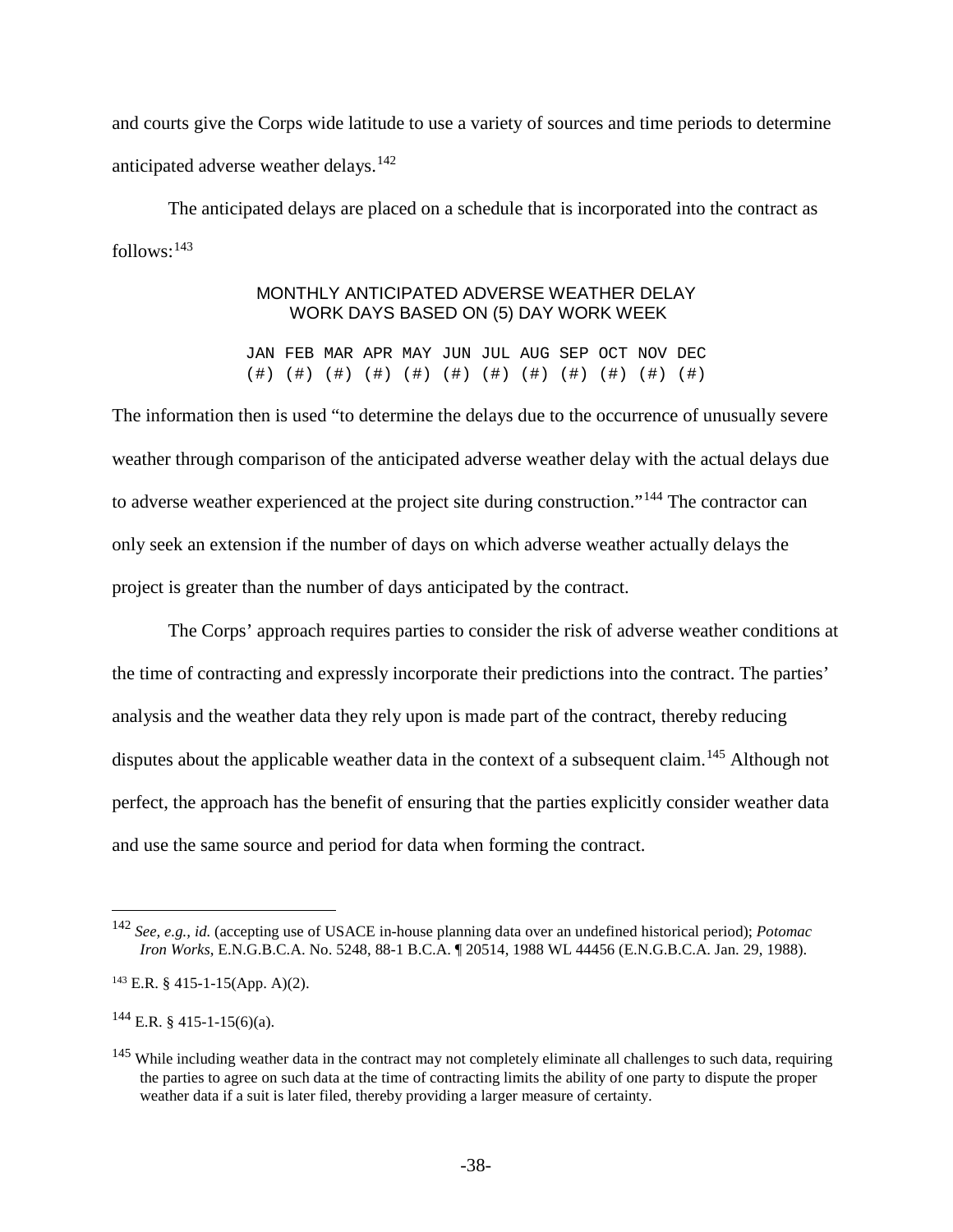and courts give the Corps wide latitude to use a variety of sources and time periods to determine anticipated adverse weather delays.[142]

The anticipated delays are placed on a schedule that is incorporated into the contract as follows:[143]

MONTHLY ANTICIPATED ADVERSE WEATHER DELAY WORK DAYS BASED ON (5) DAY WORK WEEK

| JAN | FEB | MAR | APR | MAY | JUN | JUL | AUG | SEP | OCT | NOV | DEC |
|---|---|---|---|---|---|---|---|---|---|---|---|
| (#) | (#) | (#) | (#) | (#) | (#) | (#) | (#) | (#) | (#) | (#) | (#) |

The information then is used "to determine the delays due to the occurrence of unusually severe weather through comparison of the anticipated adverse weather delay with the actual delays due to adverse weather experienced at the project site during construction."[144] The contractor can only seek an extension if the number of days on which adverse weather actually delays the project is greater than the number of days anticipated by the contract.

The Corps' approach requires parties to consider the risk of adverse weather conditions at the time of contracting and expressly incorporate their predictions into the contract. The parties' analysis and the weather data they rely upon is made part of the contract, thereby reducing disputes about the applicable weather data in the context of a subsequent claim.[145] Although not perfect, the approach has the benefit of ensuring that the parties explicitly consider weather data and use the same source and period for data when forming the contract.

---

[142] *See, e.g.*, *id.* (accepting use of USACE in-house planning data over an undefined historical period); *Potomac Iron Works*, E.N.G.B.C.A. No. 5248, 88-1 B.C.A. ¶ 20514, 1988 WL 44456 (E.N.G.B.C.A. Jan. 29, 1988).

[143] E.R. § 415-1-15(App. A)(2).

[144] E.R. § 415-1-15(6)(a).

[145] While including weather data in the contract may not completely eliminate all challenges to such data, requiring the parties to agree on such data at the time of contracting limits the ability of one party to dispute the proper weather data if a suit is later filed, thereby providing a larger measure of certainty.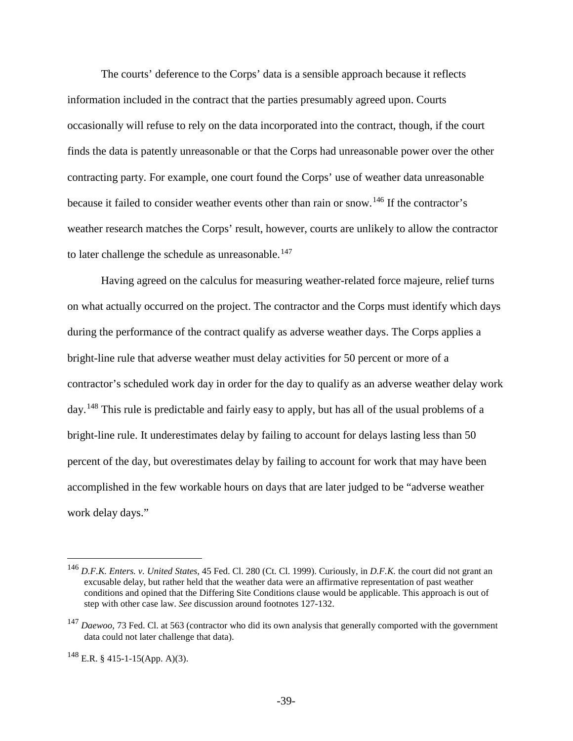The courts' deference to the Corps' data is a sensible approach because it reflects information included in the contract that the parties presumably agreed upon. Courts occasionally will refuse to rely on the data incorporated into the contract, though, if the court finds the data is patently unreasonable or that the Corps had unreasonable power over the other contracting party. For example, one court found the Corps' use of weather data unreasonable because it failed to consider weather events other than rain or snow.[146] If the contractor's weather research matches the Corps' result, however, courts are unlikely to allow the contractor to later challenge the schedule as unreasonable.[147]

Having agreed on the calculus for measuring weather-related force majeure, relief turns on what actually occurred on the project. The contractor and the Corps must identify which days during the performance of the contract qualify as adverse weather days. The Corps applies a bright-line rule that adverse weather must delay activities for 50 percent or more of a contractor's scheduled work day in order for the day to qualify as an adverse weather delay work day.[148] This rule is predictable and fairly easy to apply, but has all of the usual problems of a bright-line rule. It underestimates delay by failing to account for delays lasting less than 50 percent of the day, but overestimates delay by failing to account for work that may have been accomplished in the few workable hours on days that are later judged to be "adverse weather work delay days."

---

[146] *D.F.K. Enters. v. United States*, 45 Fed. Cl. 280 (Ct. Cl. 1999). Curiously, in *D.F.K.* the court did not grant an excusable delay, but rather held that the weather data were an affirmative representation of past weather conditions and opined that the Differing Site Conditions clause would be applicable. This approach is out of step with other case law. *See* discussion around footnotes 127-132.

[147] *Daewoo*, 73 Fed. Cl. at 563 (contractor who did its own analysis that generally comported with the government data could not later challenge that data).

[148] E.R. § 415-1-15(App. A)(3).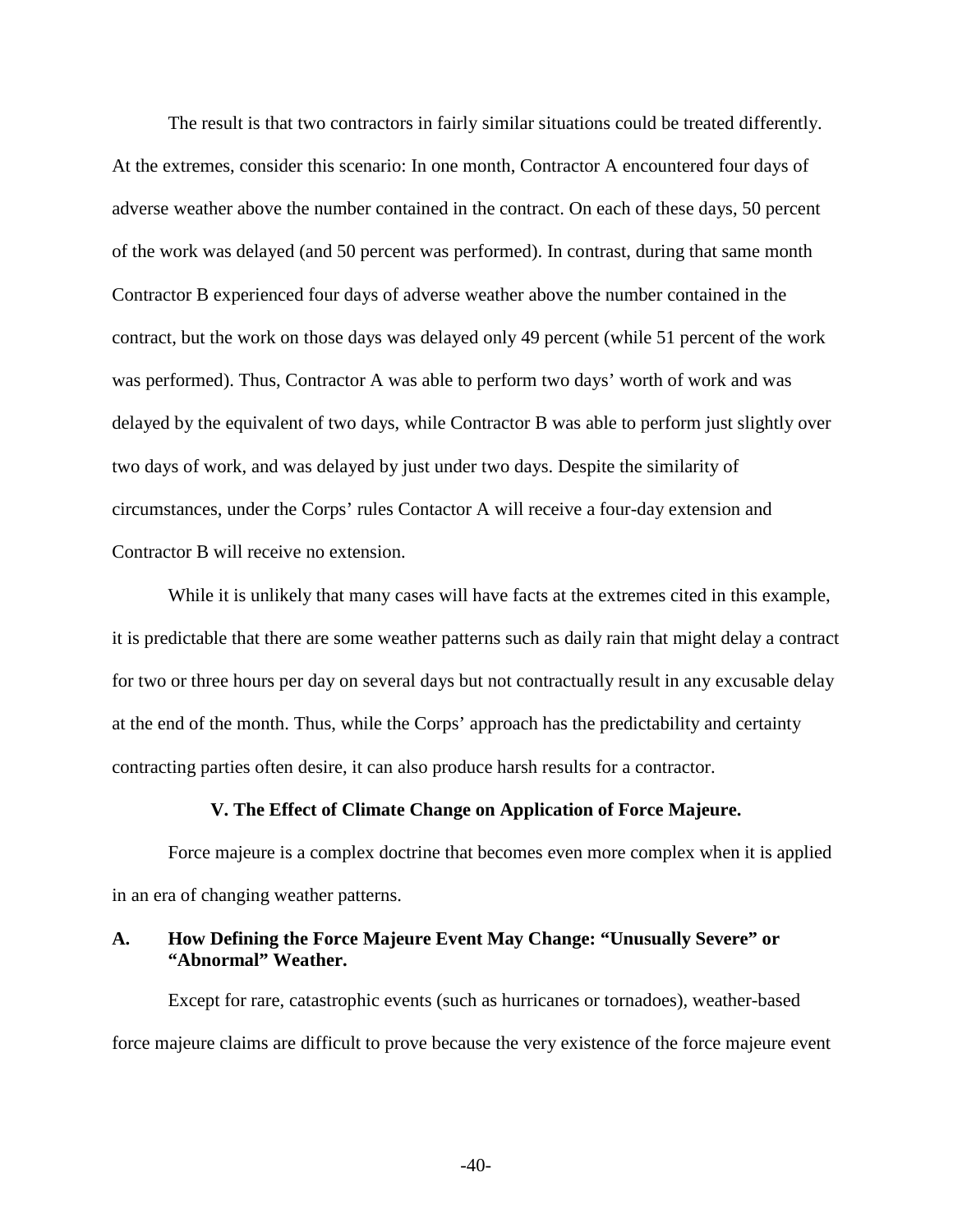The result is that two contractors in fairly similar situations could be treated differently. At the extremes, consider this scenario: In one month, Contractor A encountered four days of adverse weather above the number contained in the contract. On each of these days, 50 percent of the work was delayed (and 50 percent was performed). In contrast, during that same month Contractor B experienced four days of adverse weather above the number contained in the contract, but the work on those days was delayed only 49 percent (while 51 percent of the work was performed). Thus, Contractor A was able to perform two days' worth of work and was delayed by the equivalent of two days, while Contractor B was able to perform just slightly over two days of work, and was delayed by just under two days. Despite the similarity of circumstances, under the Corps' rules Contactor A will receive a four-day extension and Contractor B will receive no extension.

While it is unlikely that many cases will have facts at the extremes cited in this example, it is predictable that there are some weather patterns such as daily rain that might delay a contract for two or three hours per day on several days but not contractually result in any excusable delay at the end of the month. Thus, while the Corps' approach has the predictability and certainty contracting parties often desire, it can also produce harsh results for a contractor.

## V. The Effect of Climate Change on Application of Force Majeure.

Force majeure is a complex doctrine that becomes even more complex when it is applied in an era of changing weather patterns.

### A. How Defining the Force Majeure Event May Change: "Unusually Severe" or "Abnormal" Weather.

Except for rare, catastrophic events (such as hurricanes or tornadoes), weather-based force majeure claims are difficult to prove because the very existence of the force majeure event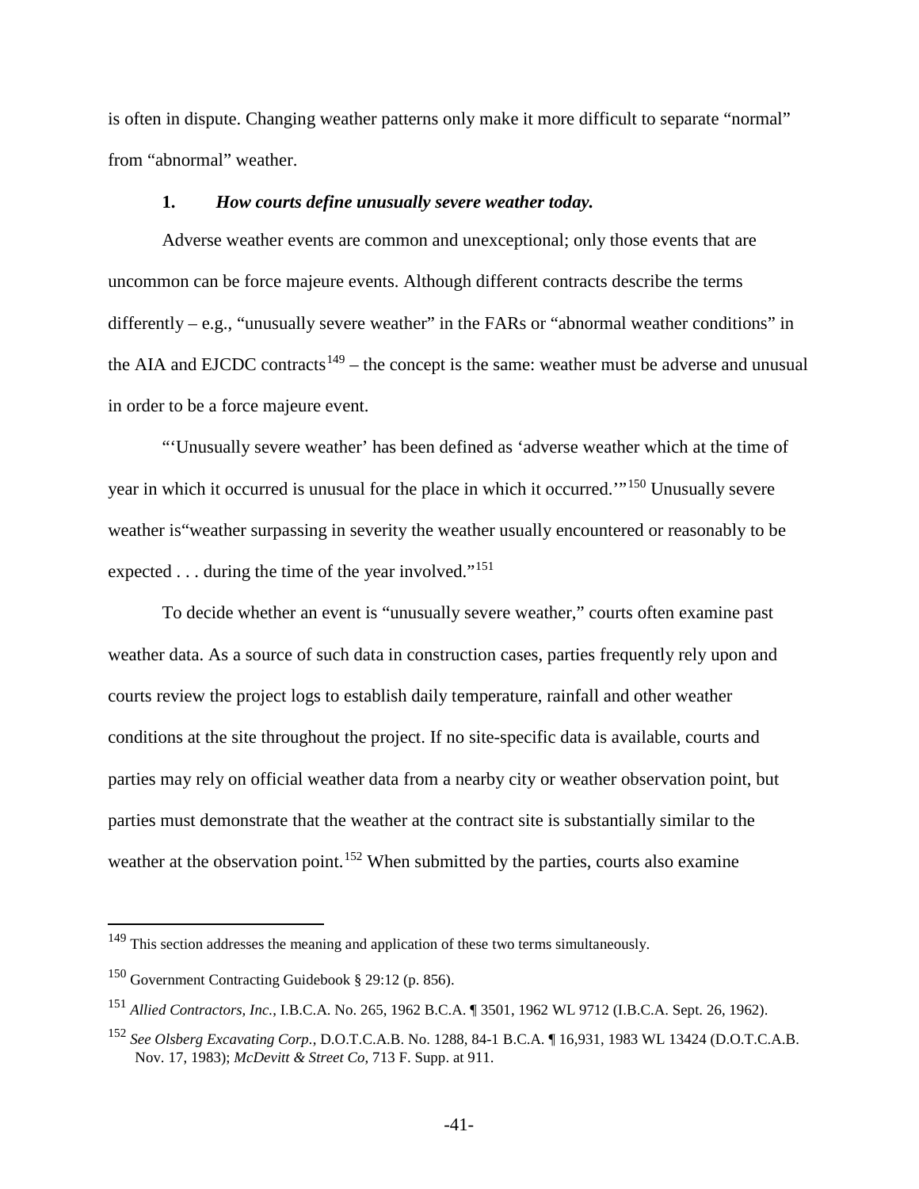is often in dispute. Changing weather patterns only make it more difficult to separate "normal" from "abnormal" weather.

### 1. *How courts define unusually severe weather today.*

Adverse weather events are common and unexceptional; only those events that are uncommon can be force majeure events. Although different contracts describe the terms differently – e.g., "unusually severe weather" in the FARs or "abnormal weather conditions" in the AIA and EJCDC contracts[149] – the concept is the same: weather must be adverse and unusual in order to be a force majeure event.

"'Unusually severe weather' has been defined as 'adverse weather which at the time of year in which it occurred is unusual for the place in which it occurred.'"[150] Unusually severe weather is"weather surpassing in severity the weather usually encountered or reasonably to be expected . . . during the time of the year involved."[151]

To decide whether an event is "unusually severe weather," courts often examine past weather data. As a source of such data in construction cases, parties frequently rely upon and courts review the project logs to establish daily temperature, rainfall and other weather conditions at the site throughout the project. If no site-specific data is available, courts and parties may rely on official weather data from a nearby city or weather observation point, but parties must demonstrate that the weather at the contract site is substantially similar to the weather at the observation point.[152] When submitted by the parties, courts also examine

---

[149] This section addresses the meaning and application of these two terms simultaneously.

[150] Government Contracting Guidebook § 29:12 (p. 856).

[151] *Allied Contractors, Inc.*, I.B.C.A. No. 265, 1962 B.C.A. ¶ 3501, 1962 WL 9712 (I.B.C.A. Sept. 26, 1962).

[152] *See Olsberg Excavating Corp.*, D.O.T.C.A.B. No. 1288, 84-1 B.C.A. ¶ 16,931, 1983 WL 13424 (D.O.T.C.A.B. Nov. 17, 1983); *McDevitt & Street Co*, 713 F. Supp. at 911.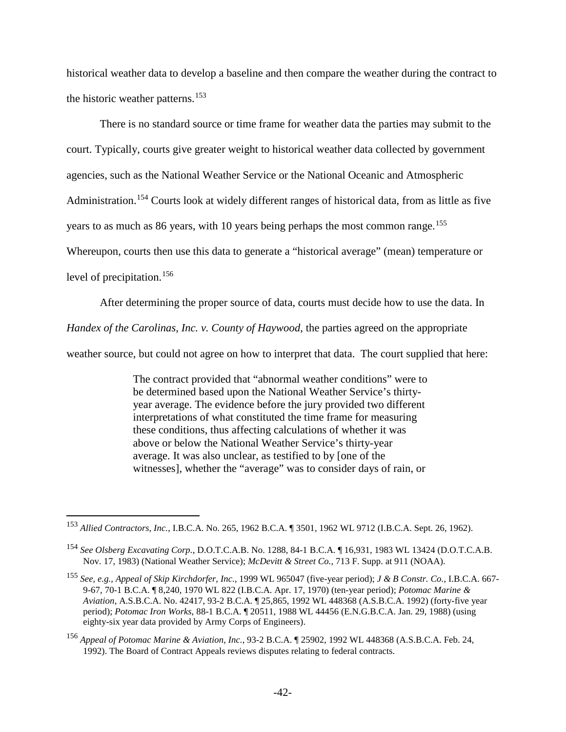historical weather data to develop a baseline and then compare the weather during the contract to the historic weather patterns.[153]

There is no standard source or time frame for weather data the parties may submit to the court. Typically, courts give greater weight to historical weather data collected by government agencies, such as the National Weather Service or the National Oceanic and Atmospheric Administration.[154] Courts look at widely different ranges of historical data, from as little as five years to as much as 86 years, with 10 years being perhaps the most common range.[155] Whereupon, courts then use this data to generate a "historical average" (mean) temperature or level of precipitation.[156]

After determining the proper source of data, courts must decide how to use the data. In *Handex of the Carolinas, Inc. v. County of Haywood*, the parties agreed on the appropriate weather source, but could not agree on how to interpret that data. The court supplied that here:

> The contract provided that "abnormal weather conditions" were to be determined based upon the National Weather Service's thirty-year average. The evidence before the jury provided two different interpretations of what constituted the time frame for measuring these conditions, thus affecting calculations of whether it was above or below the National Weather Service's thirty-year average. It was also unclear, as testified to by [one of the witnesses], whether the "average" was to consider days of rain, or

---

[153] *Allied Contractors, Inc.*, I.B.C.A. No. 265, 1962 B.C.A. ¶ 3501, 1962 WL 9712 (I.B.C.A. Sept. 26, 1962).

[154] *See Olsberg Excavating Corp*., D.O.T.C.A.B. No. 1288, 84-1 B.C.A. ¶ 16,931, 1983 WL 13424 (D.O.T.C.A.B. Nov. 17, 1983) (National Weather Service); *McDevitt & Street Co.*, 713 F. Supp. at 911 (NOAA).

[155] *See, e.g., Appeal of Skip Kirchdorfer, Inc.*, 1999 WL 965047 (five-year period); *J & B Constr. Co.*, I.B.C.A. 667-9-67, 70-1 B.C.A. ¶ 8,240, 1970 WL 822 (I.B.C.A. Apr. 17, 1970) (ten-year period); *Potomac Marine & Aviation*, A.S.B.C.A. No. 42417, 93-2 B.C.A. ¶ 25,865, 1992 WL 448368 (A.S.B.C.A. 1992) (forty-five year period); *Potomac Iron Works*, 88-1 B.C.A. ¶ 20511, 1988 WL 44456 (E.N.G.B.C.A. Jan. 29, 1988) (using eighty-six year data provided by Army Corps of Engineers).

[156] *Appeal of Potomac Marine & Aviation, Inc.*, 93-2 B.C.A. ¶ 25902, 1992 WL 448368 (A.S.B.C.A. Feb. 24, 1992). The Board of Contract Appeals reviews disputes relating to federal contracts.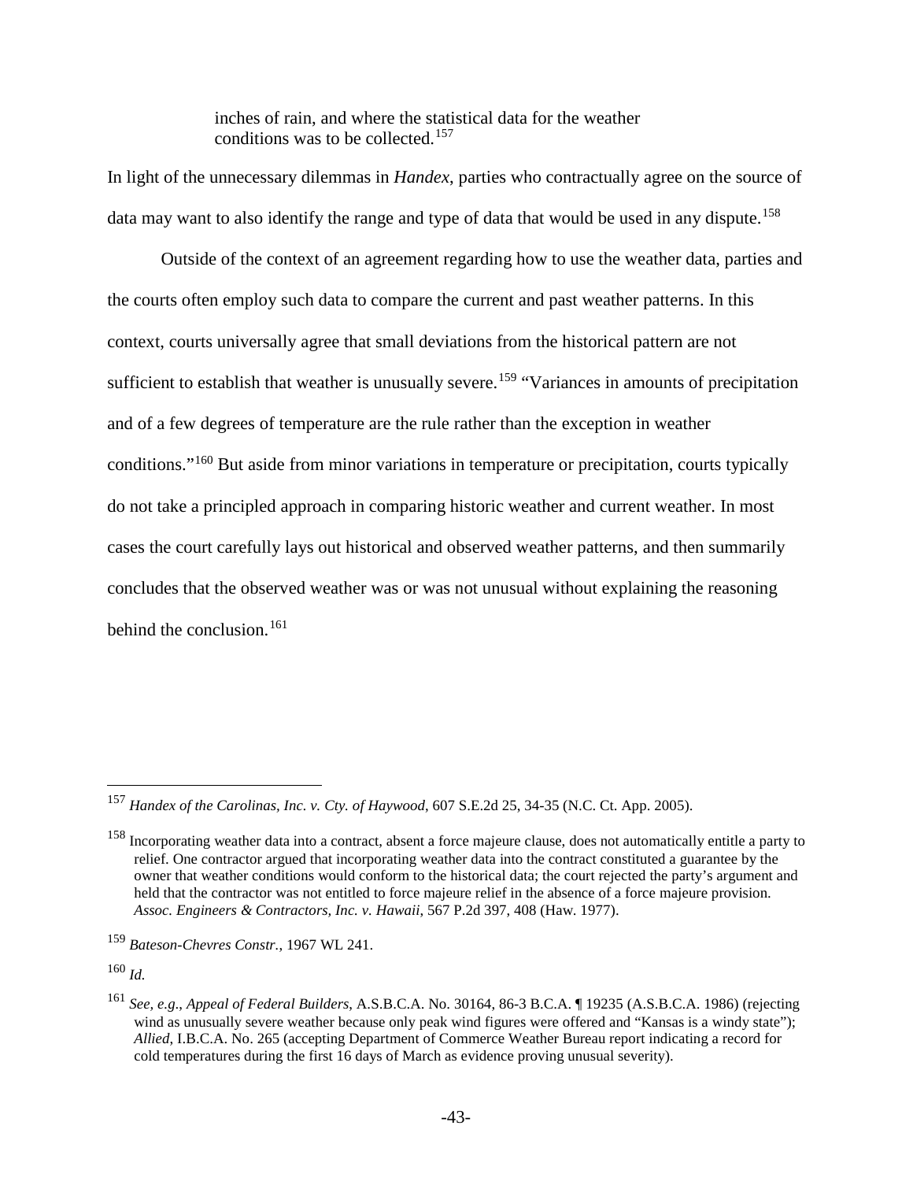> inches of rain, and where the statistical data for the weather conditions was to be collected.[157]

In light of the unnecessary dilemmas in *Handex*, parties who contractually agree on the source of data may want to also identify the range and type of data that would be used in any dispute.[158]

Outside of the context of an agreement regarding how to use the weather data, parties and the courts often employ such data to compare the current and past weather patterns. In this context, courts universally agree that small deviations from the historical pattern are not sufficient to establish that weather is unusually severe.[159] "Variances in amounts of precipitation and of a few degrees of temperature are the rule rather than the exception in weather conditions."[160] But aside from minor variations in temperature or precipitation, courts typically do not take a principled approach in comparing historic weather and current weather. In most cases the court carefully lays out historical and observed weather patterns, and then summarily concludes that the observed weather was or was not unusual without explaining the reasoning behind the conclusion.[161]

---

[157] *Handex of the Carolinas, Inc. v. Cty. of Haywood*, 607 S.E.2d 25, 34-35 (N.C. Ct. App. 2005).

[158] Incorporating weather data into a contract, absent a force majeure clause, does not automatically entitle a party to relief. One contractor argued that incorporating weather data into the contract constituted a guarantee by the owner that weather conditions would conform to the historical data; the court rejected the party's argument and held that the contractor was not entitled to force majeure relief in the absence of a force majeure provision. *Assoc. Engineers & Contractors, Inc. v. Hawaii*, 567 P.2d 397, 408 (Haw. 1977).

[159] *Bateson-Chevres Constr.*, 1967 WL 241.

[160] *Id.*

[161] *See, e.g.*, *Appeal of Federal Builders*, A.S.B.C.A. No. 30164, 86-3 B.C.A. ¶ 19235 (A.S.B.C.A. 1986) (rejecting wind as unusually severe weather because only peak wind figures were offered and "Kansas is a windy state"); *Allied*, I.B.C.A. No. 265 (accepting Department of Commerce Weather Bureau report indicating a record for cold temperatures during the first 16 days of March as evidence proving unusual severity).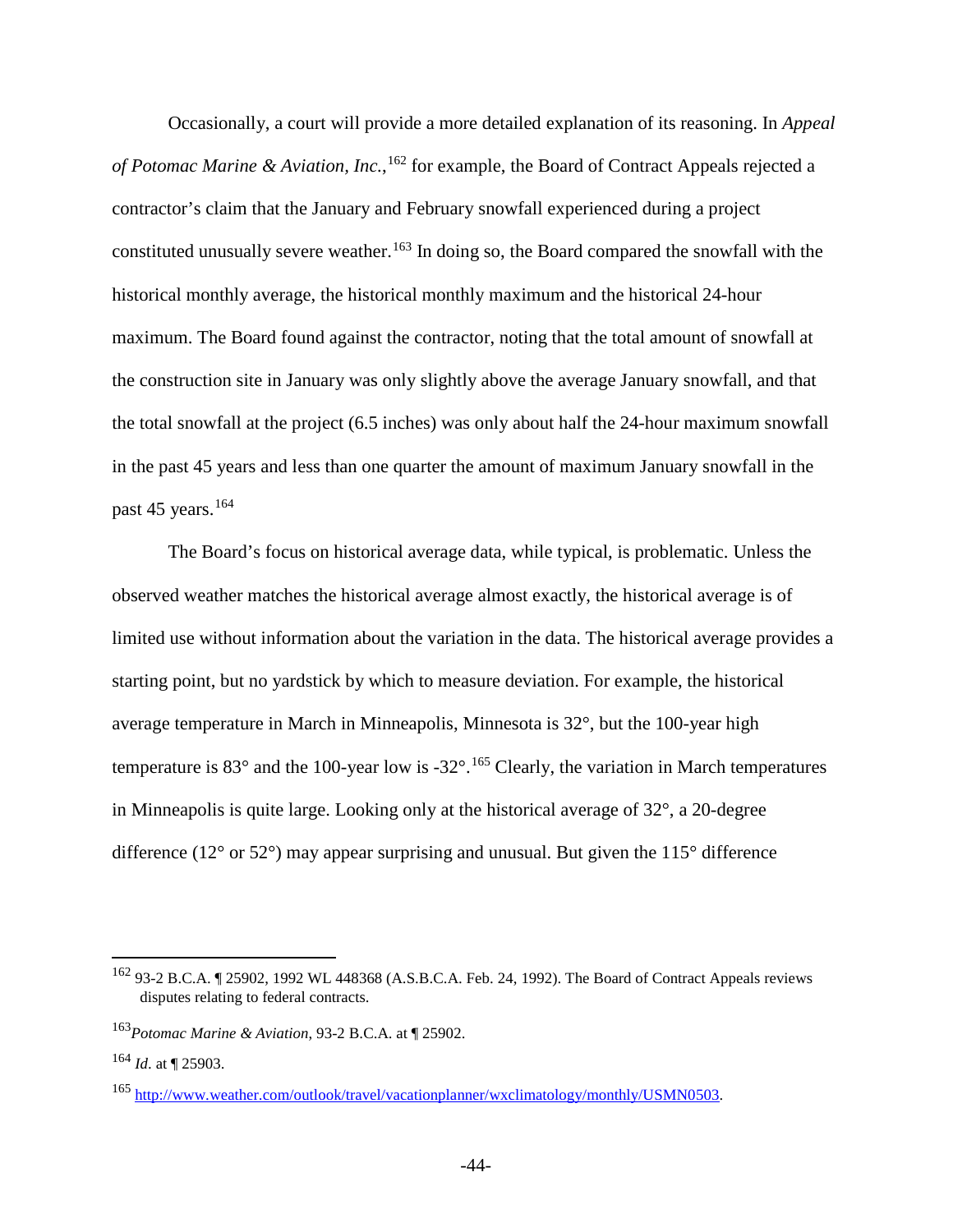Occasionally, a court will provide a more detailed explanation of its reasoning. In *Appeal of Potomac Marine & Aviation, Inc.*,[162] for example, the Board of Contract Appeals rejected a contractor's claim that the January and February snowfall experienced during a project constituted unusually severe weather.[163] In doing so, the Board compared the snowfall with the historical monthly average, the historical monthly maximum and the historical 24-hour maximum. The Board found against the contractor, noting that the total amount of snowfall at the construction site in January was only slightly above the average January snowfall, and that the total snowfall at the project (6.5 inches) was only about half the 24-hour maximum snowfall in the past 45 years and less than one quarter the amount of maximum January snowfall in the past 45 years.[164]

The Board's focus on historical average data, while typical, is problematic. Unless the observed weather matches the historical average almost exactly, the historical average is of limited use without information about the variation in the data. The historical average provides a starting point, but no yardstick by which to measure deviation. For example, the historical average temperature in March in Minneapolis, Minnesota is 32°, but the 100-year high temperature is 83° and the 100-year low is -32°.[165] Clearly, the variation in March temperatures in Minneapolis is quite large. Looking only at the historical average of 32°, a 20-degree difference (12° or 52°) may appear surprising and unusual. But given the 115° difference

---

[162] 93-2 B.C.A. ¶ 25902, 1992 WL 448368 (A.S.B.C.A. Feb. 24, 1992). The Board of Contract Appeals reviews disputes relating to federal contracts.

[163] *Potomac Marine & Aviation*, 93-2 B.C.A. at ¶ 25902.

[164] *Id.* at ¶ 25903.

[165] http://www.weather.com/outlook/travel/vacationplanner/wxclimatology/monthly/USMN0503.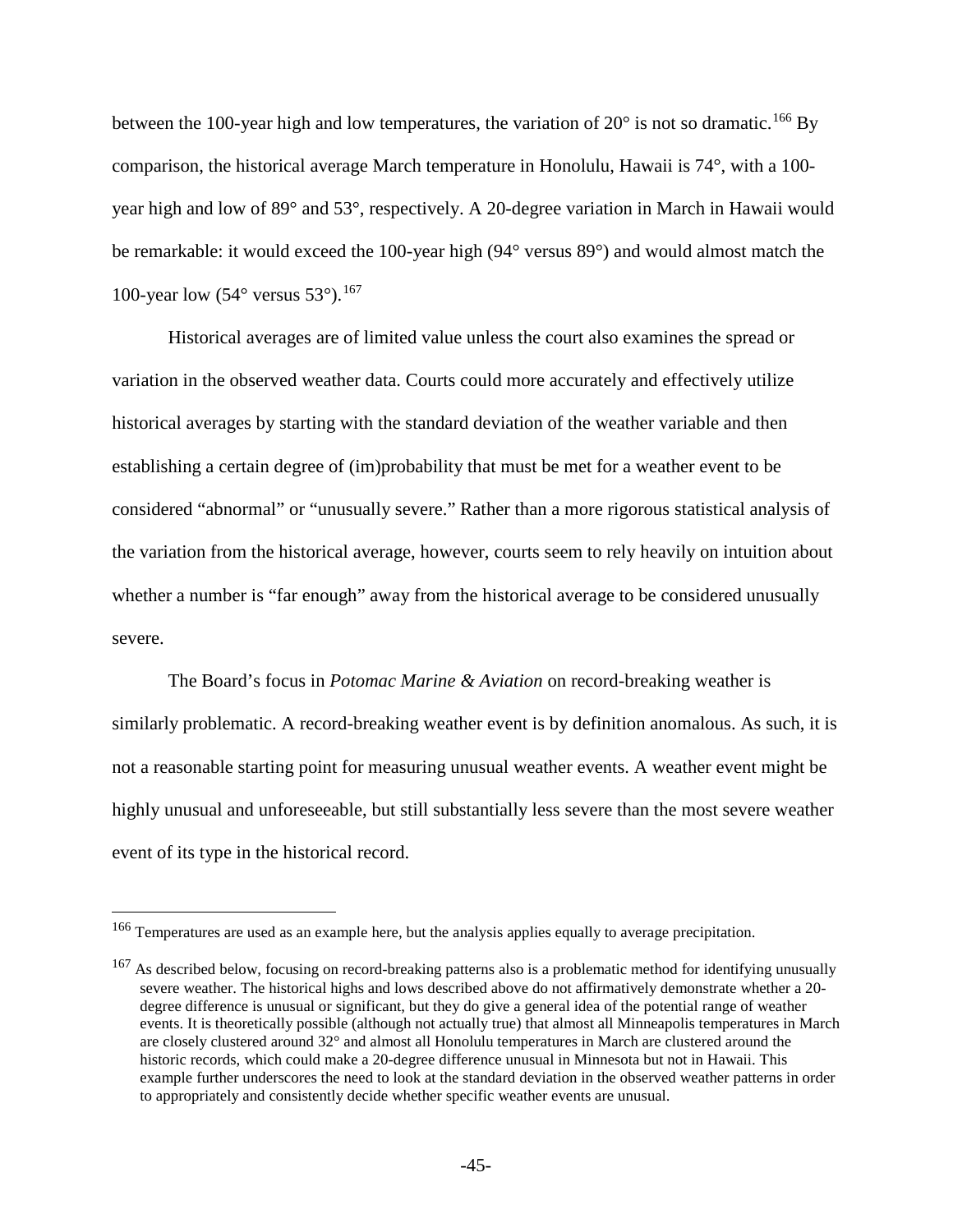between the 100-year high and low temperatures, the variation of 20° is not so dramatic.[166] By comparison, the historical average March temperature in Honolulu, Hawaii is 74°, with a 100-year high and low of 89° and 53°, respectively. A 20-degree variation in March in Hawaii would be remarkable: it would exceed the 100-year high (94° versus 89°) and would almost match the 100-year low (54° versus 53°).[167]

Historical averages are of limited value unless the court also examines the spread or variation in the observed weather data. Courts could more accurately and effectively utilize historical averages by starting with the standard deviation of the weather variable and then establishing a certain degree of (im)probability that must be met for a weather event to be considered "abnormal" or "unusually severe." Rather than a more rigorous statistical analysis of the variation from the historical average, however, courts seem to rely heavily on intuition about whether a number is "far enough" away from the historical average to be considered unusually severe.

The Board's focus in *Potomac Marine & Aviation* on record-breaking weather is similarly problematic. A record-breaking weather event is by definition anomalous. As such, it is not a reasonable starting point for measuring unusual weather events. A weather event might be highly unusual and unforeseeable, but still substantially less severe than the most severe weather event of its type in the historical record.

---

[166] Temperatures are used as an example here, but the analysis applies equally to average precipitation.

[167] As described below, focusing on record-breaking patterns also is a problematic method for identifying unusually severe weather. The historical highs and lows described above do not affirmatively demonstrate whether a 20-degree difference is unusual or significant, but they do give a general idea of the potential range of weather events. It is theoretically possible (although not actually true) that almost all Minneapolis temperatures in March are closely clustered around 32° and almost all Honolulu temperatures in March are clustered around the historic records, which could make a 20-degree difference unusual in Minnesota but not in Hawaii. This example further underscores the need to look at the standard deviation in the observed weather patterns in order to appropriately and consistently decide whether specific weather events are unusual.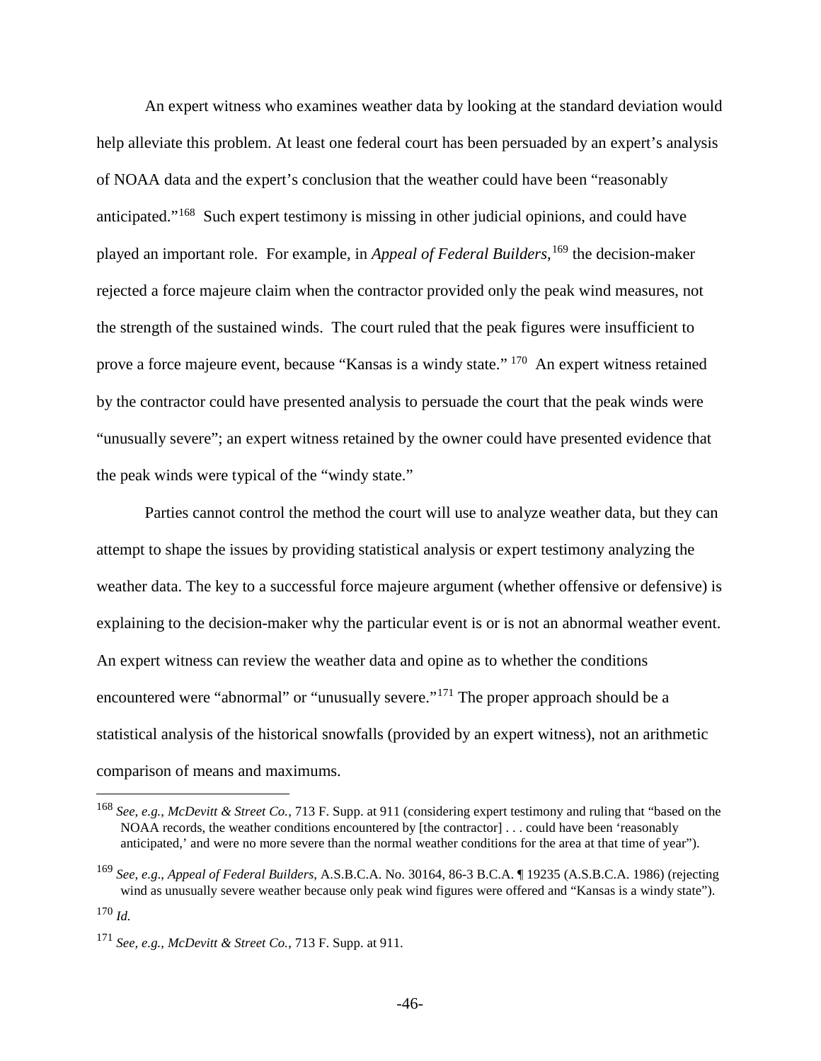An expert witness who examines weather data by looking at the standard deviation would help alleviate this problem. At least one federal court has been persuaded by an expert's analysis of NOAA data and the expert's conclusion that the weather could have been "reasonably anticipated."[168] Such expert testimony is missing in other judicial opinions, and could have played an important role. For example, in *Appeal of Federal Builders*,[169] the decision-maker rejected a force majeure claim when the contractor provided only the peak wind measures, not the strength of the sustained winds. The court ruled that the peak figures were insufficient to prove a force majeure event, because "Kansas is a windy state." [170] An expert witness retained by the contractor could have presented analysis to persuade the court that the peak winds were "unusually severe"; an expert witness retained by the owner could have presented evidence that the peak winds were typical of the "windy state."

Parties cannot control the method the court will use to analyze weather data, but they can attempt to shape the issues by providing statistical analysis or expert testimony analyzing the weather data. The key to a successful force majeure argument (whether offensive or defensive) is explaining to the decision-maker why the particular event is or is not an abnormal weather event. An expert witness can review the weather data and opine as to whether the conditions encountered were "abnormal" or "unusually severe."[171] The proper approach should be a statistical analysis of the historical snowfalls (provided by an expert witness), not an arithmetic comparison of means and maximums.

---

[168] *See, e.g.*, *McDevitt & Street Co.*, 713 F. Supp. at 911 (considering expert testimony and ruling that "based on the NOAA records, the weather conditions encountered by [the contractor] . . . could have been 'reasonably anticipated,' and were no more severe than the normal weather conditions for the area at that time of year").

[169] *See, e.g*., *Appeal of Federal Builders*, A.S.B.C.A. No. 30164, 86-3 B.C.A. ¶ 19235 (A.S.B.C.A. 1986) (rejecting wind as unusually severe weather because only peak wind figures were offered and "Kansas is a windy state").

[170] *Id.*

[171] *See, e.g.*, *McDevitt & Street Co.*, 713 F. Supp. at 911.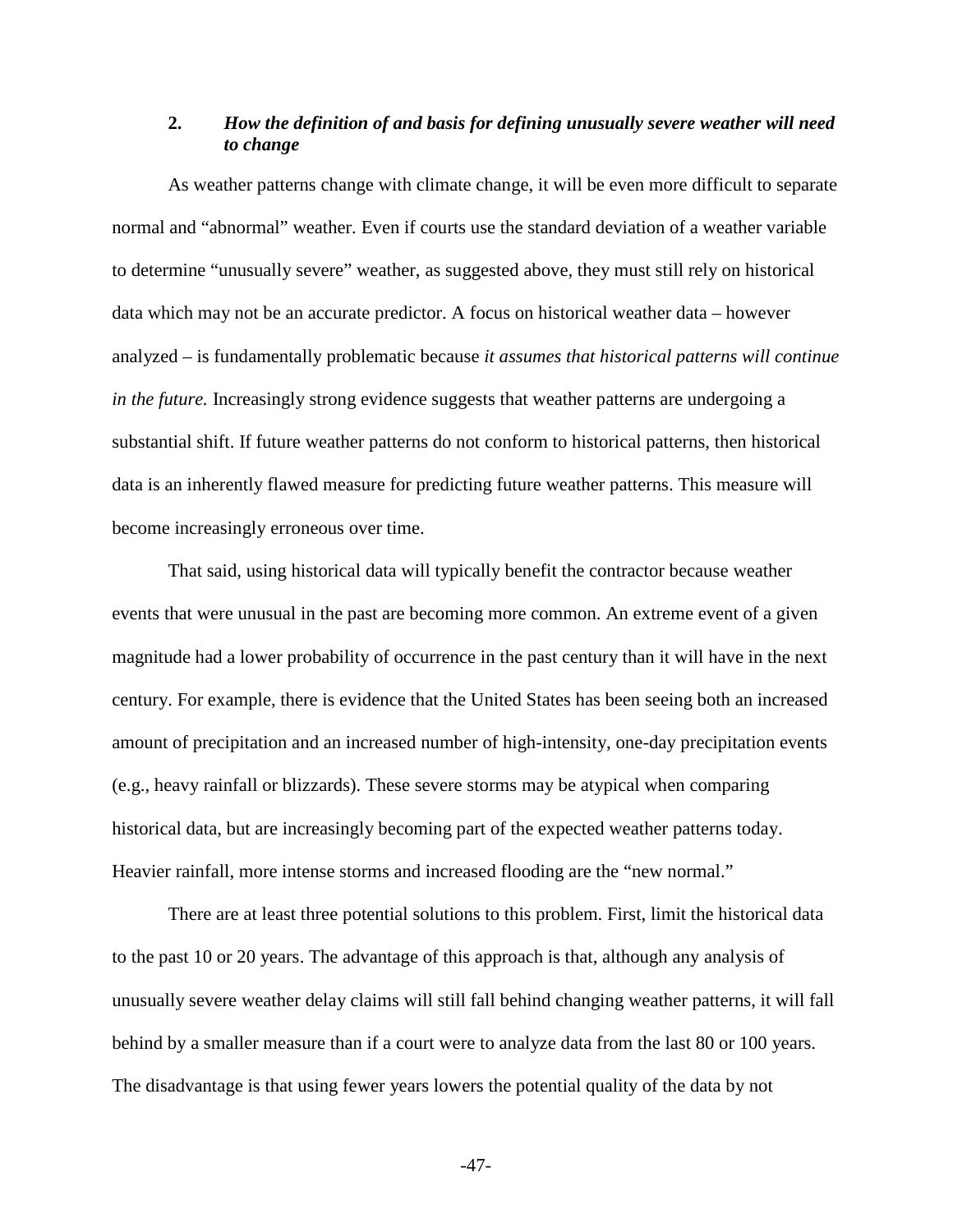### 2. *How the definition of and basis for defining unusually severe weather will need to change*

As weather patterns change with climate change, it will be even more difficult to separate normal and "abnormal" weather. Even if courts use the standard deviation of a weather variable to determine "unusually severe" weather, as suggested above, they must still rely on historical data which may not be an accurate predictor. A focus on historical weather data – however analyzed – is fundamentally problematic because *it assumes that historical patterns will continue in the future.* Increasingly strong evidence suggests that weather patterns are undergoing a substantial shift. If future weather patterns do not conform to historical patterns, then historical data is an inherently flawed measure for predicting future weather patterns. This measure will become increasingly erroneous over time.

That said, using historical data will typically benefit the contractor because weather events that were unusual in the past are becoming more common. An extreme event of a given magnitude had a lower probability of occurrence in the past century than it will have in the next century. For example, there is evidence that the United States has been seeing both an increased amount of precipitation and an increased number of high-intensity, one-day precipitation events (e.g., heavy rainfall or blizzards). These severe storms may be atypical when comparing historical data, but are increasingly becoming part of the expected weather patterns today. Heavier rainfall, more intense storms and increased flooding are the "new normal."

There are at least three potential solutions to this problem. First, limit the historical data to the past 10 or 20 years. The advantage of this approach is that, although any analysis of unusually severe weather delay claims will still fall behind changing weather patterns, it will fall behind by a smaller measure than if a court were to analyze data from the last 80 or 100 years. The disadvantage is that using fewer years lowers the potential quality of the data by not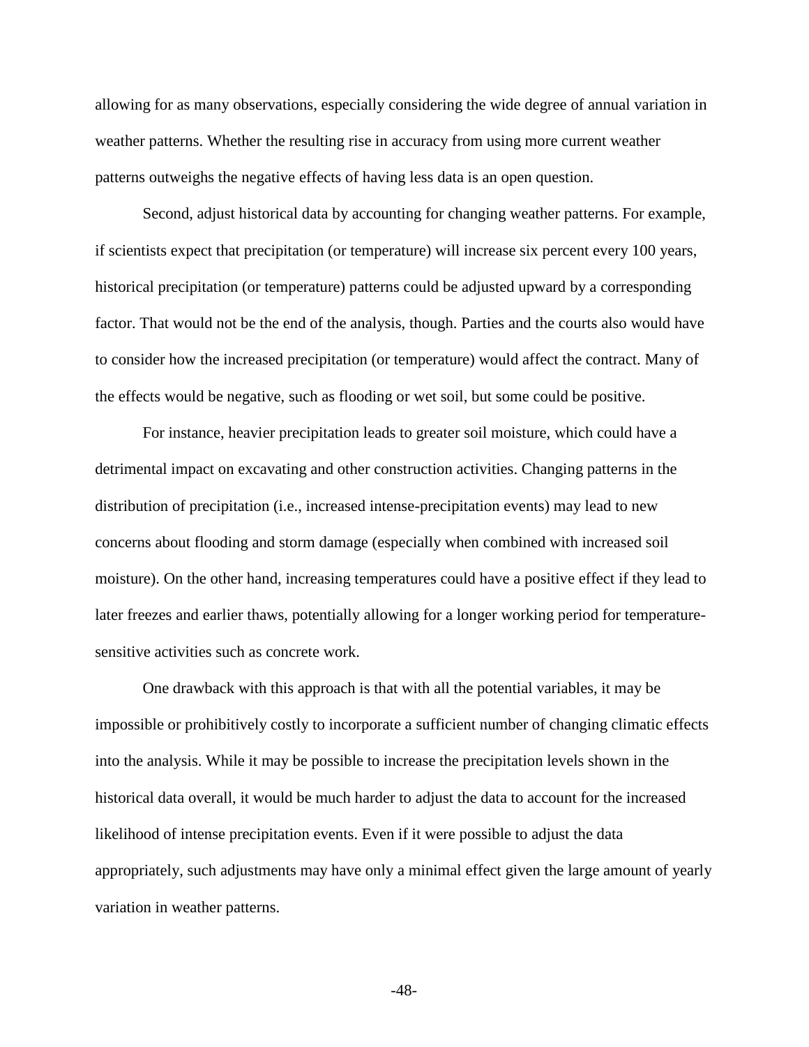allowing for as many observations, especially considering the wide degree of annual variation in weather patterns. Whether the resulting rise in accuracy from using more current weather patterns outweighs the negative effects of having less data is an open question.

Second, adjust historical data by accounting for changing weather patterns. For example, if scientists expect that precipitation (or temperature) will increase six percent every 100 years, historical precipitation (or temperature) patterns could be adjusted upward by a corresponding factor. That would not be the end of the analysis, though. Parties and the courts also would have to consider how the increased precipitation (or temperature) would affect the contract. Many of the effects would be negative, such as flooding or wet soil, but some could be positive.

For instance, heavier precipitation leads to greater soil moisture, which could have a detrimental impact on excavating and other construction activities. Changing patterns in the distribution of precipitation (i.e., increased intense-precipitation events) may lead to new concerns about flooding and storm damage (especially when combined with increased soil moisture). On the other hand, increasing temperatures could have a positive effect if they lead to later freezes and earlier thaws, potentially allowing for a longer working period for temperature-sensitive activities such as concrete work.

One drawback with this approach is that with all the potential variables, it may be impossible or prohibitively costly to incorporate a sufficient number of changing climatic effects into the analysis. While it may be possible to increase the precipitation levels shown in the historical data overall, it would be much harder to adjust the data to account for the increased likelihood of intense precipitation events. Even if it were possible to adjust the data appropriately, such adjustments may have only a minimal effect given the large amount of yearly variation in weather patterns.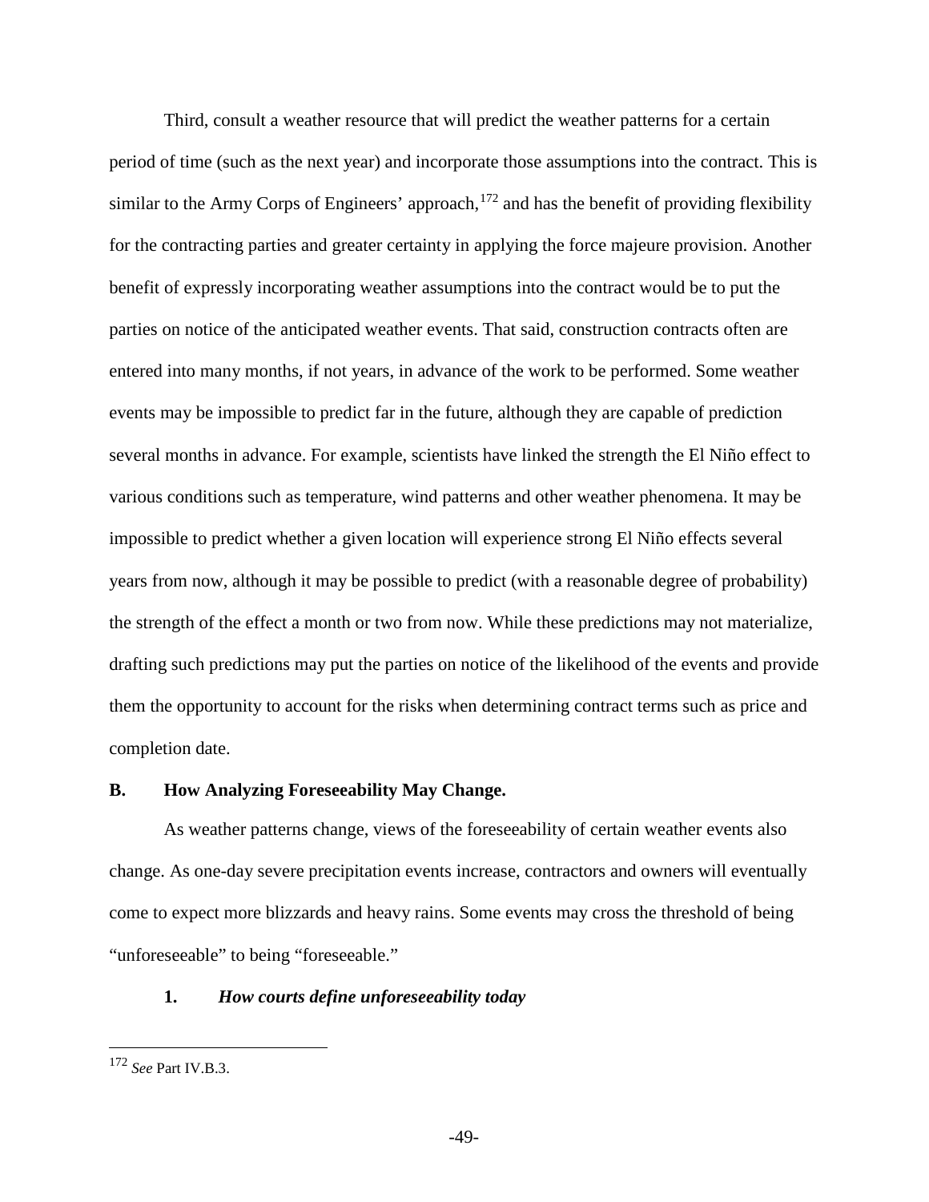Third, consult a weather resource that will predict the weather patterns for a certain period of time (such as the next year) and incorporate those assumptions into the contract. This is similar to the Army Corps of Engineers' approach,[172] and has the benefit of providing flexibility for the contracting parties and greater certainty in applying the force majeure provision. Another benefit of expressly incorporating weather assumptions into the contract would be to put the parties on notice of the anticipated weather events. That said, construction contracts often are entered into many months, if not years, in advance of the work to be performed. Some weather events may be impossible to predict far in the future, although they are capable of prediction several months in advance. For example, scientists have linked the strength the El Niño effect to various conditions such as temperature, wind patterns and other weather phenomena. It may be impossible to predict whether a given location will experience strong El Niño effects several years from now, although it may be possible to predict (with a reasonable degree of probability) the strength of the effect a month or two from now. While these predictions may not materialize, drafting such predictions may put the parties on notice of the likelihood of the events and provide them the opportunity to account for the risks when determining contract terms such as price and completion date.

## B. How Analyzing Foreseeability May Change.

As weather patterns change, views of the foreseeability of certain weather events also change. As one-day severe precipitation events increase, contractors and owners will eventually come to expect more blizzards and heavy rains. Some events may cross the threshold of being "unforeseeable" to being "foreseeable."

### 1. *How courts define unforeseeability today*

---

[172] *See* Part IV.B.3.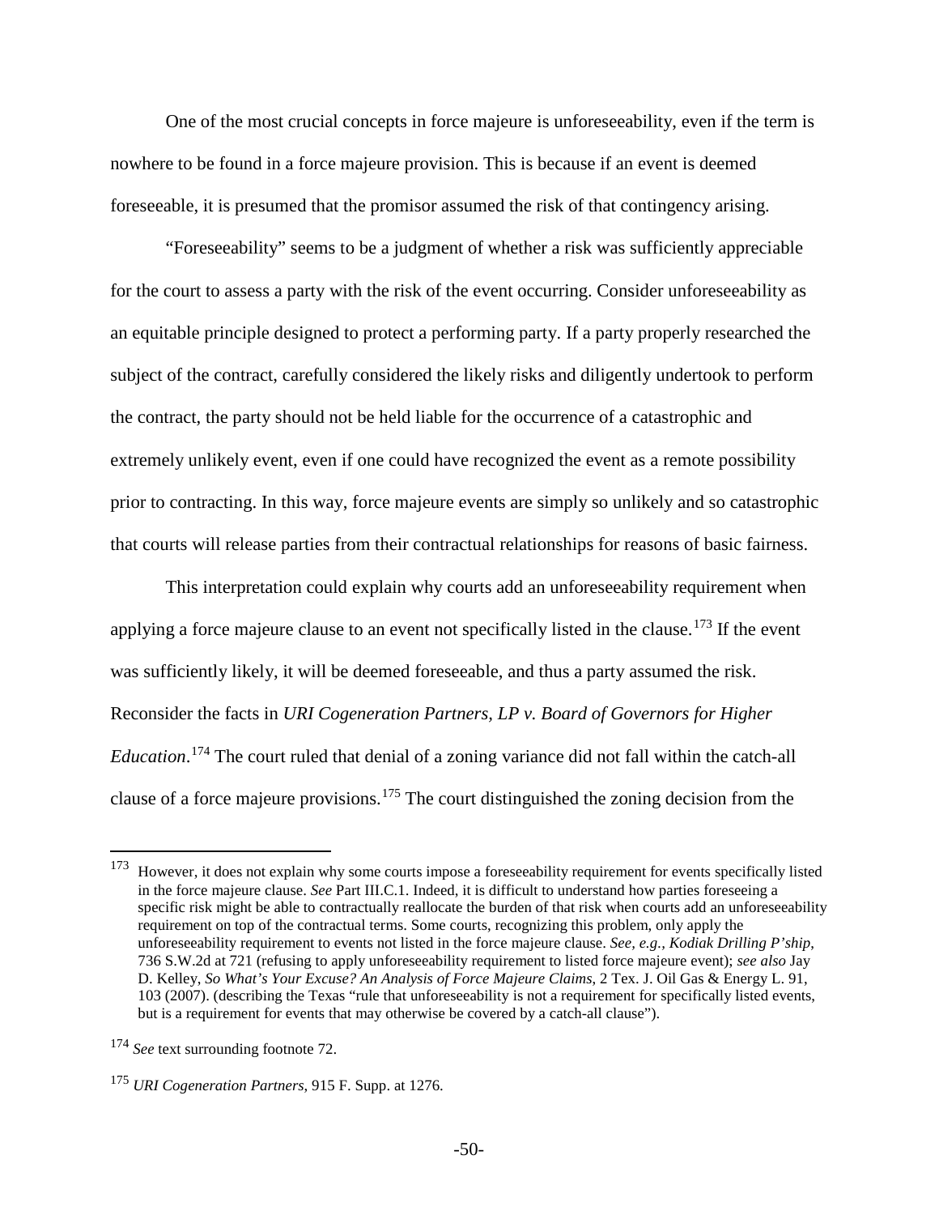One of the most crucial concepts in force majeure is unforeseeability, even if the term is nowhere to be found in a force majeure provision. This is because if an event is deemed foreseeable, it is presumed that the promisor assumed the risk of that contingency arising.

"Foreseeability" seems to be a judgment of whether a risk was sufficiently appreciable for the court to assess a party with the risk of the event occurring. Consider unforeseeability as an equitable principle designed to protect a performing party. If a party properly researched the subject of the contract, carefully considered the likely risks and diligently undertook to perform the contract, the party should not be held liable for the occurrence of a catastrophic and extremely unlikely event, even if one could have recognized the event as a remote possibility prior to contracting. In this way, force majeure events are simply so unlikely and so catastrophic that courts will release parties from their contractual relationships for reasons of basic fairness.

This interpretation could explain why courts add an unforeseeability requirement when applying a force majeure clause to an event not specifically listed in the clause.[173] If the event was sufficiently likely, it will be deemed foreseeable, and thus a party assumed the risk. Reconsider the facts in *URI Cogeneration Partners, LP v. Board of Governors for Higher Education*.[174] The court ruled that denial of a zoning variance did not fall within the catch-all clause of a force majeure provisions.[175] The court distinguished the zoning decision from the

---

[173] However, it does not explain why some courts impose a foreseeability requirement for events specifically listed in the force majeure clause. *See* Part III.C.1. Indeed, it is difficult to understand how parties foreseeing a specific risk might be able to contractually reallocate the burden of that risk when courts add an unforeseeability requirement on top of the contractual terms. Some courts, recognizing this problem, only apply the unforeseeability requirement to events not listed in the force majeure clause. *See, e.g., Kodiak Drilling P'ship*, 736 S.W.2d at 721 (refusing to apply unforeseeability requirement to listed force majeure event); *see also* Jay D. Kelley, *So What's Your Excuse? An Analysis of Force Majeure Claims*, 2 Tex. J. Oil Gas & Energy L. 91, 103 (2007). (describing the Texas "rule that unforeseeability is not a requirement for specifically listed events, but is a requirement for events that may otherwise be covered by a catch-all clause").

[174] *See* text surrounding footnote 72.

[175] *URI Cogeneration Partners*, 915 F. Supp. at 1276.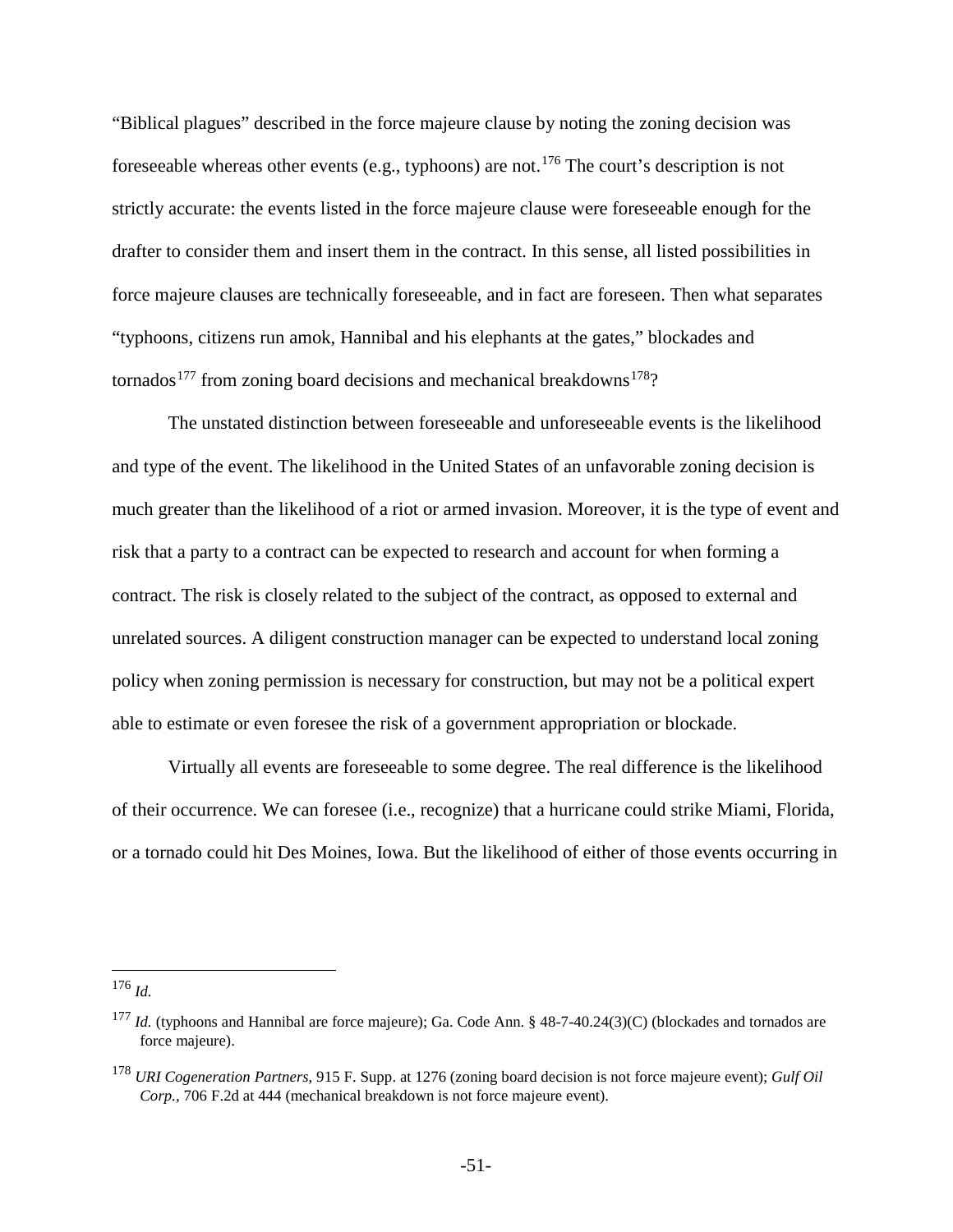"Biblical plagues" described in the force majeure clause by noting the zoning decision was foreseeable whereas other events (e.g., typhoons) are not.[176] The court's description is not strictly accurate: the events listed in the force majeure clause were foreseeable enough for the drafter to consider them and insert them in the contract. In this sense, all listed possibilities in force majeure clauses are technically foreseeable, and in fact are foreseen. Then what separates "typhoons, citizens run amok, Hannibal and his elephants at the gates," blockades and tornados[177] from zoning board decisions and mechanical breakdowns[178]?

The unstated distinction between foreseeable and unforeseeable events is the likelihood and type of the event. The likelihood in the United States of an unfavorable zoning decision is much greater than the likelihood of a riot or armed invasion. Moreover, it is the type of event and risk that a party to a contract can be expected to research and account for when forming a contract. The risk is closely related to the subject of the contract, as opposed to external and unrelated sources. A diligent construction manager can be expected to understand local zoning policy when zoning permission is necessary for construction, but may not be a political expert able to estimate or even foresee the risk of a government appropriation or blockade.

Virtually all events are foreseeable to some degree. The real difference is the likelihood of their occurrence. We can foresee (i.e., recognize) that a hurricane could strike Miami, Florida, or a tornado could hit Des Moines, Iowa. But the likelihood of either of those events occurring in

---

[176] *Id.*

[177] *Id.* (typhoons and Hannibal are force majeure); Ga. Code Ann. § 48-7-40.24(3)(C) (blockades and tornados are force majeure).

[178] *URI Cogeneration Partners*, 915 F. Supp. at 1276 (zoning board decision is not force majeure event); *Gulf Oil Corp.*, 706 F.2d at 444 (mechanical breakdown is not force majeure event).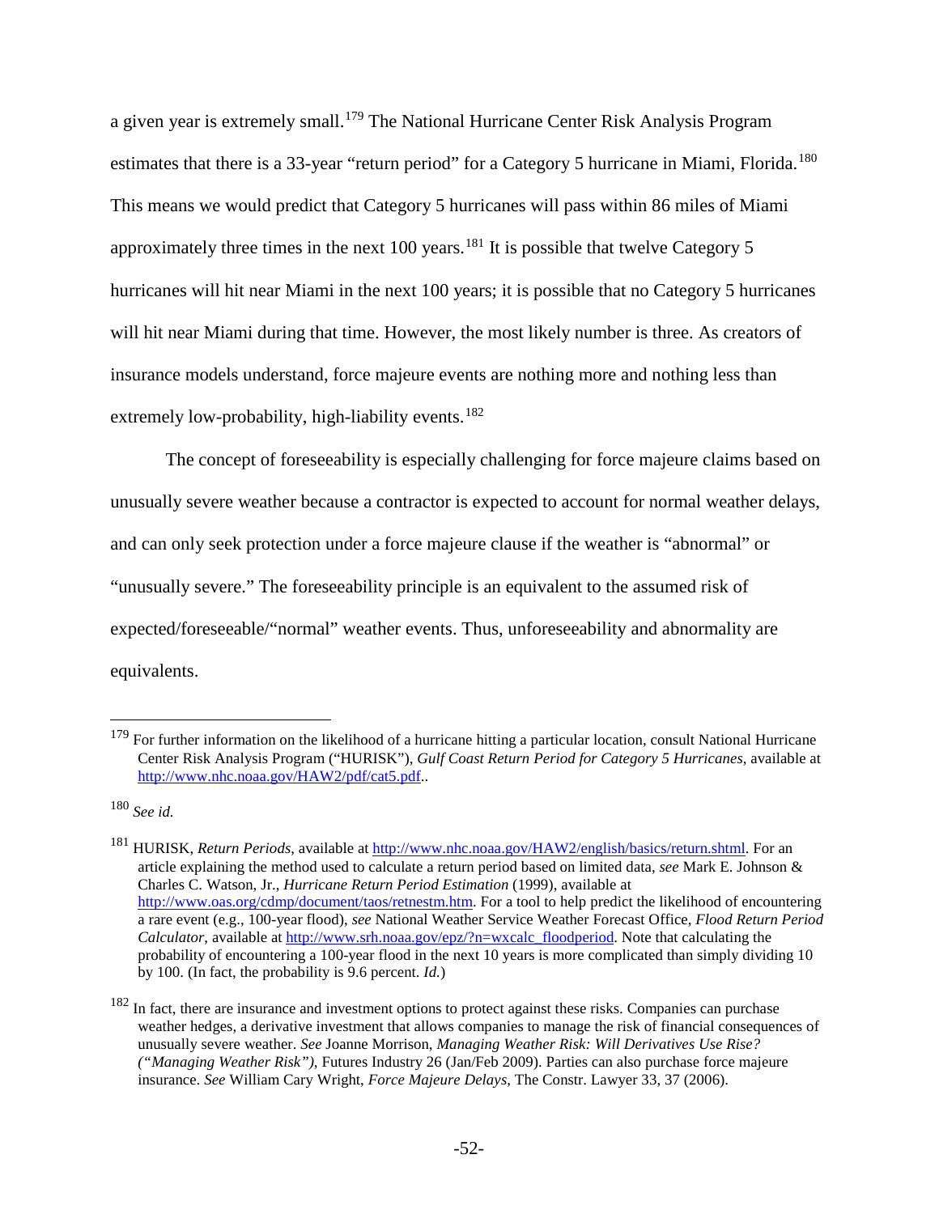a given year is extremely small.[179] The National Hurricane Center Risk Analysis Program estimates that there is a 33-year "return period" for a Category 5 hurricane in Miami, Florida.[180] This means we would predict that Category 5 hurricanes will pass within 86 miles of Miami approximately three times in the next 100 years.[181] It is possible that twelve Category 5 hurricanes will hit near Miami in the next 100 years; it is possible that no Category 5 hurricanes will hit near Miami during that time. However, the most likely number is three. As creators of insurance models understand, force majeure events are nothing more and nothing less than extremely low-probability, high-liability events.[182]

The concept of foreseeability is especially challenging for force majeure claims based on unusually severe weather because a contractor is expected to account for normal weather delays, and can only seek protection under a force majeure clause if the weather is "abnormal" or "unusually severe." The foreseeability principle is an equivalent to the assumed risk of expected/foreseeable/"normal" weather events. Thus, unforeseeability and abnormality are equivalents.

---

[179] For further information on the likelihood of a hurricane hitting a particular location, consult National Hurricane Center Risk Analysis Program ("HURISK"), *Gulf Coast Return Period for Category 5 Hurricanes*, available at http://www.nhc.noaa.gov/HAW2/pdf/cat5.pdf..

[180] *See id.*

[181] HURISK, *Return Periods*, available at http://www.nhc.noaa.gov/HAW2/english/basics/return.shtml. For an article explaining the method used to calculate a return period based on limited data, *see* Mark E. Johnson & Charles C. Watson, Jr., *Hurricane Return Period Estimation* (1999), available at http://www.oas.org/cdmp/document/taos/retnestm.htm. For a tool to help predict the likelihood of encountering a rare event (e.g., 100-year flood), *see* National Weather Service Weather Forecast Office, *Flood Return Period Calculator*, available at http://www.srh.noaa.gov/epz/?n=wxcalc_floodperiod. Note that calculating the probability of encountering a 100-year flood in the next 10 years is more complicated than simply dividing 10 by 100. (In fact, the probability is 9.6 percent. *Id.*)

[182] In fact, there are insurance and investment options to protect against these risks. Companies can purchase weather hedges, a derivative investment that allows companies to manage the risk of financial consequences of unusually severe weather. *See* Joanne Morrison, *Managing Weather Risk: Will Derivatives Use Rise? ("Managing Weather Risk")*, Futures Industry 26 (Jan/Feb 2009). Parties can also purchase force majeure insurance. *See* William Cary Wright, *Force Majeure Delays*, The Constr. Lawyer 33, 37 (2006).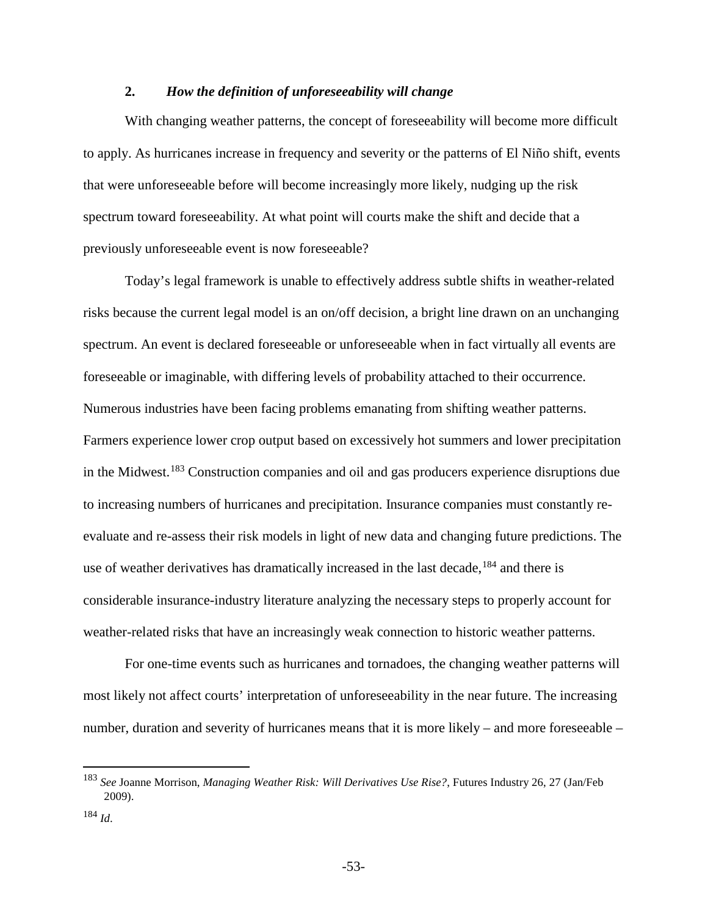### 2. *How the definition of unforeseeability will change*

With changing weather patterns, the concept of foreseeability will become more difficult to apply. As hurricanes increase in frequency and severity or the patterns of El Niño shift, events that were unforeseeable before will become increasingly more likely, nudging up the risk spectrum toward foreseeability. At what point will courts make the shift and decide that a previously unforeseeable event is now foreseeable?

Today's legal framework is unable to effectively address subtle shifts in weather-related risks because the current legal model is an on/off decision, a bright line drawn on an unchanging spectrum. An event is declared foreseeable or unforeseeable when in fact virtually all events are foreseeable or imaginable, with differing levels of probability attached to their occurrence. Numerous industries have been facing problems emanating from shifting weather patterns. Farmers experience lower crop output based on excessively hot summers and lower precipitation in the Midwest.[183] Construction companies and oil and gas producers experience disruptions due to increasing numbers of hurricanes and precipitation. Insurance companies must constantly re-evaluate and re-assess their risk models in light of new data and changing future predictions. The use of weather derivatives has dramatically increased in the last decade,[184] and there is considerable insurance-industry literature analyzing the necessary steps to properly account for weather-related risks that have an increasingly weak connection to historic weather patterns.

For one-time events such as hurricanes and tornadoes, the changing weather patterns will most likely not affect courts' interpretation of unforeseeability in the near future. The increasing number, duration and severity of hurricanes means that it is more likely – and more foreseeable –

---

[183] *See* Joanne Morrison, *Managing Weather Risk: Will Derivatives Use Rise?*, Futures Industry 26, 27 (Jan/Feb 2009).

[184] *Id*.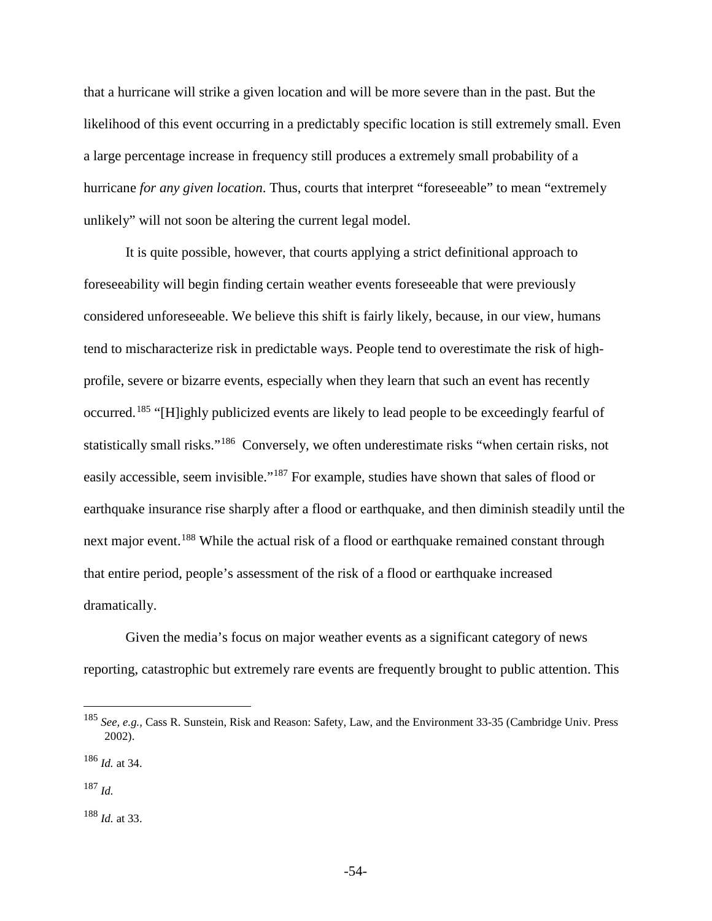that a hurricane will strike a given location and will be more severe than in the past. But the likelihood of this event occurring in a predictably specific location is still extremely small. Even a large percentage increase in frequency still produces a extremely small probability of a hurricane *for any given location*. Thus, courts that interpret "foreseeable" to mean "extremely unlikely" will not soon be altering the current legal model.

It is quite possible, however, that courts applying a strict definitional approach to foreseeability will begin finding certain weather events foreseeable that were previously considered unforeseeable. We believe this shift is fairly likely, because, in our view, humans tend to mischaracterize risk in predictable ways. People tend to overestimate the risk of high-profile, severe or bizarre events, especially when they learn that such an event has recently occurred.[185] "[H]ighly publicized events are likely to lead people to be exceedingly fearful of statistically small risks."[186] Conversely, we often underestimate risks "when certain risks, not easily accessible, seem invisible."[187] For example, studies have shown that sales of flood or earthquake insurance rise sharply after a flood or earthquake, and then diminish steadily until the next major event.[188] While the actual risk of a flood or earthquake remained constant through that entire period, people's assessment of the risk of a flood or earthquake increased dramatically.

Given the media's focus on major weather events as a significant category of news reporting, catastrophic but extremely rare events are frequently brought to public attention. This

---

[185] *See, e.g.*, Cass R. Sunstein, Risk and Reason: Safety, Law, and the Environment 33-35 (Cambridge Univ. Press 2002).

[186] *Id.* at 34.

[187] *Id.*

[188] *Id.* at 33.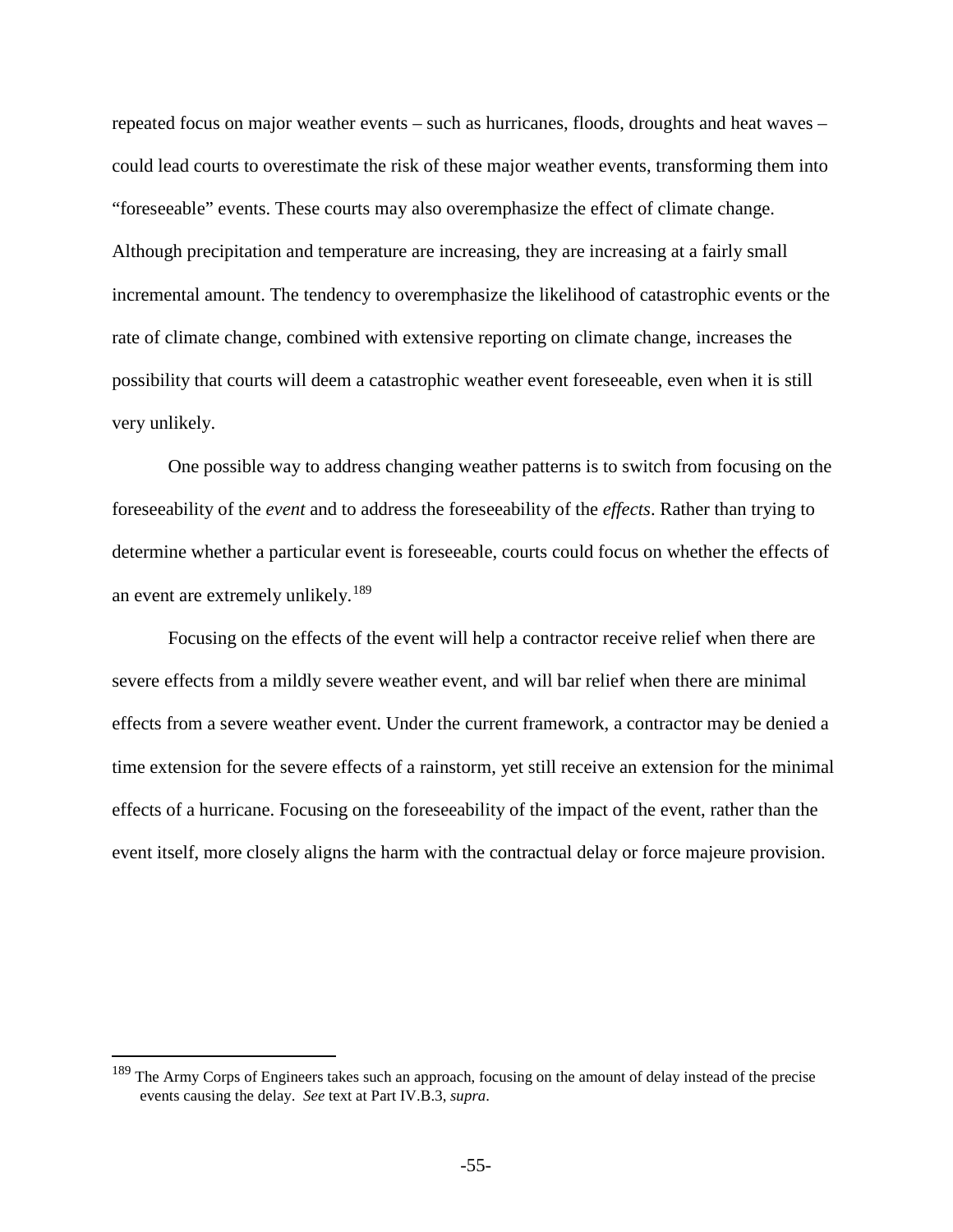repeated focus on major weather events – such as hurricanes, floods, droughts and heat waves – could lead courts to overestimate the risk of these major weather events, transforming them into "foreseeable" events. These courts may also overemphasize the effect of climate change. Although precipitation and temperature are increasing, they are increasing at a fairly small incremental amount. The tendency to overemphasize the likelihood of catastrophic events or the rate of climate change, combined with extensive reporting on climate change, increases the possibility that courts will deem a catastrophic weather event foreseeable, even when it is still very unlikely.

One possible way to address changing weather patterns is to switch from focusing on the foreseeability of the *event* and to address the foreseeability of the *effects*. Rather than trying to determine whether a particular event is foreseeable, courts could focus on whether the effects of an event are extremely unlikely.[189]

Focusing on the effects of the event will help a contractor receive relief when there are severe effects from a mildly severe weather event, and will bar relief when there are minimal effects from a severe weather event. Under the current framework, a contractor may be denied a time extension for the severe effects of a rainstorm, yet still receive an extension for the minimal effects of a hurricane. Focusing on the foreseeability of the impact of the event, rather than the event itself, more closely aligns the harm with the contractual delay or force majeure provision.

---

[189] The Army Corps of Engineers takes such an approach, focusing on the amount of delay instead of the precise events causing the delay. *See* text at Part IV.B.3, *supra*.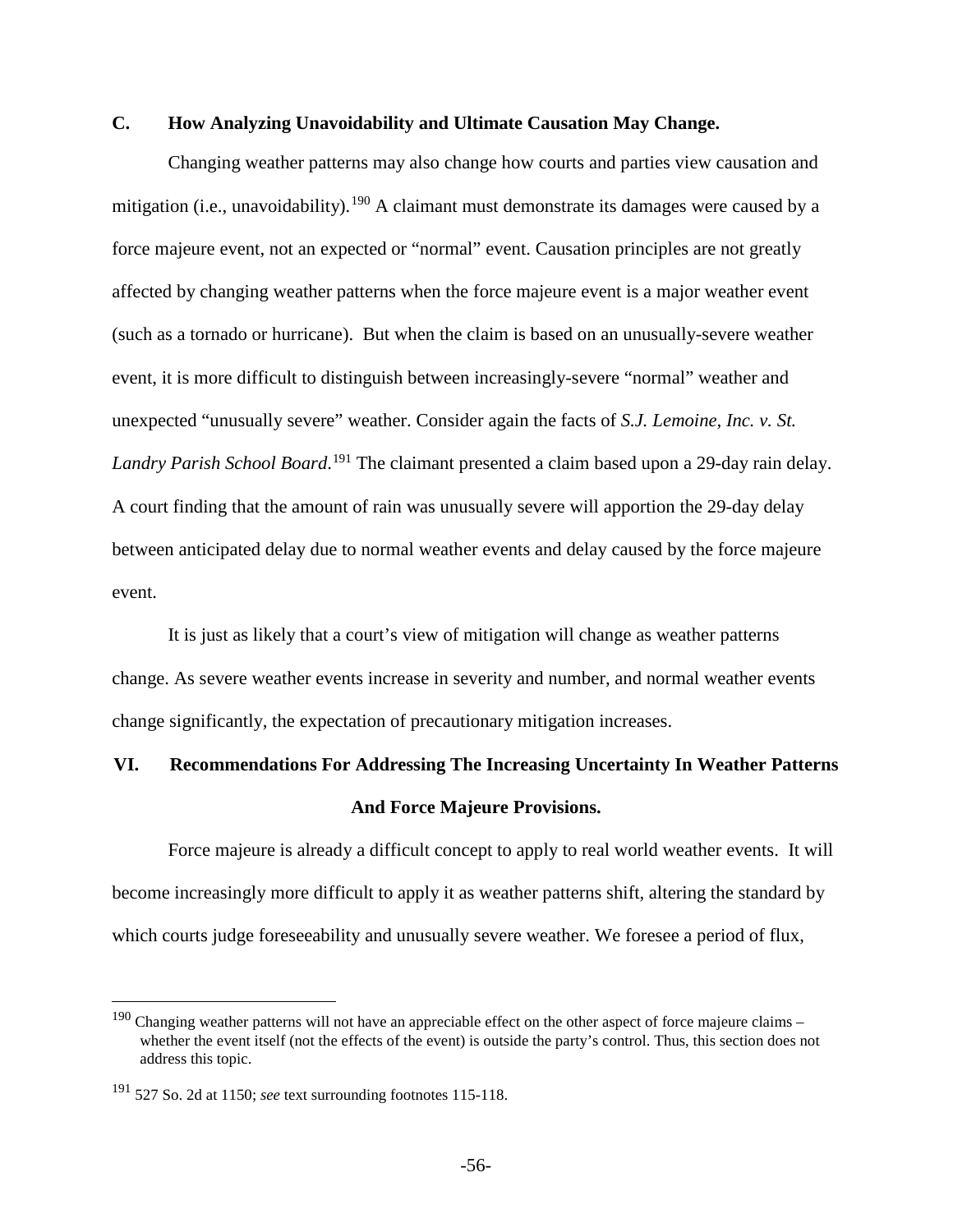### C. How Analyzing Unavoidability and Ultimate Causation May Change.

Changing weather patterns may also change how courts and parties view causation and mitigation (i.e., unavoidability).[190] A claimant must demonstrate its damages were caused by a force majeure event, not an expected or "normal" event. Causation principles are not greatly affected by changing weather patterns when the force majeure event is a major weather event (such as a tornado or hurricane). But when the claim is based on an unusually-severe weather event, it is more difficult to distinguish between increasingly-severe "normal" weather and unexpected "unusually severe" weather. Consider again the facts of *S.J. Lemoine, Inc. v. St. Landry Parish School Board*.[191] The claimant presented a claim based upon a 29-day rain delay. A court finding that the amount of rain was unusually severe will apportion the 29-day delay between anticipated delay due to normal weather events and delay caused by the force majeure event.

It is just as likely that a court's view of mitigation will change as weather patterns change. As severe weather events increase in severity and number, and normal weather events change significantly, the expectation of precautionary mitigation increases.

## VI. Recommendations For Addressing The Increasing Uncertainty In Weather Patterns And Force Majeure Provisions.

Force majeure is already a difficult concept to apply to real world weather events. It will become increasingly more difficult to apply it as weather patterns shift, altering the standard by which courts judge foreseeability and unusually severe weather. We foresee a period of flux,

---

[190] Changing weather patterns will not have an appreciable effect on the other aspect of force majeure claims – whether the event itself (not the effects of the event) is outside the party's control. Thus, this section does not address this topic.

[191] 527 So. 2d at 1150; *see* text surrounding footnotes 115-118.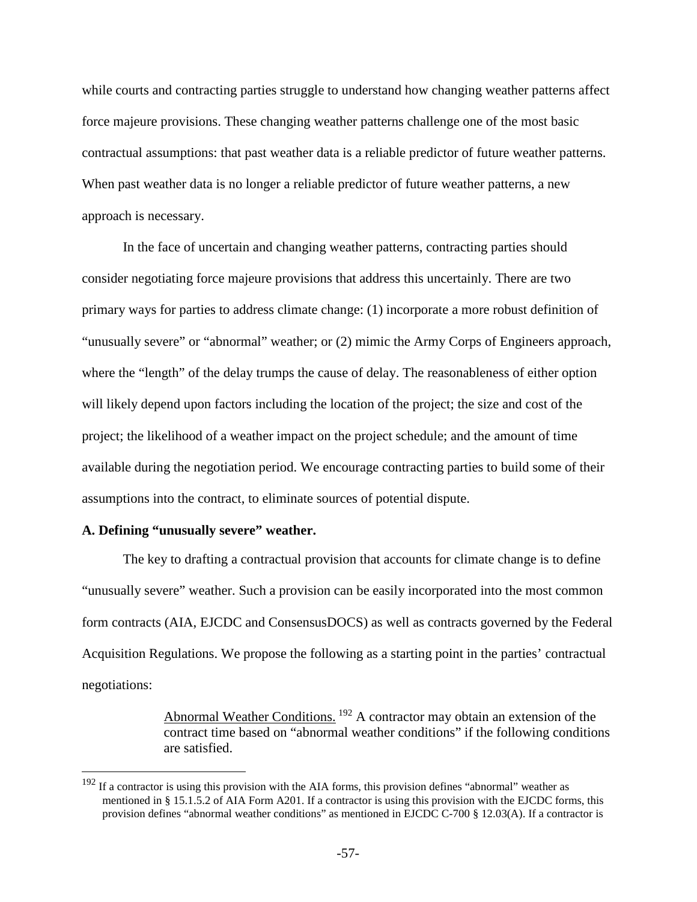while courts and contracting parties struggle to understand how changing weather patterns affect force majeure provisions. These changing weather patterns challenge one of the most basic contractual assumptions: that past weather data is a reliable predictor of future weather patterns. When past weather data is no longer a reliable predictor of future weather patterns, a new approach is necessary.

In the face of uncertain and changing weather patterns, contracting parties should consider negotiating force majeure provisions that address this uncertainly. There are two primary ways for parties to address climate change: (1) incorporate a more robust definition of "unusually severe" or "abnormal" weather; or (2) mimic the Army Corps of Engineers approach, where the "length" of the delay trumps the cause of delay. The reasonableness of either option will likely depend upon factors including the location of the project; the size and cost of the project; the likelihood of a weather impact on the project schedule; and the amount of time available during the negotiation period. We encourage contracting parties to build some of their assumptions into the contract, to eliminate sources of potential dispute.

**A. Defining "unusually severe" weather.**

The key to drafting a contractual provision that accounts for climate change is to define "unusually severe" weather. Such a provision can be easily incorporated into the most common form contracts (AIA, EJCDC and ConsensusDOCS) as well as contracts governed by the Federal Acquisition Regulations. We propose the following as a starting point in the parties' contractual negotiations:

> Abnormal Weather Conditions. [192] A contractor may obtain an extension of the contract time based on "abnormal weather conditions" if the following conditions are satisfied.

[192] If a contractor is using this provision with the AIA forms, this provision defines "abnormal" weather as mentioned in § 15.1.5.2 of AIA Form A201. If a contractor is using this provision with the EJCDC forms, this provision defines "abnormal weather conditions" as mentioned in EJCDC C-700 § 12.03(A). If a contractor is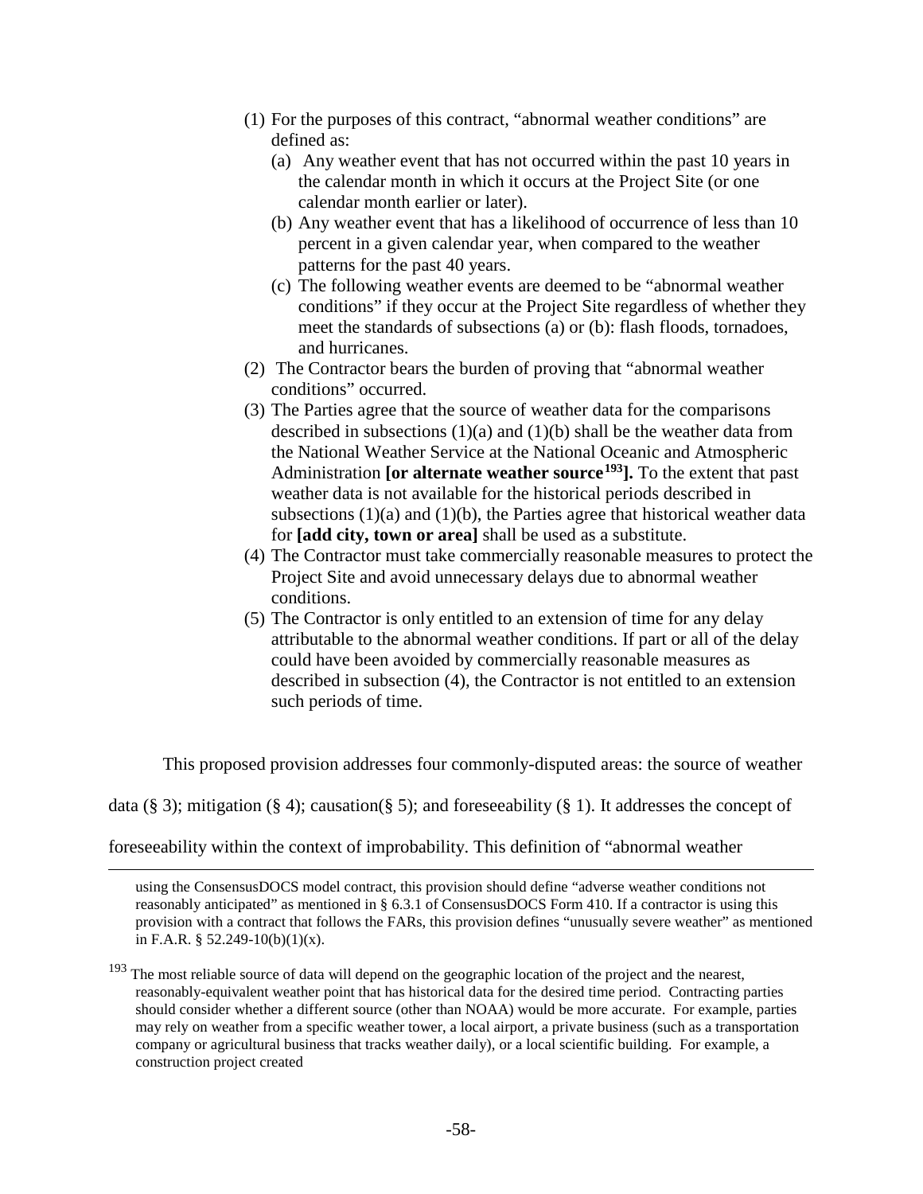(1) For the purposes of this contract, "abnormal weather conditions" are defined as:
   (a) Any weather event that has not occurred within the past 10 years in the calendar month in which it occurs at the Project Site (or one calendar month earlier or later).
   (b) Any weather event that has a likelihood of occurrence of less than 10 percent in a given calendar year, when compared to the weather patterns for the past 40 years.
   (c) The following weather events are deemed to be "abnormal weather conditions" if they occur at the Project Site regardless of whether they meet the standards of subsections (a) or (b): flash floods, tornadoes, and hurricanes.

(2) The Contractor bears the burden of proving that "abnormal weather conditions" occurred.

(3) The Parties agree that the source of weather data for the comparisons described in subsections (1)(a) and (1)(b) shall be the weather data from the National Weather Service at the National Oceanic and Atmospheric Administration **[or alternate weather source[193]].** To the extent that past weather data is not available for the historical periods described in subsections (1)(a) and (1)(b), the Parties agree that historical weather data for **[add city, town or area]** shall be used as a substitute.

(4) The Contractor must take commercially reasonable measures to protect the Project Site and avoid unnecessary delays due to abnormal weather conditions.

(5) The Contractor is only entitled to an extension of time for any delay attributable to the abnormal weather conditions. If part or all of the delay could have been avoided by commercially reasonable measures as described in subsection (4), the Contractor is not entitled to an extension such periods of time.

This proposed provision addresses four commonly-disputed areas: the source of weather data (§ 3); mitigation (§ 4); causation(§ 5); and foreseeability (§ 1). It addresses the concept of foreseeability within the context of improbability. This definition of "abnormal weather

---

using the ConsensusDOCS model contract, this provision should define "adverse weather conditions not reasonably anticipated" as mentioned in § 6.3.1 of ConsensusDOCS Form 410. If a contractor is using this provision with a contract that follows the FARs, this provision defines "unusually severe weather" as mentioned in F.A.R. § 52.249-10(b)(1)(x).

[193] The most reliable source of data will depend on the geographic location of the project and the nearest, reasonably-equivalent weather point that has historical data for the desired time period. Contracting parties should consider whether a different source (other than NOAA) would be more accurate. For example, parties may rely on weather from a specific weather tower, a local airport, a private business (such as a transportation company or agricultural business that tracks weather daily), or a local scientific building. For example, a construction project created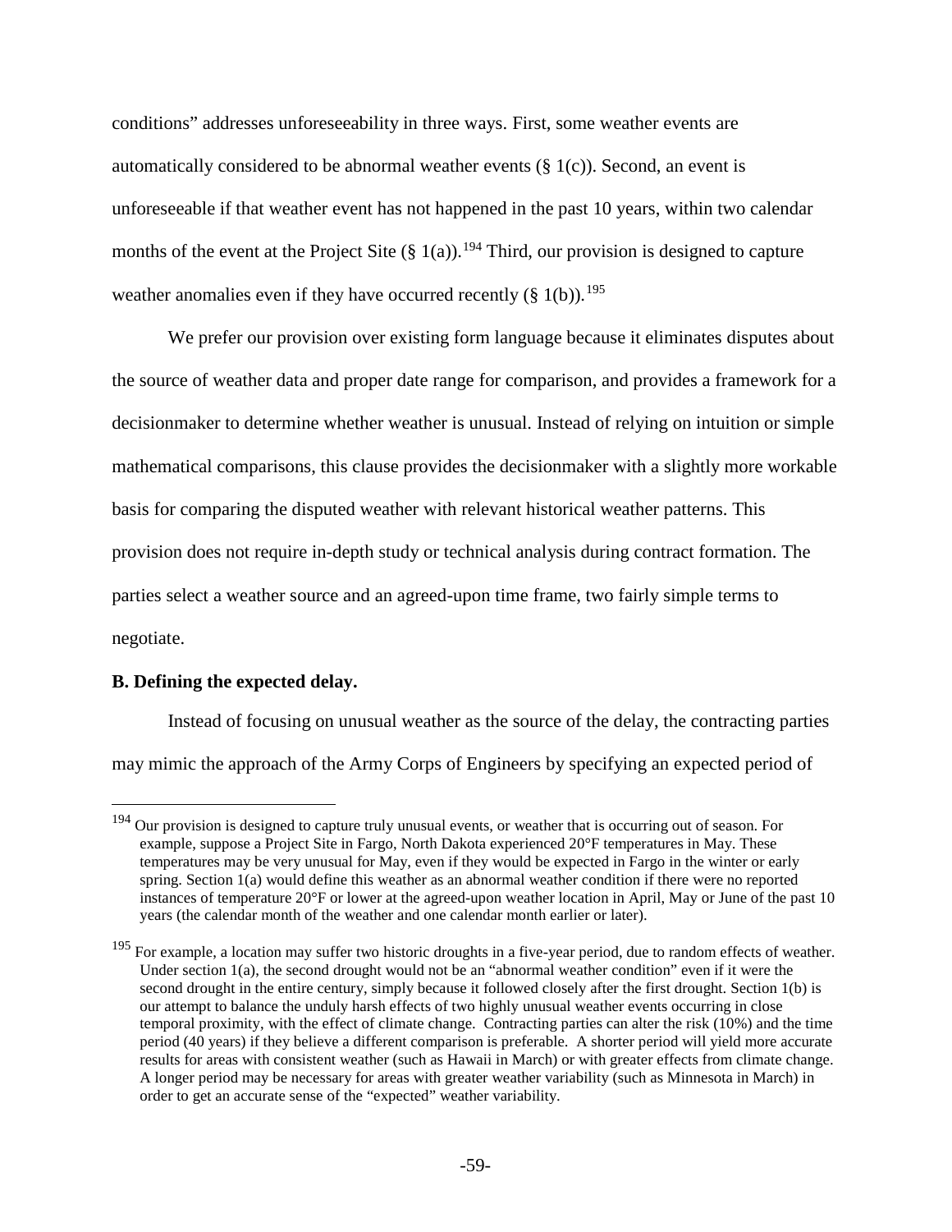conditions" addresses unforeseeability in three ways. First, some weather events are automatically considered to be abnormal weather events (§ 1(c)). Second, an event is unforeseeable if that weather event has not happened in the past 10 years, within two calendar months of the event at the Project Site (§ 1(a)).[194] Third, our provision is designed to capture weather anomalies even if they have occurred recently (§ 1(b)).[195]

We prefer our provision over existing form language because it eliminates disputes about the source of weather data and proper date range for comparison, and provides a framework for a decisionmaker to determine whether weather is unusual. Instead of relying on intuition or simple mathematical comparisons, this clause provides the decisionmaker with a slightly more workable basis for comparing the disputed weather with relevant historical weather patterns. This provision does not require in-depth study or technical analysis during contract formation. The parties select a weather source and an agreed-upon time frame, two fairly simple terms to negotiate.

**B. Defining the expected delay.**

Instead of focusing on unusual weather as the source of the delay, the contracting parties may mimic the approach of the Army Corps of Engineers by specifying an expected period of

---

[194] Our provision is designed to capture truly unusual events, or weather that is occurring out of season. For example, suppose a Project Site in Fargo, North Dakota experienced 20°F temperatures in May. These temperatures may be very unusual for May, even if they would be expected in Fargo in the winter or early spring. Section 1(a) would define this weather as an abnormal weather condition if there were no reported instances of temperature 20°F or lower at the agreed-upon weather location in April, May or June of the past 10 years (the calendar month of the weather and one calendar month earlier or later).

[195] For example, a location may suffer two historic droughts in a five-year period, due to random effects of weather. Under section 1(a), the second drought would not be an "abnormal weather condition" even if it were the second drought in the entire century, simply because it followed closely after the first drought. Section 1(b) is our attempt to balance the unduly harsh effects of two highly unusual weather events occurring in close temporal proximity, with the effect of climate change. Contracting parties can alter the risk (10%) and the time period (40 years) if they believe a different comparison is preferable. A shorter period will yield more accurate results for areas with consistent weather (such as Hawaii in March) or with greater effects from climate change. A longer period may be necessary for areas with greater weather variability (such as Minnesota in March) in order to get an accurate sense of the "expected" weather variability.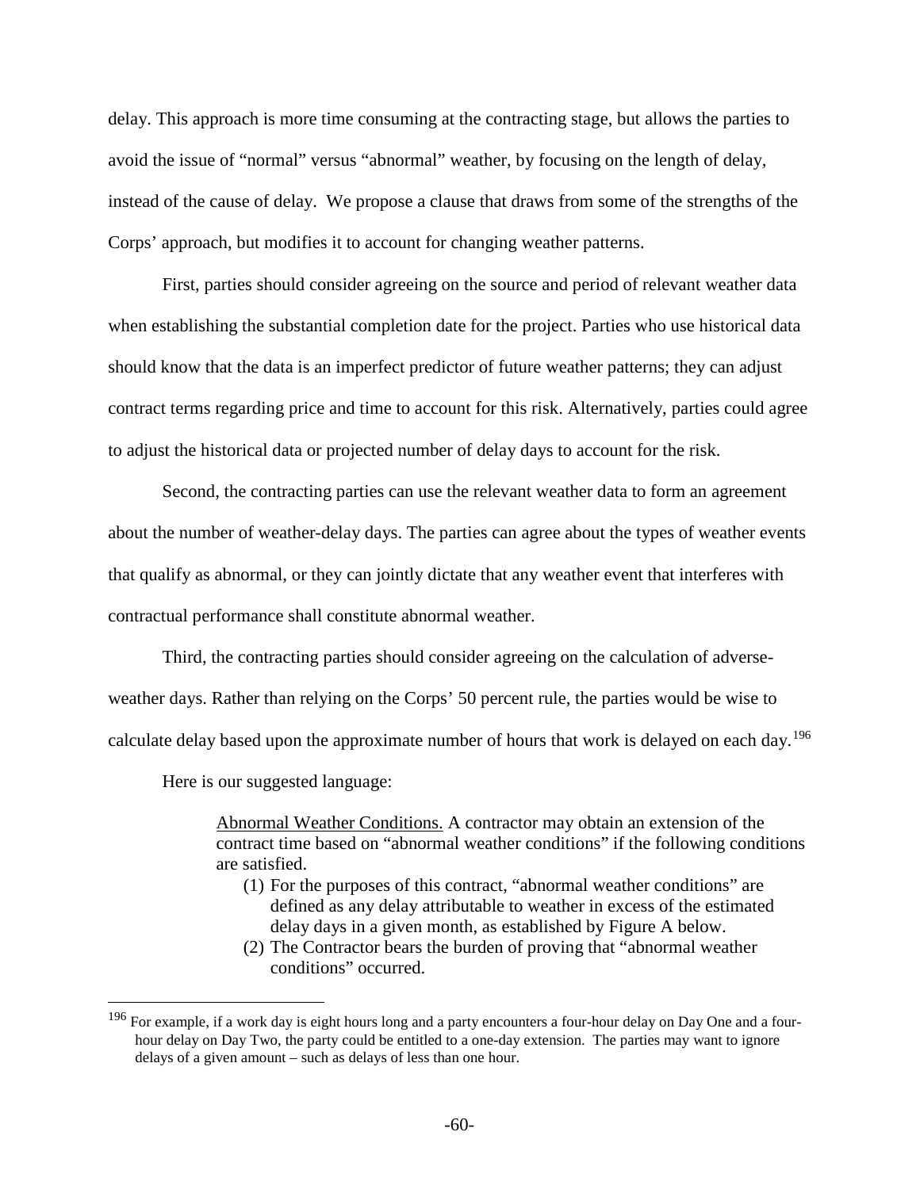delay. This approach is more time consuming at the contracting stage, but allows the parties to avoid the issue of "normal" versus "abnormal" weather, by focusing on the length of delay, instead of the cause of delay. We propose a clause that draws from some of the strengths of the Corps' approach, but modifies it to account for changing weather patterns.

First, parties should consider agreeing on the source and period of relevant weather data when establishing the substantial completion date for the project. Parties who use historical data should know that the data is an imperfect predictor of future weather patterns; they can adjust contract terms regarding price and time to account for this risk. Alternatively, parties could agree to adjust the historical data or projected number of delay days to account for the risk.

Second, the contracting parties can use the relevant weather data to form an agreement about the number of weather-delay days. The parties can agree about the types of weather events that qualify as abnormal, or they can jointly dictate that any weather event that interferes with contractual performance shall constitute abnormal weather.

Third, the contracting parties should consider agreeing on the calculation of adverse-weather days. Rather than relying on the Corps' 50 percent rule, the parties would be wise to calculate delay based upon the approximate number of hours that work is delayed on each day.[196]

Here is our suggested language:

> Abnormal Weather Conditions. A contractor may obtain an extension of the contract time based on "abnormal weather conditions" if the following conditions are satisfied.
>
> (1) For the purposes of this contract, "abnormal weather conditions" are defined as any delay attributable to weather in excess of the estimated delay days in a given month, as established by Figure A below.
>
> (2) The Contractor bears the burden of proving that "abnormal weather conditions" occurred.

[196] For example, if a work day is eight hours long and a party encounters a four-hour delay on Day One and a four-hour delay on Day Two, the party could be entitled to a one-day extension. The parties may want to ignore delays of a given amount – such as delays of less than one hour.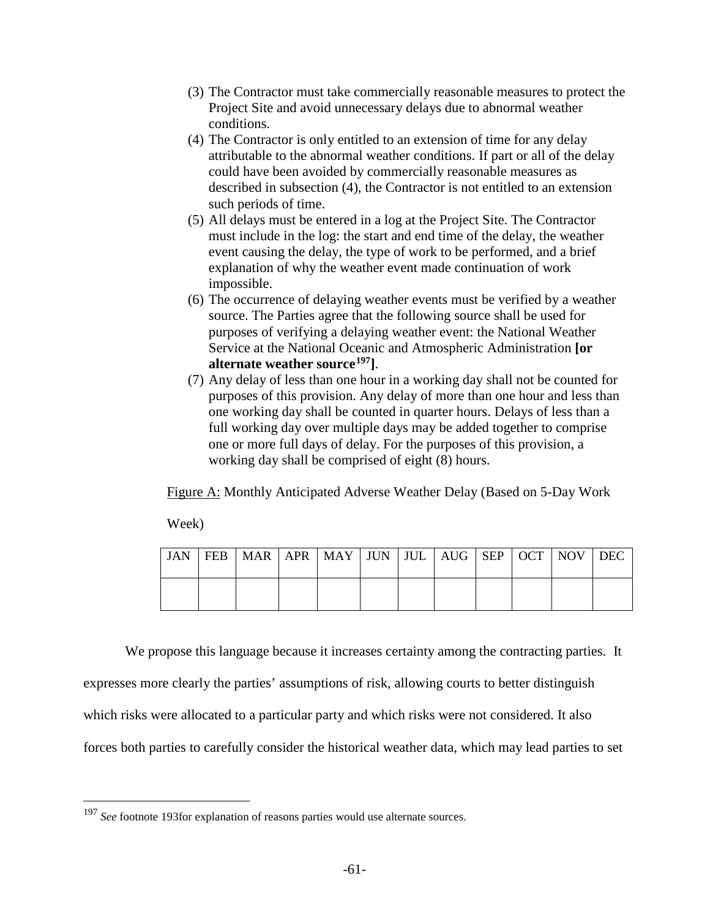(3) The Contractor must take commercially reasonable measures to protect the Project Site and avoid unnecessary delays due to abnormal weather conditions.

(4) The Contractor is only entitled to an extension of time for any delay attributable to the abnormal weather conditions. If part or all of the delay could have been avoided by commercially reasonable measures as described in subsection (4), the Contractor is not entitled to an extension such periods of time.

(5) All delays must be entered in a log at the Project Site. The Contractor must include in the log: the start and end time of the delay, the weather event causing the delay, the type of work to be performed, and a brief explanation of why the weather event made continuation of work impossible.

(6) The occurrence of delaying weather events must be verified by a weather source. The Parties agree that the following source shall be used for purposes of verifying a delaying weather event: the National Weather Service at the National Oceanic and Atmospheric Administration **[or alternate weather source[197]]**.

(7) Any delay of less than one hour in a working day shall not be counted for purposes of this provision. Any delay of more than one hour and less than one working day shall be counted in quarter hours. Delays of less than a full working day over multiple days may be added together to comprise one or more full days of delay. For the purposes of this provision, a working day shall be comprised of eight (8) hours.

Figure A: Monthly Anticipated Adverse Weather Delay (Based on 5-Day Work Week)

| JAN | FEB | MAR | APR | MAY | JUN | JUL | AUG | SEP | OCT | NOV | DEC |
|---|---|---|---|---|---|---|---|---|---|---|---|
| | | | | | | | | | | | |

We propose this language because it increases certainty among the contracting parties. It expresses more clearly the parties' assumptions of risk, allowing courts to better distinguish which risks were allocated to a particular party and which risks were not considered. It also forces both parties to carefully consider the historical weather data, which may lead parties to set

---

[197] *See* footnote 193for explanation of reasons parties would use alternate sources.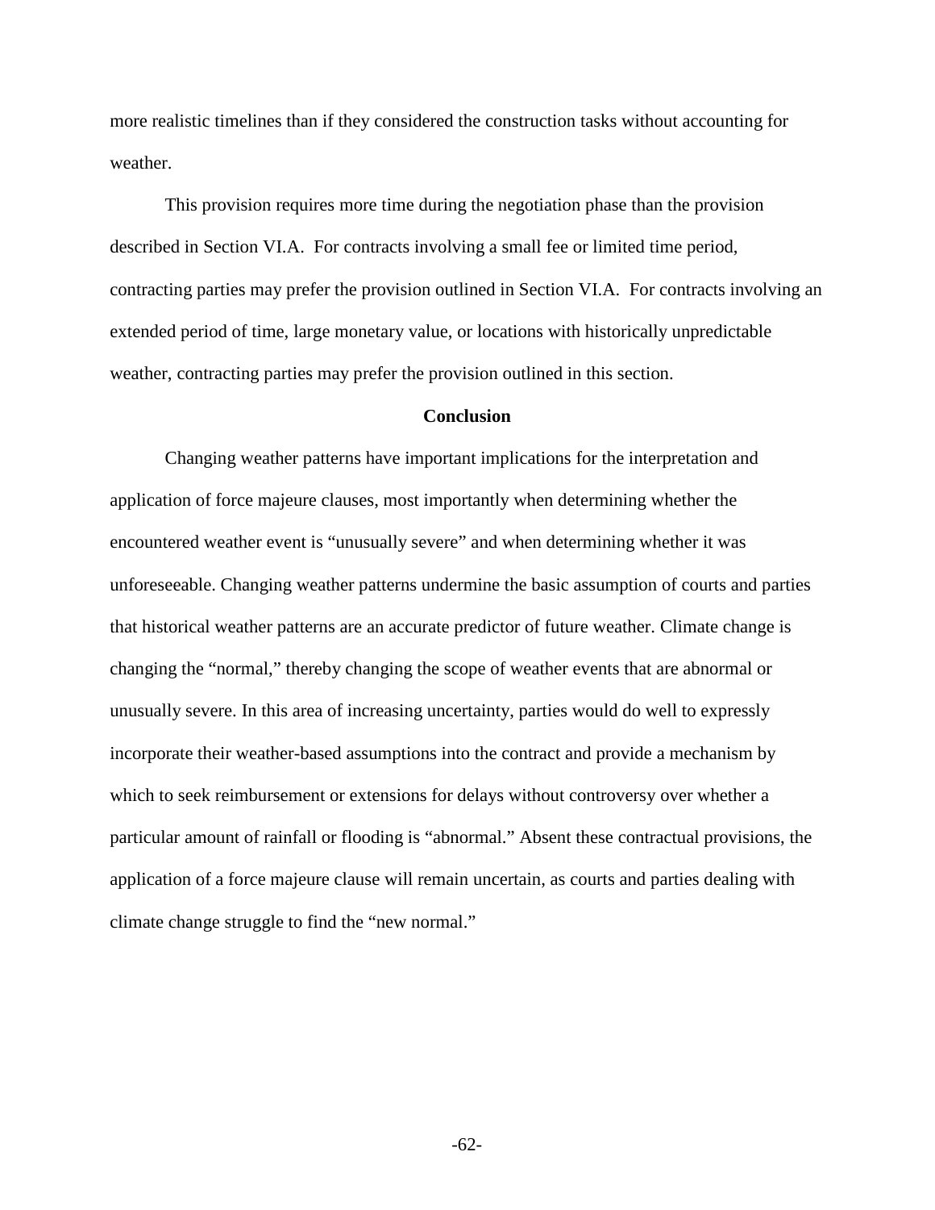more realistic timelines than if they considered the construction tasks without accounting for weather.

This provision requires more time during the negotiation phase than the provision described in Section VI.A. For contracts involving a small fee or limited time period, contracting parties may prefer the provision outlined in Section VI.A. For contracts involving an extended period of time, large monetary value, or locations with historically unpredictable weather, contracting parties may prefer the provision outlined in this section.

## Conclusion

Changing weather patterns have important implications for the interpretation and application of force majeure clauses, most importantly when determining whether the encountered weather event is "unusually severe" and when determining whether it was unforeseeable. Changing weather patterns undermine the basic assumption of courts and parties that historical weather patterns are an accurate predictor of future weather. Climate change is changing the "normal," thereby changing the scope of weather events that are abnormal or unusually severe. In this area of increasing uncertainty, parties would do well to expressly incorporate their weather-based assumptions into the contract and provide a mechanism by which to seek reimbursement or extensions for delays without controversy over whether a particular amount of rainfall or flooding is "abnormal." Absent these contractual provisions, the application of a force majeure clause will remain uncertain, as courts and parties dealing with climate change struggle to find the "new normal."